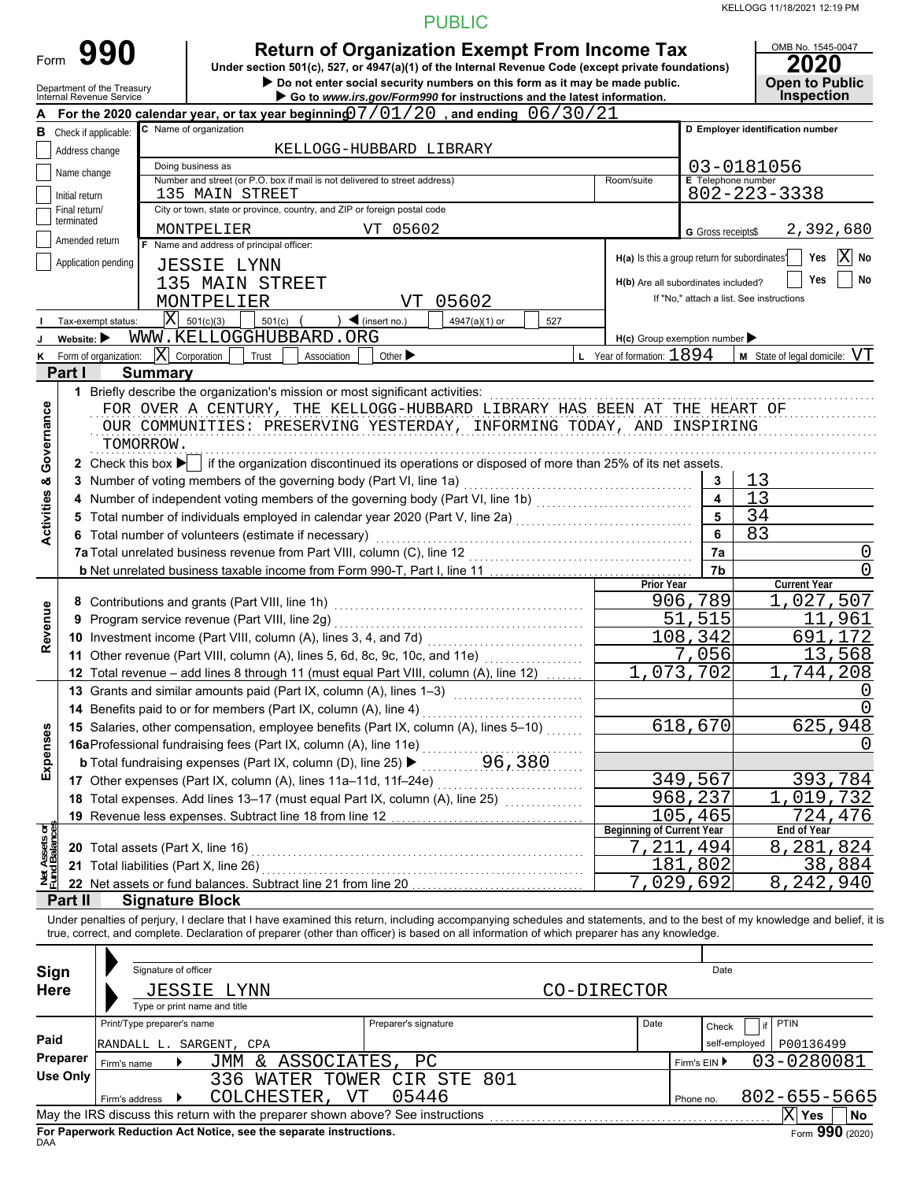KELLOGG 11/18/2021 12:19 PM

PUBLIC

# Form 990

**Return of Organization Exempt From Income Tax**

Under section 501(c), 527, or 4947(a)(1) of the Internal Revenue Code (except private foundations)

▶ Do not enter social security numbers on this form as it may be made public.

▶ Go to *www.irs.gov/Form990* for instructions and the latest information.

Department of the Treasury
Internal Revenue Service

OMB No. 1545-0047

**2020**

**Open to Public Inspection**

**A** For the 2020 calendar year, or tax year beginning 07/01/20 , and ending 06/30/21

**B** Check if applicable:
- [ ] Address change
- [ ] Name change
- [ ] Initial return
- [ ] Final return/terminated
- [ ] Amended return
- [ ] Application pending

**C** Name of organization: KELLOGG-HUBBARD LIBRARY

Doing business as

Number and street (or P.O. box if mail is not delivered to street address): 135 MAIN STREET — Room/suite

City or town, state or province, country, and ZIP or foreign postal code: MONTPELIER VT 05602

**D** Employer identification number: 03-0181056

**E** Telephone number: 802-223-3338

**G** Gross receipts$ 2,392,680

**F** Name and address of principal officer:
JESSIE LYNN
135 MAIN STREET
MONTPELIER VT 05602

H(a) Is this a group return for subordinates? [ ] Yes [X] No

H(b) Are all subordinates included? [ ] Yes [ ] No
If "No," attach a list. See instructions

**I** Tax-exempt status: [X] 501(c)(3) [ ] 501(c) ( ) ◀ (insert no.) [ ] 4947(a)(1) or [ ] 527

**J** Website: ▶ WWW.KELLOGGHUBBARD.ORG

H(c) Group exemption number ▶

**K** Form of organization: [X] Corporation [ ] Trust [ ] Association [ ] Other ▶

**L** Year of formation: 1894

**M** State of legal domicile: VT

## Part I Summary

**Activities & Governance**

1 Briefly describe the organization's mission or most significant activities:
FOR OVER A CENTURY, THE KELLOGG-HUBBARD LIBRARY HAS BEEN AT THE HEART OF OUR COMMUNITIES: PRESERVING YESTERDAY, INFORMING TODAY, AND INSPIRING TOMORROW.

2 Check this box ▶ [ ] if the organization discontinued its operations or disposed of more than 25% of its net assets.

| | Line | Value |
|---|---|---|
| 3 Number of voting members of the governing body (Part VI, line 1a) | 3 | 13 |
| 4 Number of independent voting members of the governing body (Part VI, line 1b) | 4 | 13 |
| 5 Total number of individuals employed in calendar year 2020 (Part V, line 2a) | 5 | 34 |
| 6 Total number of volunteers (estimate if necessary) | 6 | 83 |
| 7a Total unrelated business revenue from Part VIII, column (C), line 12 | 7a | 0 |
| b Net unrelated business taxable income from Form 990-T, Part I, line 11 | 7b | 0 |

| | | Prior Year | Current Year |
|---|---|---|---|
| **Revenue** | 8 Contributions and grants (Part VIII, line 1h) | 906,789 | 1,027,507 |
| | 9 Program service revenue (Part VIII, line 2g) | 51,515 | 11,961 |
| | 10 Investment income (Part VIII, column (A), lines 3, 4, and 7d) | 108,342 | 691,172 |
| | 11 Other revenue (Part VIII, column (A), lines 5, 6d, 8c, 9c, 10c, and 11e) | 7,056 | 13,568 |
| | 12 Total revenue – add lines 8 through 11 (must equal Part VIII, column (A), line 12) | 1,073,702 | 1,744,208 |
| **Expenses** | 13 Grants and similar amounts paid (Part IX, column (A), lines 1–3) | | 0 |
| | 14 Benefits paid to or for members (Part IX, column (A), line 4) | | 0 |
| | 15 Salaries, other compensation, employee benefits (Part IX, column (A), lines 5–10) | 618,670 | 625,948 |
| | 16a Professional fundraising fees (Part IX, column (A), line 11e) | | 0 |
| | b Total fundraising expenses (Part IX, column (D), line 25) ▶ 96,380 | | |
| | 17 Other expenses (Part IX, column (A), lines 11a–11d, 11f–24e) | 349,567 | 393,784 |
| | 18 Total expenses. Add lines 13–17 (must equal Part IX, column (A), line 25) | 968,237 | 1,019,732 |
| | 19 Revenue less expenses. Subtract line 18 from line 12 | 105,465 | 724,476 |

| | | Beginning of Current Year | End of Year |
|---|---|---|---|
| **Net Assets or Fund Balances** | 20 Total assets (Part X, line 16) | 7,211,494 | 8,281,824 |
| | 21 Total liabilities (Part X, line 26) | 181,802 | 38,884 |
| | 22 Net assets or fund balances. Subtract line 21 from line 20 | 7,029,692 | 8,242,940 |

## Part II Signature Block

Under penalties of perjury, I declare that I have examined this return, including accompanying schedules and statements, and to the best of my knowledge and belief, it is true, correct, and complete. Declaration of preparer (other than officer) is based on all information of which preparer has any knowledge.

**Sign Here**

Signature of officer — Date

JESSIE LYNN — CO-DIRECTOR
Type or print name and title

**Paid Preparer Use Only**

| Print/Type preparer's name | Preparer's signature | Date | Check [ ] if self-employed | PTIN |
|---|---|---|---|---|
| RANDALL L. SARGENT, CPA | | | | P00136499 |

Firm's name ▶ JMM & ASSOCIATES, PC — Firm's EIN ▶ 03-0280081

Firm's address ▶ 336 WATER TOWER CIR STE 801, COLCHESTER, VT 05446 — Phone no. 802-655-5665

May the IRS discuss this return with the preparer shown above? See instructions [X] Yes [ ] No

**For Paperwork Reduction Act Notice, see the separate instructions.**

DAA

Form **990** (2020)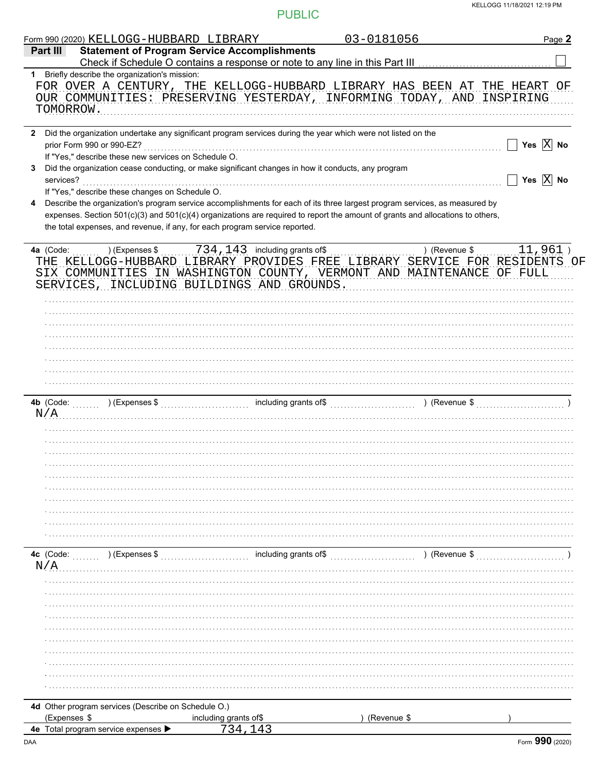PUBLIC

Form 990 (2020) KELLOGG-HUBBARD LIBRARY 03-0181056

## Part III Statement of Program Service Accomplishments

Check if Schedule O contains a response or note to any line in this Part III ☐

**1** Briefly describe the organization's mission:

FOR OVER A CENTURY, THE KELLOGG-HUBBARD LIBRARY HAS BEEN AT THE HEART OF OUR COMMUNITIES: PRESERVING YESTERDAY, INFORMING TODAY, AND INSPIRING TOMORROW.

**2** Did the organization undertake any significant program services during the year which were not listed on the prior Form 990 or 990-EZ? ☐ Yes ☒ No

If "Yes," describe these new services on Schedule O.

**3** Did the organization cease conducting, or make significant changes in how it conducts, any program services? ☐ Yes ☒ No

If "Yes," describe these changes on Schedule O.

**4** Describe the organization's program service accomplishments for each of its three largest program services, as measured by expenses. Section 501(c)(3) and 501(c)(4) organizations are required to report the amount of grants and allocations to others, the total expenses, and revenue, if any, for each program service reported.

**4a** (Code: ) (Expenses $ 734,143 including grants of$ ) (Revenue $ 11,961 )

THE KELLOGG-HUBBARD LIBRARY PROVIDES FREE LIBRARY SERVICE FOR RESIDENTS OF SIX COMMUNITIES IN WASHINGTON COUNTY, VERMONT AND MAINTENANCE OF FULL SERVICES, INCLUDING BUILDINGS AND GROUNDS.

**4b** (Code: ) (Expenses $ including grants of$ ) (Revenue $ )

N/A

**4c** (Code: ) (Expenses $ including grants of$ ) (Revenue $ )

N/A

**4d** Other program services (Describe on Schedule O.)

(Expenses $ including grants of$ ) (Revenue $ )

**4e** Total program service expenses ▶ 734,143

Form **990** (2020)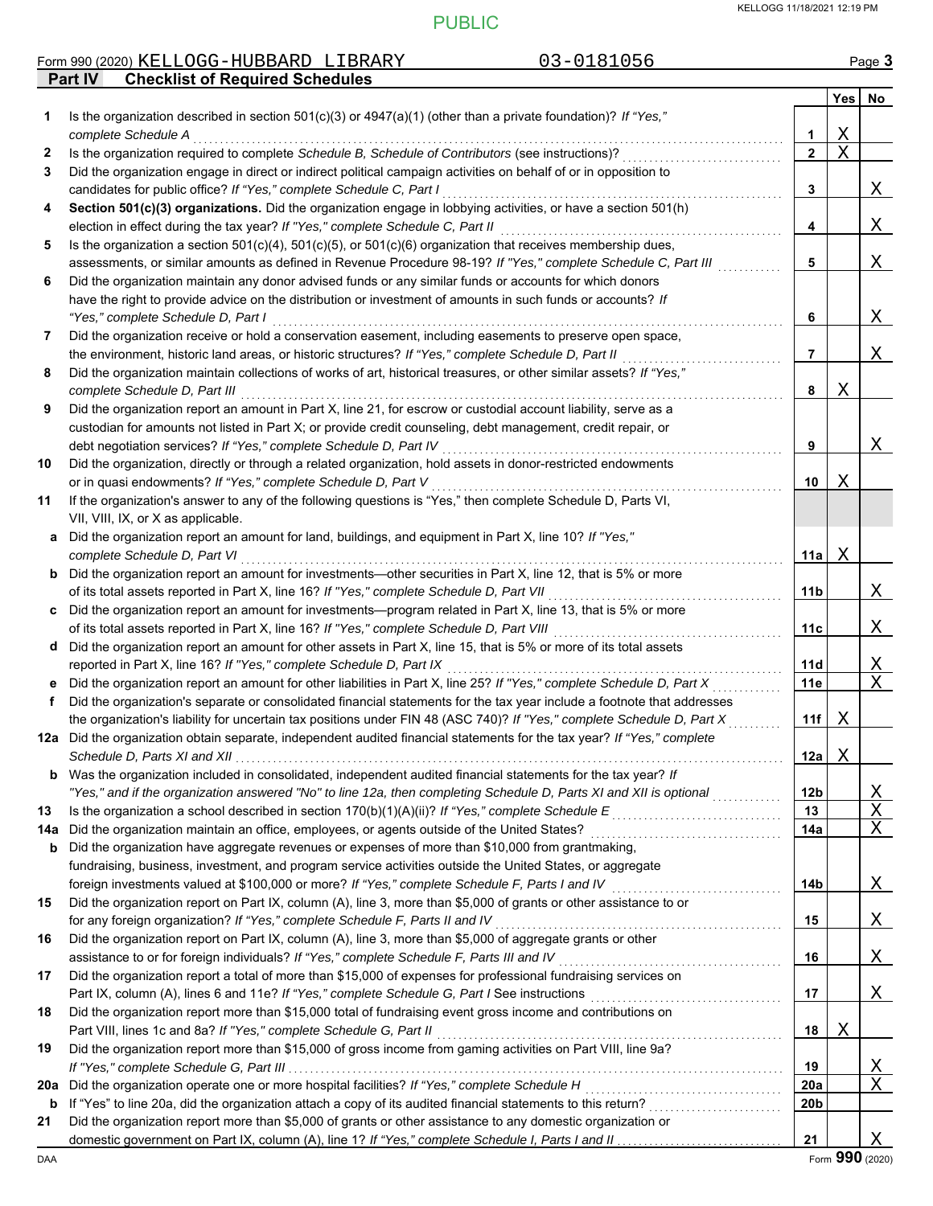PUBLIC

Form 990 (2020) KELLOGG-HUBBARD LIBRARY 03-0181056

## Part IV Checklist of Required Schedules

| | | | Yes | No |
|---|---|---|---|---|
| 1 | Is the organization described in section 501(c)(3) or 4947(a)(1) (other than a private foundation)? *If "Yes," complete Schedule A* | 1 | X | |
| 2 | Is the organization required to complete *Schedule B, Schedule of Contributors* (see instructions)? | 2 | X | |
| 3 | Did the organization engage in direct or indirect political campaign activities on behalf of or in opposition to candidates for public office? *If "Yes," complete Schedule C, Part I* | 3 | | X |
| 4 | **Section 501(c)(3) organizations.** Did the organization engage in lobbying activities, or have a section 501(h) election in effect during the tax year? *If "Yes," complete Schedule C, Part II* | 4 | | X |
| 5 | Is the organization a section 501(c)(4), 501(c)(5), or 501(c)(6) organization that receives membership dues, assessments, or similar amounts as defined in Revenue Procedure 98-19? *If "Yes," complete Schedule C, Part III* | 5 | | X |
| 6 | Did the organization maintain any donor advised funds or any similar funds or accounts for which donors have the right to provide advice on the distribution or investment of amounts in such funds or accounts? *If "Yes," complete Schedule D, Part I* | 6 | | X |
| 7 | Did the organization receive or hold a conservation easement, including easements to preserve open space, the environment, historic land areas, or historic structures? *If "Yes," complete Schedule D, Part II* | 7 | | X |
| 8 | Did the organization maintain collections of works of art, historical treasures, or other similar assets? *If "Yes," complete Schedule D, Part III* | 8 | X | |
| 9 | Did the organization report an amount in Part X, line 21, for escrow or custodial account liability, serve as a custodian for amounts not listed in Part X; or provide credit counseling, debt management, credit repair, or debt negotiation services? *If "Yes," complete Schedule D, Part IV* | 9 | | X |
| 10 | Did the organization, directly or through a related organization, hold assets in donor-restricted endowments or in quasi endowments? *If "Yes," complete Schedule D, Part V* | 10 | X | |
| 11 | If the organization's answer to any of the following questions is "Yes," then complete Schedule D, Parts VI, VII, VIII, IX, or X as applicable. | | | |
| a | Did the organization report an amount for land, buildings, and equipment in Part X, line 10? *If "Yes," complete Schedule D, Part VI* | 11a | X | |
| b | Did the organization report an amount for investments—other securities in Part X, line 12, that is 5% or more of its total assets reported in Part X, line 16? *If "Yes," complete Schedule D, Part VII* | 11b | | X |
| c | Did the organization report an amount for investments—program related in Part X, line 13, that is 5% or more of its total assets reported in Part X, line 16? *If "Yes," complete Schedule D, Part VIII* | 11c | | X |
| d | Did the organization report an amount for other assets in Part X, line 15, that is 5% or more of its total assets reported in Part X, line 16? *If "Yes," complete Schedule D, Part IX* | 11d | | X |
| e | Did the organization report an amount for other liabilities in Part X, line 25? *If "Yes," complete Schedule D, Part X* | 11e | | X |
| f | Did the organization's separate or consolidated financial statements for the tax year include a footnote that addresses the organization's liability for uncertain tax positions under FIN 48 (ASC 740)? *If "Yes," complete Schedule D, Part X* | 11f | X | |
| 12a | Did the organization obtain separate, independent audited financial statements for the tax year? *If "Yes," complete Schedule D, Parts XI and XII* | 12a | X | |
| b | Was the organization included in consolidated, independent audited financial statements for the tax year? *If "Yes," and if the organization answered "No" to line 12a, then completing Schedule D, Parts XI and XII is optional* | 12b | | X |
| 13 | Is the organization a school described in section 170(b)(1)(A)(ii)? *If "Yes," complete Schedule E* | 13 | | X |
| 14a | Did the organization maintain an office, employees, or agents outside of the United States? | 14a | | X |
| b | Did the organization have aggregate revenues or expenses of more than $10,000 from grantmaking, fundraising, business, investment, and program service activities outside the United States, or aggregate foreign investments valued at $100,000 or more? *If "Yes," complete Schedule F, Parts I and IV* | 14b | | X |
| 15 | Did the organization report on Part IX, column (A), line 3, more than $5,000 of grants or other assistance to or for any foreign organization? *If "Yes," complete Schedule F, Parts II and IV* | 15 | | X |
| 16 | Did the organization report on Part IX, column (A), line 3, more than $5,000 of aggregate grants or other assistance to or for foreign individuals? *If "Yes," complete Schedule F, Parts III and IV* | 16 | | X |
| 17 | Did the organization report a total of more than $15,000 of expenses for professional fundraising services on Part IX, column (A), lines 6 and 11e? *If "Yes," complete Schedule G, Part I* See instructions | 17 | | X |
| 18 | Did the organization report more than $15,000 total of fundraising event gross income and contributions on Part VIII, lines 1c and 8a? *If "Yes," complete Schedule G, Part II* | 18 | X | |
| 19 | Did the organization report more than $15,000 of gross income from gaming activities on Part VIII, line 9a? *If "Yes," complete Schedule G, Part III* | 19 | | X |
| 20a | Did the organization operate one or more hospital facilities? *If "Yes," complete Schedule H* | 20a | | X |
| b | If "Yes" to line 20a, did the organization attach a copy of its audited financial statements to this return? | 20b | | |
| 21 | Did the organization report more than $5,000 of grants or other assistance to any domestic organization or domestic government on Part IX, column (A), line 1? *If "Yes," complete Schedule I, Parts I and II* | 21 | | X |

Form **990** (2020)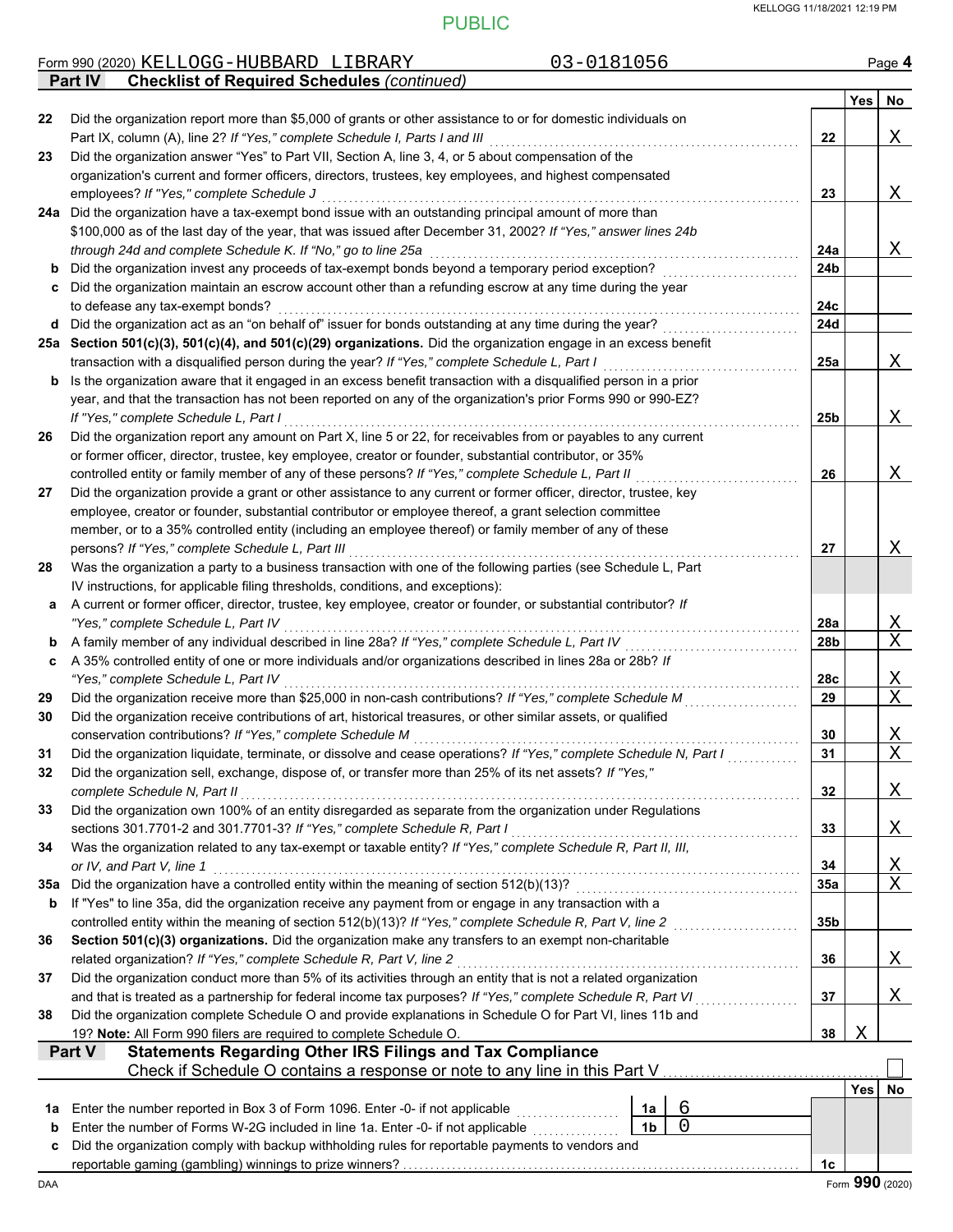PUBLIC

Form 990 (2020) KELLOGG-HUBBARD LIBRARY 03-0181056

## Part IV Checklist of Required Schedules *(continued)*

| | | | Yes | No |
|---|---|---|---|---|
| 22 | Did the organization report more than $5,000 of grants or other assistance to or for domestic individuals on Part IX, column (A), line 2? *If "Yes," complete Schedule I, Parts I and III* | 22 | | X |
| 23 | Did the organization answer "Yes" to Part VII, Section A, line 3, 4, or 5 about compensation of the organization's current and former officers, directors, trustees, key employees, and highest compensated employees? *If "Yes," complete Schedule J* | 23 | | X |
| 24a | Did the organization have a tax-exempt bond issue with an outstanding principal amount of more than $100,000 as of the last day of the year, that was issued after December 31, 2002? *If "Yes," answer lines 24b through 24d and complete Schedule K. If "No," go to line 25a* | 24a | | X |
| b | Did the organization invest any proceeds of tax-exempt bonds beyond a temporary period exception? | 24b | | |
| c | Did the organization maintain an escrow account other than a refunding escrow at any time during the year to defease any tax-exempt bonds? | 24c | | |
| d | Did the organization act as an "on behalf of" issuer for bonds outstanding at any time during the year? | 24d | | |
| 25a | **Section 501(c)(3), 501(c)(4), and 501(c)(29) organizations.** Did the organization engage in an excess benefit transaction with a disqualified person during the year? *If "Yes," complete Schedule L, Part I* | 25a | | X |
| b | Is the organization aware that it engaged in an excess benefit transaction with a disqualified person in a prior year, and that the transaction has not been reported on any of the organization's prior Forms 990 or 990-EZ? *If "Yes," complete Schedule L, Part I* | 25b | | X |
| 26 | Did the organization report any amount on Part X, line 5 or 22, for receivables from or payables to any current or former officer, director, trustee, key employee, creator or founder, substantial contributor, or 35% controlled entity or family member of any of these persons? *If "Yes," complete Schedule L, Part II* | 26 | | X |
| 27 | Did the organization provide a grant or other assistance to any current or former officer, director, trustee, key employee, creator or founder, substantial contributor or employee thereof, a grant selection committee member, or to a 35% controlled entity (including an employee thereof) or family member of any of these persons? *If "Yes," complete Schedule L, Part III* | 27 | | X |
| 28 | Was the organization a party to a business transaction with one of the following parties (see Schedule L, Part IV instructions, for applicable filing thresholds, conditions, and exceptions): | | | |
| a | A current or former officer, director, trustee, key employee, creator or founder, or substantial contributor? *If "Yes," complete Schedule L, Part IV* | 28a | | X |
| b | A family member of any individual described in line 28a? *If "Yes," complete Schedule L, Part IV* | 28b | | X |
| c | A 35% controlled entity of one or more individuals and/or organizations described in lines 28a or 28b? *If "Yes," complete Schedule L, Part IV* | 28c | | X |
| 29 | Did the organization receive more than $25,000 in non-cash contributions? *If "Yes," complete Schedule M* | 29 | | X |
| 30 | Did the organization receive contributions of art, historical treasures, or other similar assets, or qualified conservation contributions? *If "Yes," complete Schedule M* | 30 | | X |
| 31 | Did the organization liquidate, terminate, or dissolve and cease operations? *If "Yes," complete Schedule N, Part I* | 31 | | X |
| 32 | Did the organization sell, exchange, dispose of, or transfer more than 25% of its net assets? *If "Yes," complete Schedule N, Part II* | 32 | | X |
| 33 | Did the organization own 100% of an entity disregarded as separate from the organization under Regulations sections 301.7701-2 and 301.7701-3? *If "Yes," complete Schedule R, Part I* | 33 | | X |
| 34 | Was the organization related to any tax-exempt or taxable entity? *If "Yes," complete Schedule R, Part II, III, or IV, and Part V, line 1* | 34 | | X |
| 35a | Did the organization have a controlled entity within the meaning of section 512(b)(13)? | 35a | | X |
| b | If "Yes" to line 35a, did the organization receive any payment from or engage in any transaction with a controlled entity within the meaning of section 512(b)(13)? *If "Yes," complete Schedule R, Part V, line 2* | 35b | | |
| 36 | **Section 501(c)(3) organizations.** Did the organization make any transfers to an exempt non-charitable related organization? *If "Yes," complete Schedule R, Part V, line 2* | 36 | | X |
| 37 | Did the organization conduct more than 5% of its activities through an entity that is not a related organization and that is treated as a partnership for federal income tax purposes? *If "Yes," complete Schedule R, Part VI* | 37 | | X |
| 38 | Did the organization complete Schedule O and provide explanations in Schedule O for Part VI, lines 11b and 19? **Note:** All Form 990 filers are required to complete Schedule O. | 38 | X | |

## Part V Statements Regarding Other IRS Filings and Tax Compliance

Check if Schedule O contains a response or note to any line in this Part V ☐

| | | | | | Yes | No |
|---|---|---|---|---|---|---|
| 1a | Enter the number reported in Box 3 of Form 1096. Enter -0- if not applicable | 1a | 6 | | | |
| b | Enter the number of Forms W-2G included in line 1a. Enter -0- if not applicable | 1b | 0 | | | |
| c | Did the organization comply with backup withholding rules for reportable payments to vendors and reportable gaming (gambling) winnings to prize winners? | | | 1c | | |

Form **990** (2020)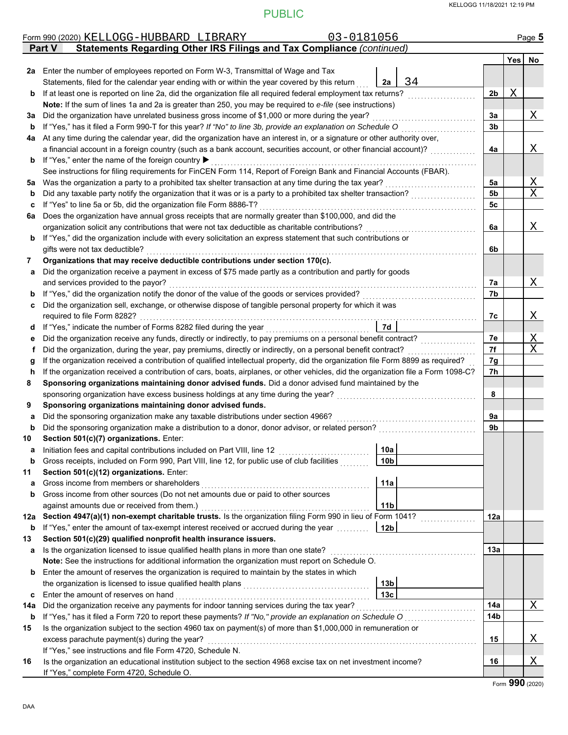PUBLIC

Form 990 (2020) KELLOGG-HUBBARD LIBRARY 03-0181056

## Part V Statements Regarding Other IRS Filings and Tax Compliance *(continued)*

| | | | | Line | Yes | No |
|---|---|---|---|---|---|---|
| **2a** | Enter the number of employees reported on Form W-3, Transmittal of Wage and Tax Statements, filed for the calendar year ending with or within the year covered by this return | 2a | 34 | | | |
| **b** | If at least one is reported on line 2a, did the organization file all required federal employment tax returns? | | | 2b | X | |
| | **Note:** If the sum of lines 1a and 2a is greater than 250, you may be required to *e-file* (see instructions) | | | | | |
| **3a** | Did the organization have unrelated business gross income of $1,000 or more during the year? | | | 3a | | X |
| **b** | If "Yes," has it filed a Form 990-T for this year? *If "No" to line 3b, provide an explanation on Schedule O* | | | 3b | | |
| **4a** | At any time during the calendar year, did the organization have an interest in, or a signature or other authority over, a financial account in a foreign country (such as a bank account, securities account, or other financial account)? | | | 4a | | X |
| **b** | If "Yes," enter the name of the foreign country ▶ | | | | | |
| | See instructions for filing requirements for FinCEN Form 114, Report of Foreign Bank and Financial Accounts (FBAR). | | | | | |
| **5a** | Was the organization a party to a prohibited tax shelter transaction at any time during the tax year? | | | 5a | | X |
| **b** | Did any taxable party notify the organization that it was or is a party to a prohibited tax shelter transaction? | | | 5b | | X |
| **c** | If "Yes" to line 5a or 5b, did the organization file Form 8886-T? | | | 5c | | |
| **6a** | Does the organization have annual gross receipts that are normally greater than $100,000, and did the organization solicit any contributions that were not tax deductible as charitable contributions? | | | 6a | | X |
| **b** | If "Yes," did the organization include with every solicitation an express statement that such contributions or gifts were not tax deductible? | | | 6b | | |
| **7** | **Organizations that may receive deductible contributions under section 170(c).** | | | | | |
| **a** | Did the organization receive a payment in excess of $75 made partly as a contribution and partly for goods and services provided to the payor? | | | 7a | | X |
| **b** | If "Yes," did the organization notify the donor of the value of the goods or services provided? | | | 7b | | |
| **c** | Did the organization sell, exchange, or otherwise dispose of tangible personal property for which it was required to file Form 8282? | | | 7c | | X |
| **d** | If "Yes," indicate the number of Forms 8282 filed during the year | 7d | | | | |
| **e** | Did the organization receive any funds, directly or indirectly, to pay premiums on a personal benefit contract? | | | 7e | | X |
| **f** | Did the organization, during the year, pay premiums, directly or indirectly, on a personal benefit contract? | | | 7f | | X |
| **g** | If the organization received a contribution of qualified intellectual property, did the organization file Form 8899 as required? | | | 7g | | |
| **h** | If the organization received a contribution of cars, boats, airplanes, or other vehicles, did the organization file a Form 1098-C? | | | 7h | | |
| **8** | **Sponsoring organizations maintaining donor advised funds.** Did a donor advised fund maintained by the sponsoring organization have excess business holdings at any time during the year? | | | 8 | | |
| **9** | **Sponsoring organizations maintaining donor advised funds.** | | | | | |
| **a** | Did the sponsoring organization make any taxable distributions under section 4966? | | | 9a | | |
| **b** | Did the sponsoring organization make a distribution to a donor, donor advisor, or related person? | | | 9b | | |
| **10** | **Section 501(c)(7) organizations.** Enter: | | | | | |
| **a** | Initiation fees and capital contributions included on Part VIII, line 12 | 10a | | | | |
| **b** | Gross receipts, included on Form 990, Part VIII, line 12, for public use of club facilities | 10b | | | | |
| **11** | **Section 501(c)(12) organizations.** Enter: | | | | | |
| **a** | Gross income from members or shareholders | 11a | | | | |
| **b** | Gross income from other sources (Do not net amounts due or paid to other sources against amounts due or received from them.) | 11b | | | | |
| **12a** | **Section 4947(a)(1) non-exempt charitable trusts.** Is the organization filing Form 990 in lieu of Form 1041? | | | 12a | | |
| **b** | If "Yes," enter the amount of tax-exempt interest received or accrued during the year | 12b | | | | |
| **13** | **Section 501(c)(29) qualified nonprofit health insurance issuers.** | | | | | |
| **a** | Is the organization licensed to issue qualified health plans in more than one state? | | | 13a | | |
| | **Note:** See the instructions for additional information the organization must report on Schedule O. | | | | | |
| **b** | Enter the amount of reserves the organization is required to maintain by the states in which the organization is licensed to issue qualified health plans | 13b | | | | |
| **c** | Enter the amount of reserves on hand | 13c | | | | |
| **14a** | Did the organization receive any payments for indoor tanning services during the tax year? | | | 14a | | X |
| **b** | If "Yes," has it filed a Form 720 to report these payments? *If "No," provide an explanation on Schedule O* | | | 14b | | |
| **15** | Is the organization subject to the section 4960 tax on payment(s) of more than $1,000,000 in remuneration or excess parachute payment(s) during the year? | | | 15 | | X |
| | If "Yes," see instructions and file Form 4720, Schedule N. | | | | | |
| **16** | Is the organization an educational institution subject to the section 4968 excise tax on net investment income? | | | 16 | | X |
| | If "Yes," complete Form 4720, Schedule O. | | | | | |

Form **990** (2020)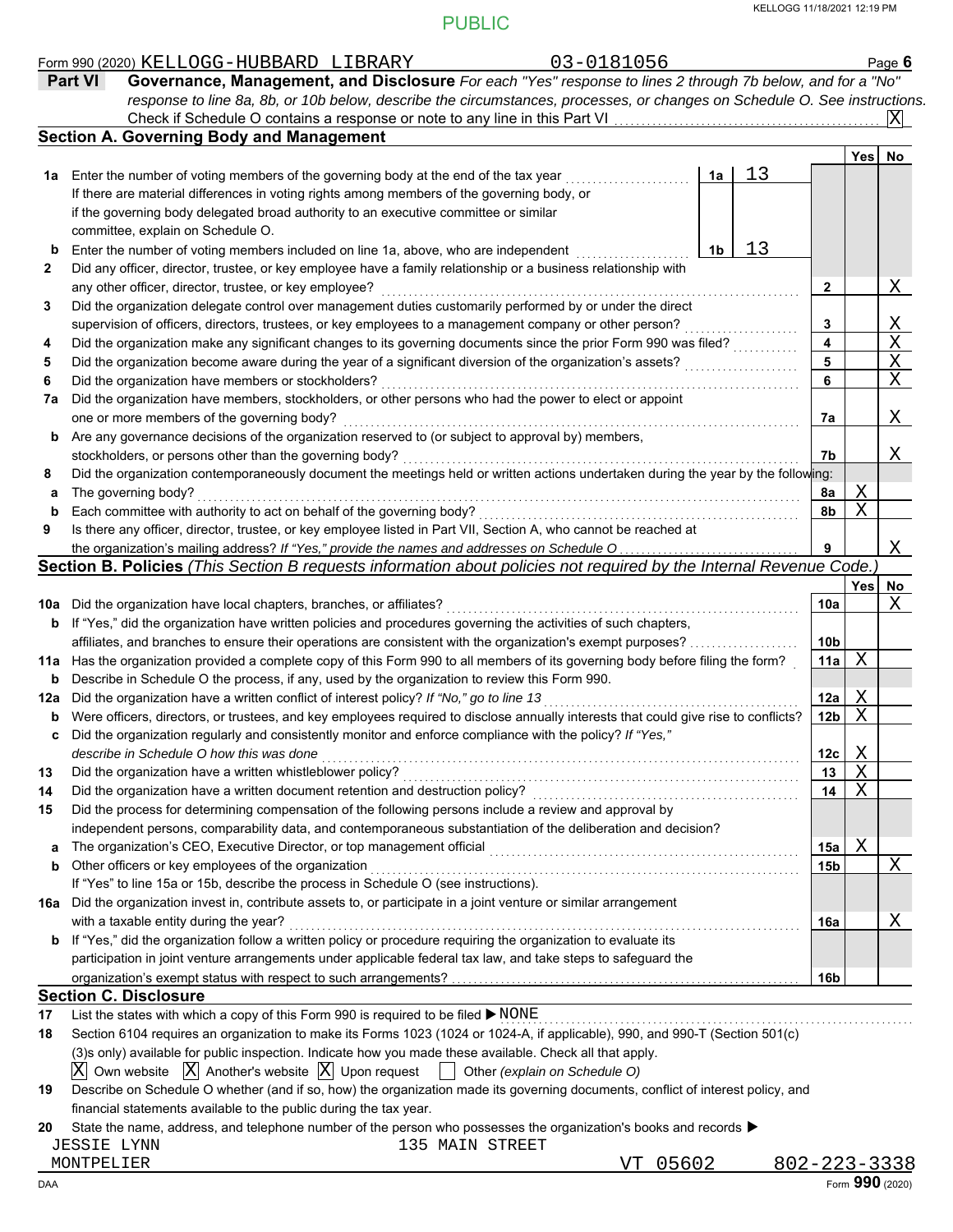PUBLIC

KELLOGG 11/18/2021 12:19 PM

Form 990 (2020) KELLOGG-HUBBARD LIBRARY 03-0181056 Page **6**

**Part VI** **Governance, Management, and Disclosure** *For each "Yes" response to lines 2 through 7b below, and for a "No" response to line 8a, 8b, or 10b below, describe the circumstances, processes, or changes on Schedule O. See instructions.*

Check if Schedule O contains a response or note to any line in this Part VI .......... [X]

## Section A. Governing Body and Management

| | | | | Yes | No |
|---|---|---|---|---|---|
| **1a** | Enter the number of voting members of the governing body at the end of the tax year | 1a | 13 | | |
| | If there are material differences in voting rights among members of the governing body, or if the governing body delegated broad authority to an executive committee or similar committee, explain on Schedule O. | | | | |
| **b** | Enter the number of voting members included on line 1a, above, who are independent | 1b | 13 | | |
| **2** | Did any officer, director, trustee, or key employee have a family relationship or a business relationship with any other officer, director, trustee, or key employee? | 2 | | | X |
| **3** | Did the organization delegate control over management duties customarily performed by or under the direct supervision of officers, directors, trustees, or key employees to a management company or other person? | 3 | | | X |
| **4** | Did the organization make any significant changes to its governing documents since the prior Form 990 was filed? | 4 | | | X |
| **5** | Did the organization become aware during the year of a significant diversion of the organization's assets? | 5 | | | X |
| **6** | Did the organization have members or stockholders? | 6 | | | X |
| **7a** | Did the organization have members, stockholders, or other persons who had the power to elect or appoint one or more members of the governing body? | 7a | | | X |
| **b** | Are any governance decisions of the organization reserved to (or subject to approval by) members, stockholders, or persons other than the governing body? | 7b | | | X |
| **8** | Did the organization contemporaneously document the meetings held or written actions undertaken during the year by the following: | | | | |
| **a** | The governing body? | 8a | | X | |
| **b** | Each committee with authority to act on behalf of the governing body? | 8b | | X | |
| **9** | Is there any officer, director, trustee, or key employee listed in Part VII, Section A, who cannot be reached at the organization's mailing address? *If "Yes," provide the names and addresses on Schedule O* | 9 | | | X |

## Section B. Policies *(This Section B requests information about policies not required by the Internal Revenue Code.)*

| | | | Yes | No |
|---|---|---|---|---|
| **10a** | Did the organization have local chapters, branches, or affiliates? | 10a | | X |
| **b** | If "Yes," did the organization have written policies and procedures governing the activities of such chapters, affiliates, and branches to ensure their operations are consistent with the organization's exempt purposes? | 10b | | |
| **11a** | Has the organization provided a complete copy of this Form 990 to all members of its governing body before filing the form? | 11a | X | |
| **b** | Describe in Schedule O the process, if any, used by the organization to review this Form 990. | | | |
| **12a** | Did the organization have a written conflict of interest policy? *If "No," go to line 13* | 12a | X | |
| **b** | Were officers, directors, or trustees, and key employees required to disclose annually interests that could give rise to conflicts? | 12b | X | |
| **c** | Did the organization regularly and consistently monitor and enforce compliance with the policy? *If "Yes," describe in Schedule O how this was done* | 12c | X | |
| **13** | Did the organization have a written whistleblower policy? | 13 | X | |
| **14** | Did the organization have a written document retention and destruction policy? | 14 | X | |
| **15** | Did the process for determining compensation of the following persons include a review and approval by independent persons, comparability data, and contemporaneous substantiation of the deliberation and decision? | | | |
| **a** | The organization's CEO, Executive Director, or top management official | 15a | X | |
| **b** | Other officers or key employees of the organization | 15b | | X |
| | If "Yes" to line 15a or 15b, describe the process in Schedule O (see instructions). | | | |
| **16a** | Did the organization invest in, contribute assets to, or participate in a joint venture or similar arrangement with a taxable entity during the year? | 16a | | X |
| **b** | If "Yes," did the organization follow a written policy or procedure requiring the organization to evaluate its participation in joint venture arrangements under applicable federal tax law, and take steps to safeguard the organization's exempt status with respect to such arrangements? | 16b | | |

## Section C. Disclosure

**17** List the states with which a copy of this Form 990 is required to be filed ▶ NONE

**18** Section 6104 requires an organization to make its Forms 1023 (1024 or 1024-A, if applicable), 990, and 990-T (Section 501(c)(3)s only) available for public inspection. Indicate how you made these available. Check all that apply.

[X] Own website [X] Another's website [X] Upon request [ ] Other *(explain on Schedule O)*

**19** Describe on Schedule O whether (and if so, how) the organization made its governing documents, conflict of interest policy, and financial statements available to the public during the tax year.

**20** State the name, address, and telephone number of the person who possesses the organization's books and records ▶

JESSIE LYNN 135 MAIN STREET
MONTPELIER VT 05602 802-223-3338

DAA Form **990** (2020)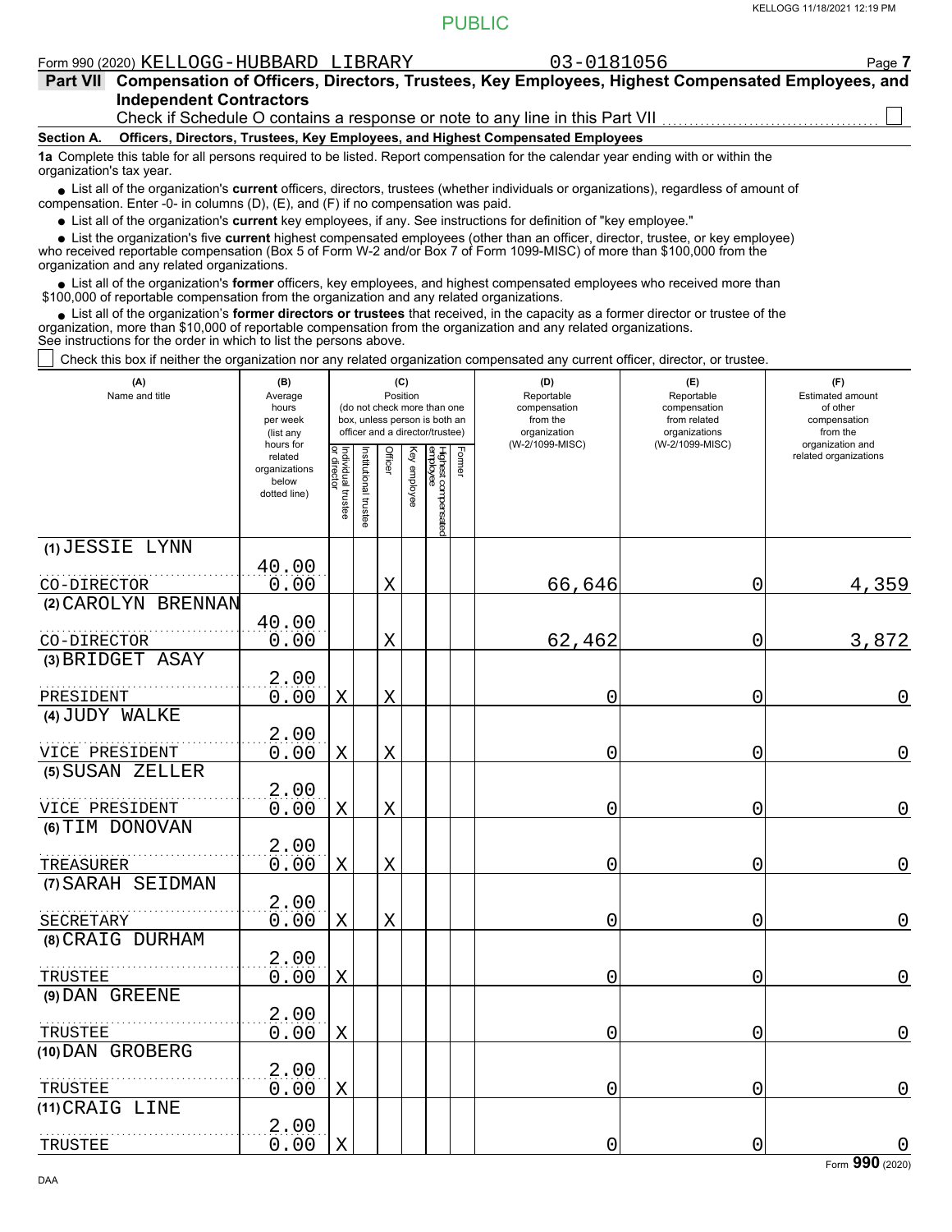PUBLIC

Form 990 (2020) KELLOGG-HUBBARD LIBRARY 03-0181056 Page 7

**Part VII Compensation of Officers, Directors, Trustees, Key Employees, Highest Compensated Employees, and Independent Contractors**

Check if Schedule O contains a response or note to any line in this Part VII ☐

**Section A. Officers, Directors, Trustees, Key Employees, and Highest Compensated Employees**

**1a** Complete this table for all persons required to be listed. Report compensation for the calendar year ending with or within the organization's tax year.

- List all of the organization's **current** officers, directors, trustees (whether individuals or organizations), regardless of amount of compensation. Enter -0- in columns (D), (E), and (F) if no compensation was paid.
- List all of the organization's **current** key employees, if any. See instructions for definition of "key employee."
- List the organization's five **current** highest compensated employees (other than an officer, director, trustee, or key employee) who received reportable compensation (Box 5 of Form W-2 and/or Box 7 of Form 1099-MISC) of more than $100,000 from the organization and any related organizations.
- List all of the organization's **former** officers, key employees, and highest compensated employees who received more than $100,000 of reportable compensation from the organization and any related organizations.
- List all of the organization's **former directors or trustees** that received, in the capacity as a former director or trustee of the organization, more than $10,000 of reportable compensation from the organization and any related organizations.

See instructions for the order in which to list the persons above.

☐ Check this box if neither the organization nor any related organization compensated any current officer, director, or trustee.

| (A) Name and title | (B) Average hours per week (list any hours for related organizations below dotted line) | (C) Position (do not check more than one box, unless person is both an officer and a director/trustee) Individual trustee or director | Institutional trustee | Officer | Key employee | Highest compensated employee | Former | (D) Reportable compensation from the organization (W-2/1099-MISC) | (E) Reportable compensation from related organizations (W-2/1099-MISC) | (F) Estimated amount of other compensation from the organization and related organizations |
|---|---|---|---|---|---|---|---|---|---|---|
| (1) JESSIE LYNN<br>CO-DIRECTOR | 40.00<br>0.00 | | | X | | | | 66,646 | 0 | 4,359 |
| (2) CAROLYN BRENNAN<br>CO-DIRECTOR | 40.00<br>0.00 | | | X | | | | 62,462 | 0 | 3,872 |
| (3) BRIDGET ASAY<br>PRESIDENT | 2.00<br>0.00 | X | | X | | | | 0 | 0 | 0 |
| (4) JUDY WALKE<br>VICE PRESIDENT | 2.00<br>0.00 | X | | X | | | | 0 | 0 | 0 |
| (5) SUSAN ZELLER<br>VICE PRESIDENT | 2.00<br>0.00 | X | | X | | | | 0 | 0 | 0 |
| (6) TIM DONOVAN<br>TREASURER | 2.00<br>0.00 | X | | X | | | | 0 | 0 | 0 |
| (7) SARAH SEIDMAN<br>SECRETARY | 2.00<br>0.00 | X | | X | | | | 0 | 0 | 0 |
| (8) CRAIG DURHAM<br>TRUSTEE | 2.00<br>0.00 | X | | | | | | 0 | 0 | 0 |
| (9) DAN GREENE<br>TRUSTEE | 2.00<br>0.00 | X | | | | | | 0 | 0 | 0 |
| (10) DAN GROBERG<br>TRUSTEE | 2.00<br>0.00 | X | | | | | | 0 | 0 | 0 |
| (11) CRAIG LINE<br>TRUSTEE | 2.00<br>0.00 | X | | | | | | 0 | 0 | 0 |

Form 990 (2020)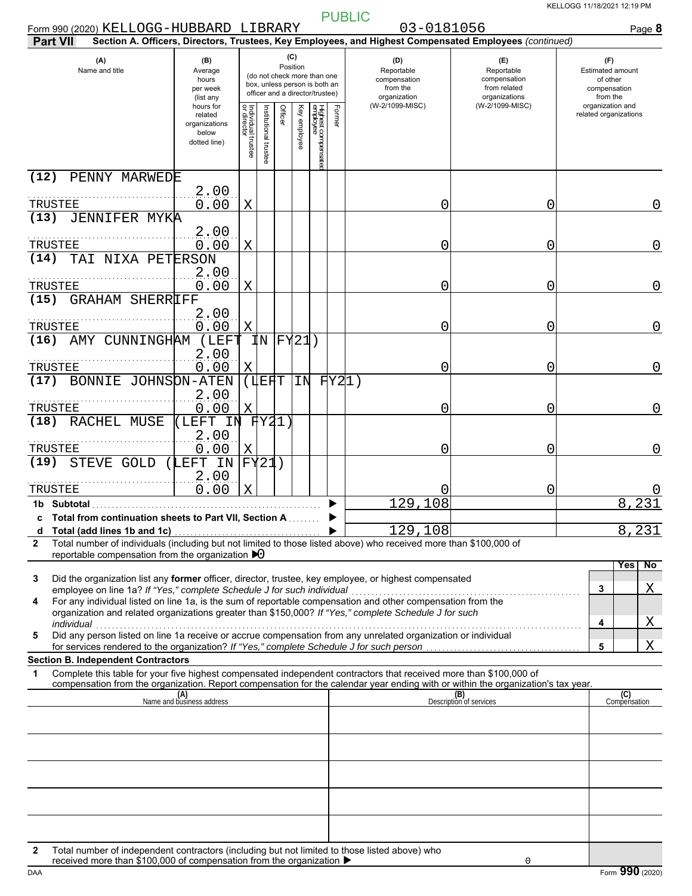Form 990 (2020) KELLOGG-HUBBARD LIBRARY 03-0181056 Page 8

**Part VII** **Section A. Officers, Directors, Trustees, Key Employees, and Highest Compensated Employees** *(continued)*

| (A) Name and title | (B) Average hours per week (list any hours for related organizations below dotted line) | (C) Position: Individual trustee or director | Institutional trustee | Officer | Key employee | Highest compensated employee | Former | (D) Reportable compensation from the organization (W-2/1099-MISC) | (E) Reportable compensation from related organizations (W-2/1099-MISC) | (F) Estimated amount of other compensation from the organization and related organizations |
|---|---|---|---|---|---|---|---|---|---|---|
| (12) PENNY MARWEDE<br>TRUSTEE | 2.00<br>0.00 | X | | | | | | 0 | 0 | 0 |
| (13) JENNIFER MYKA<br>TRUSTEE | 2.00<br>0.00 | X | | | | | | 0 | 0 | 0 |
| (14) TAI NIXA PETERSON<br>TRUSTEE | 2.00<br>0.00 | X | | | | | | 0 | 0 | 0 |
| (15) GRAHAM SHERRIFF<br>TRUSTEE | 2.00<br>0.00 | X | | | | | | 0 | 0 | 0 |
| (16) AMY CUNNINGHAM (LEFT IN FY21)<br>TRUSTEE | 2.00<br>0.00 | X | | | | | | 0 | 0 | 0 |
| (17) BONNIE JOHNSON-ATEN (LEFT IN FY21)<br>TRUSTEE | 2.00<br>0.00 | X | | | | | | 0 | 0 | 0 |
| (18) RACHEL MUSE (LEFT IN FY21)<br>TRUSTEE | 2.00<br>0.00 | X | | | | | | 0 | 0 | 0 |
| (19) STEVE GOLD (LEFT IN FY21)<br>TRUSTEE | 2.00<br>0.00 | X | | | | | | 0 | 0 | 0 |
| **1b Subtotal** | | | | | | | | 129,108 | | 8,231 |
| **c Total from continuation sheets to Part VII, Section A** | | | | | | | | | | |
| **d Total (add lines 1b and 1c)** | | | | | | | | 129,108 | | 8,231 |

**2** Total number of individuals (including but not limited to those listed above) who received more than $100,000 of reportable compensation from the organization ▶ 0

| | | Yes | No |
|---|---|---|---|
| **3** Did the organization list any **former** officer, director, trustee, key employee, or highest compensated employee on line 1a? *If "Yes," complete Schedule J for such individual* | 3 | | X |
| **4** For any individual listed on line 1a, is the sum of reportable compensation and other compensation from the organization and related organizations greater than $150,000? *If "Yes," complete Schedule J for such individual* | 4 | | X |
| **5** Did any person listed on line 1a receive or accrue compensation from any unrelated organization or individual for services rendered to the organization? *If "Yes," complete Schedule J for such person* | 5 | | X |

**Section B. Independent Contractors**

**1** Complete this table for your five highest compensated independent contractors that received more than $100,000 of compensation from the organization. Report compensation for the calendar year ending with or within the organization's tax year.

| (A) Name and business address | (B) Description of services | (C) Compensation |
|---|---|---|
| | | |
| | | |
| | | |
| | | |
| | | |

**2** Total number of independent contractors (including but not limited to those listed above) who received more than $100,000 of compensation from the organization ▶ 0

Form **990** (2020)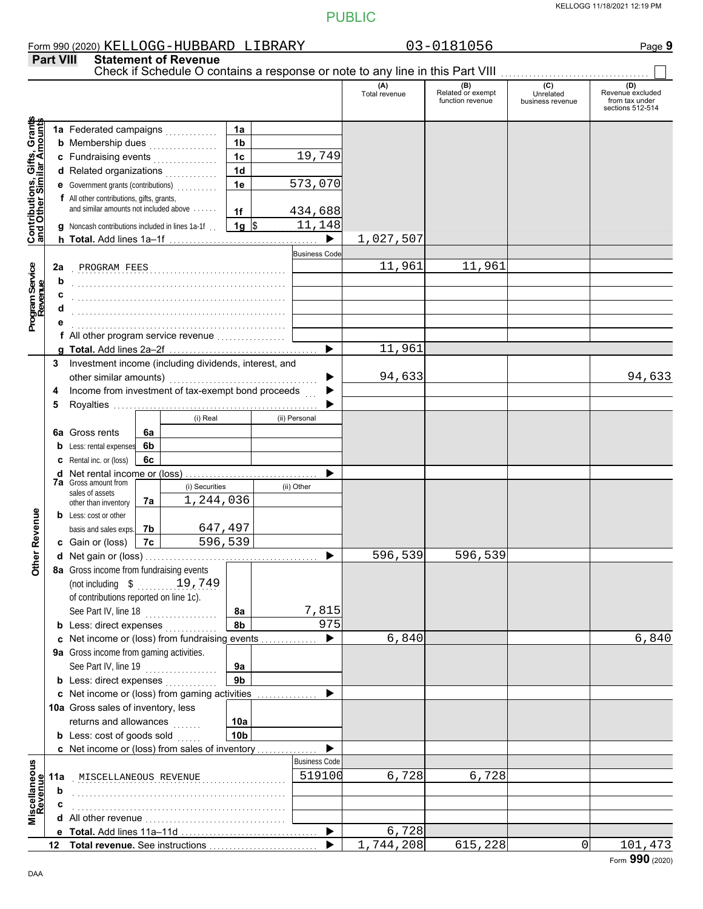PUBLIC

Form 990 (2020) KELLOGG-HUBBARD LIBRARY 03-0181056

## Part VIII Statement of Revenue

Check if Schedule O contains a response or note to any line in this Part VIII

| | | | | (A) Total revenue | (B) Related or exempt function revenue | (C) Unrelated business revenue | (D) Revenue excluded from tax under sections 512-514 |
|---|---|---|---|---|---|---|---|
| **Contributions, Gifts, Grants and Other Similar Amounts** | 1a Federated campaigns | 1a | | | | | |
| | b Membership dues | 1b | | | | | |
| | c Fundraising events | 1c | 19,749 | | | | |
| | d Related organizations | 1d | | | | | |
| | e Government grants (contributions) | 1e | 573,070 | | | | |
| | f All other contributions, gifts, grants, and similar amounts not included above | 1f | 434,688 | | | | |
| | g Noncash contributions included in lines 1a-1f | 1g | $ 11,148 | | | | |
| | h **Total.** Add lines 1a–1f | | | 1,027,507 | | | |
| **Program Service Revenue** | | | Business Code | | | | |
| | 2a PROGRAM FEES | | | 11,961 | 11,961 | | |
| | b | | | | | | |
| | c | | | | | | |
| | d | | | | | | |
| | e | | | | | | |
| | f All other program service revenue | | | | | | |
| | g **Total.** Add lines 2a–2f | | | 11,961 | | | |
| **Other Revenue** | 3 Investment income (including dividends, interest, and other similar amounts) | | | 94,633 | | | 94,633 |
| | 4 Income from investment of tax-exempt bond proceeds | | | | | | |
| | 5 Royalties | | | | | | |
| | | | (i) Real / (ii) Personal | | | | |
| | 6a Gross rents | 6a | | | | | |
| | b Less: rental expenses | 6b | | | | | |
| | c Rental inc. or (loss) | 6c | | | | | |
| | d Net rental income or (loss) | | | | | | |
| | 7a Gross amount from sales of assets other than inventory | 7a | (i) Securities 1,244,036 / (ii) Other | | | | |
| | b Less: cost or other basis and sales exps. | 7b | 647,497 | | | | |
| | c Gain or (loss) | 7c | 596,539 | | | | |
| | d Net gain or (loss) | | | 596,539 | 596,539 | | |
| | 8a Gross income from fundraising events (not including $ 19,749 of contributions reported on line 1c). See Part IV, line 18 | 8a | 7,815 | | | | |
| | b Less: direct expenses | 8b | 975 | | | | |
| | c Net income or (loss) from fundraising events | | | 6,840 | | | 6,840 |
| | 9a Gross income from gaming activities. See Part IV, line 19 | 9a | | | | | |
| | b Less: direct expenses | 9b | | | | | |
| | c Net income or (loss) from gaming activities | | | | | | |
| | 10a Gross sales of inventory, less returns and allowances | 10a | | | | | |
| | b Less: cost of goods sold | 10b | | | | | |
| | c Net income or (loss) from sales of inventory | | | | | | |
| **Miscellaneous Revenue** | | | Business Code | | | | |
| | 11a MISCELLANEOUS REVENUE | | 519100 | 6,728 | 6,728 | | |
| | b | | | | | | |
| | c | | | | | | |
| | d All other revenue | | | | | | |
| | e **Total.** Add lines 11a–11d | | | 6,728 | | | |
| | 12 **Total revenue.** See instructions | | | 1,744,208 | 615,228 | 0 | 101,473 |

Form **990** (2020)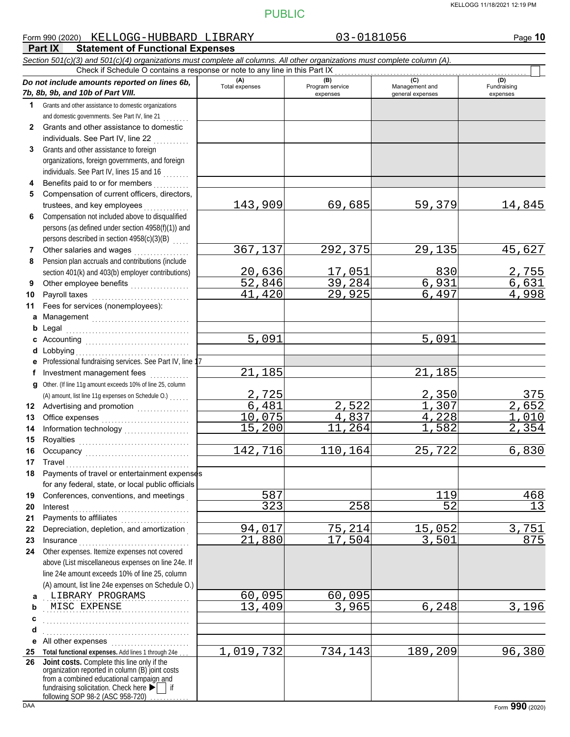PUBLIC

Form 990 (2020) KELLOGG-HUBBARD LIBRARY 03-0181056

## Part IX Statement of Functional Expenses

*Section 501(c)(3) and 501(c)(4) organizations must complete all columns. All other organizations must complete column (A).*

Check if Schedule O contains a response or note to any line in this Part IX ☐

| *Do not include amounts reported on lines 6b, 7b, 8b, 9b, and 10b of Part VIII.* | (A) Total expenses | (B) Program service expenses | (C) Management and general expenses | (D) Fundraising expenses |
|---|---|---|---|---|
| **1** Grants and other assistance to domestic organizations and domestic governments. See Part IV, line 21 | | | | |
| **2** Grants and other assistance to domestic individuals. See Part IV, line 22 | | | | |
| **3** Grants and other assistance to foreign organizations, foreign governments, and foreign individuals. See Part IV, lines 15 and 16 | | | | |
| **4** Benefits paid to or for members | | | | |
| **5** Compensation of current officers, directors, trustees, and key employees | 143,909 | 69,685 | 59,379 | 14,845 |
| **6** Compensation not included above to disqualified persons (as defined under section 4958(f)(1)) and persons described in section 4958(c)(3)(B) | | | | |
| **7** Other salaries and wages | 367,137 | 292,375 | 29,135 | 45,627 |
| **8** Pension plan accruals and contributions (include section 401(k) and 403(b) employer contributions) | 20,636 | 17,051 | 830 | 2,755 |
| **9** Other employee benefits | 52,846 | 39,284 | 6,931 | 6,631 |
| **10** Payroll taxes | 41,420 | 29,925 | 6,497 | 4,998 |
| **11** Fees for services (nonemployees): | | | | |
| **a** Management | | | | |
| **b** Legal | | | | |
| **c** Accounting | 5,091 | | 5,091 | |
| **d** Lobbying | | | | |
| **e** Professional fundraising services. See Part IV, line 17 | | | | |
| **f** Investment management fees | 21,185 | | 21,185 | |
| **g** Other. (If line 11g amount exceeds 10% of line 25, column (A) amount, list line 11g expenses on Schedule O.) | 2,725 | | 2,350 | 375 |
| **12** Advertising and promotion | 6,481 | 2,522 | 1,307 | 2,652 |
| **13** Office expenses | 10,075 | 4,837 | 4,228 | 1,010 |
| **14** Information technology | 15,200 | 11,264 | 1,582 | 2,354 |
| **15** Royalties | | | | |
| **16** Occupancy | 142,716 | 110,164 | 25,722 | 6,830 |
| **17** Travel | | | | |
| **18** Payments of travel or entertainment expenses for any federal, state, or local public officials | | | | |
| **19** Conferences, conventions, and meetings | 587 | | 119 | 468 |
| **20** Interest | 323 | 258 | 52 | 13 |
| **21** Payments to affiliates | | | | |
| **22** Depreciation, depletion, and amortization | 94,017 | 75,214 | 15,052 | 3,751 |
| **23** Insurance | 21,880 | 17,504 | 3,501 | 875 |
| **24** Other expenses. Itemize expenses not covered above (List miscellaneous expenses on line 24e. If line 24e amount exceeds 10% of line 25, column (A) amount, list line 24e expenses on Schedule O.) | | | | |
| **a** LIBRARY PROGRAMS | 60,095 | 60,095 | | |
| **b** MISC EXPENSE | 13,409 | 3,965 | 6,248 | 3,196 |
| **c** | | | | |
| **d** | | | | |
| **e** All other expenses | | | | |
| **25 Total functional expenses.** Add lines 1 through 24e | 1,019,732 | 734,143 | 189,209 | 96,380 |
| **26 Joint costs.** Complete this line only if the organization reported in column (B) joint costs from a combined educational campaign and fundraising solicitation. Check here ▶ ☐ if following SOP 98-2 (ASC 958-720) | | | | |

DAA

Form **990** (2020)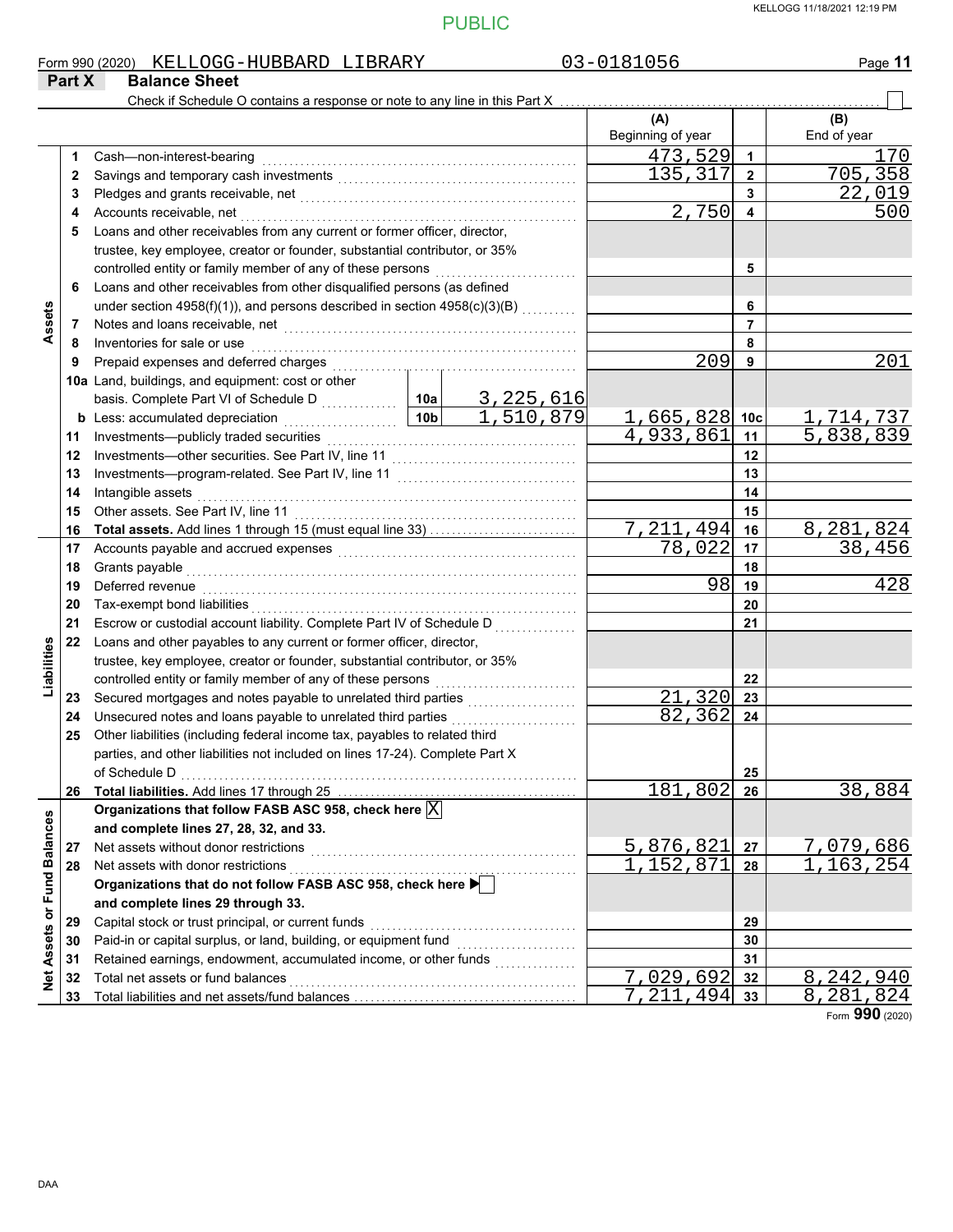PUBLIC

Form 990 (2020) KELLOGG-HUBBARD LIBRARY 03-0181056

## Part X Balance Sheet

Check if Schedule O contains a response or note to any line in this Part X ☐

| | | Description | | | (A) Beginning of year | | (B) End of year |
|---|---|---|---|---|---|---|---|
| Assets | 1 | Cash—non-interest-bearing | | | 473,529 | 1 | 170 |
| | 2 | Savings and temporary cash investments | | | 135,317 | 2 | 705,358 |
| | 3 | Pledges and grants receivable, net | | | | 3 | 22,019 |
| | 4 | Accounts receivable, net | | | 2,750 | 4 | 500 |
| | 5 | Loans and other receivables from any current or former officer, director, trustee, key employee, creator or founder, substantial contributor, or 35% controlled entity or family member of any of these persons | | | | 5 | |
| | 6 | Loans and other receivables from other disqualified persons (as defined under section 4958(f)(1)), and persons described in section 4958(c)(3)(B) | | | | 6 | |
| | 7 | Notes and loans receivable, net | | | | 7 | |
| | 8 | Inventories for sale or use | | | | 8 | |
| | 9 | Prepaid expenses and deferred charges | | | 209 | 9 | 201 |
| | 10a | Land, buildings, and equipment: cost or other basis. Complete Part VI of Schedule D | 10a | 3,225,616 | | | |
| | b | Less: accumulated depreciation | 10b | 1,510,879 | 1,665,828 | 10c | 1,714,737 |
| | 11 | Investments—publicly traded securities | | | 4,933,861 | 11 | 5,838,839 |
| | 12 | Investments—other securities. See Part IV, line 11 | | | | 12 | |
| | 13 | Investments—program-related. See Part IV, line 11 | | | | 13 | |
| | 14 | Intangible assets | | | | 14 | |
| | 15 | Other assets. See Part IV, line 11 | | | | 15 | |
| | 16 | **Total assets.** Add lines 1 through 15 (must equal line 33) | | | 7,211,494 | 16 | 8,281,824 |
| Liabilities | 17 | Accounts payable and accrued expenses | | | 78,022 | 17 | 38,456 |
| | 18 | Grants payable | | | | 18 | |
| | 19 | Deferred revenue | | | 98 | 19 | 428 |
| | 20 | Tax-exempt bond liabilities | | | | 20 | |
| | 21 | Escrow or custodial account liability. Complete Part IV of Schedule D | | | | 21 | |
| | 22 | Loans and other payables to any current or former officer, director, trustee, key employee, creator or founder, substantial contributor, or 35% controlled entity or family member of any of these persons | | | | 22 | |
| | 23 | Secured mortgages and notes payable to unrelated third parties | | | 21,320 | 23 | |
| | 24 | Unsecured notes and loans payable to unrelated third parties | | | 82,362 | 24 | |
| | 25 | Other liabilities (including federal income tax, payables to related third parties, and other liabilities not included on lines 17-24). Complete Part X of Schedule D | | | | 25 | |
| | 26 | **Total liabilities.** Add lines 17 through 25 | | | 181,802 | 26 | 38,884 |
| Net Assets or Fund Balances | | **Organizations that follow FASB ASC 958, check here** ☒ **and complete lines 27, 28, 32, and 33.** | | | | | |
| | 27 | Net assets without donor restrictions | | | 5,876,821 | 27 | 7,079,686 |
| | 28 | Net assets with donor restrictions | | | 1,152,871 | 28 | 1,163,254 |
| | | **Organizations that do not follow FASB ASC 958, check here** ☐ **and complete lines 29 through 33.** | | | | | |
| | 29 | Capital stock or trust principal, or current funds | | | | 29 | |
| | 30 | Paid-in or capital surplus, or land, building, or equipment fund | | | | 30 | |
| | 31 | Retained earnings, endowment, accumulated income, or other funds | | | | 31 | |
| | 32 | Total net assets or fund balances | | | 7,029,692 | 32 | 8,242,940 |
| | 33 | Total liabilities and net assets/fund balances | | | 7,211,494 | 33 | 8,281,824 |

Form **990** (2020)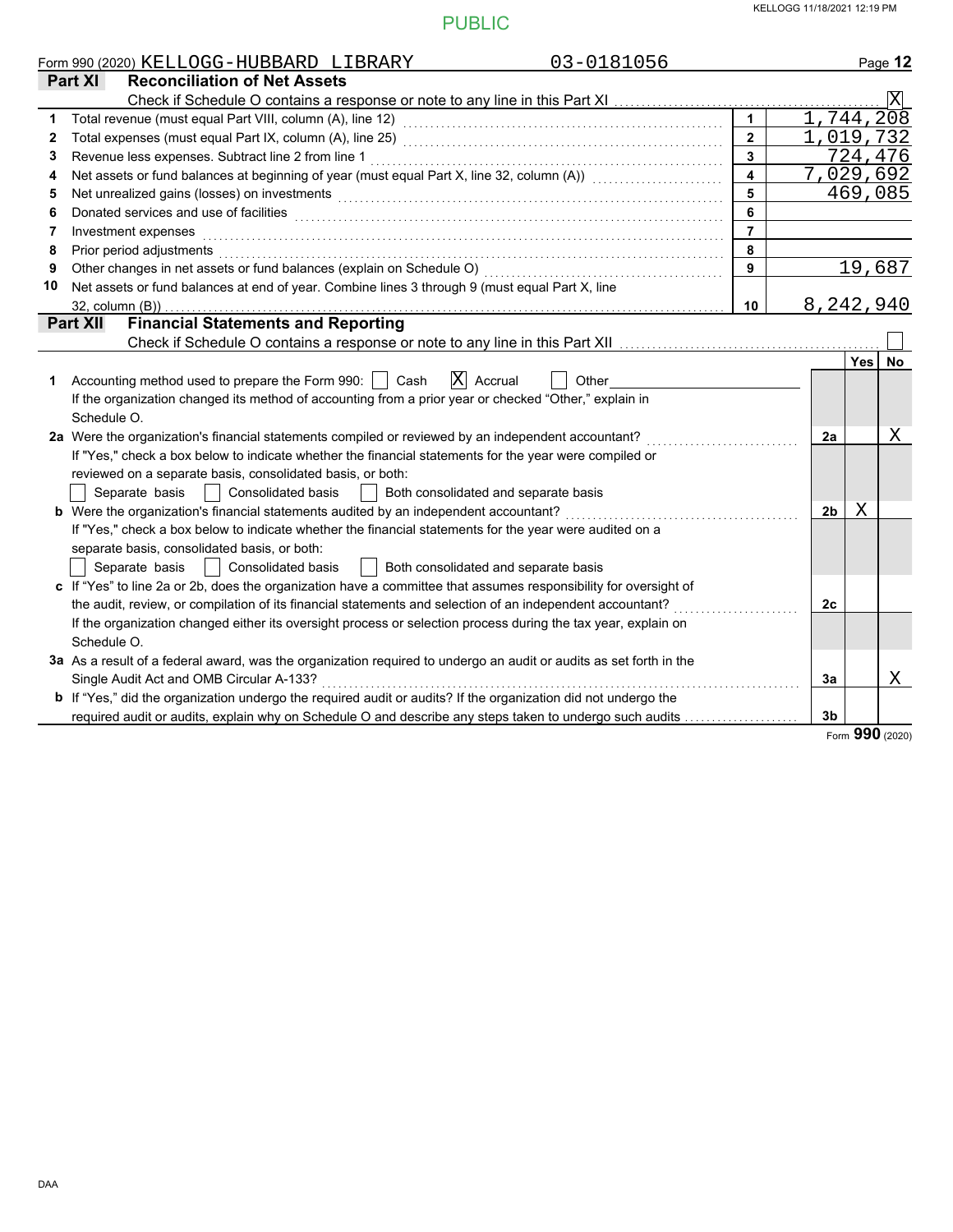PUBLIC

Form 990 (2020) KELLOGG-HUBBARD LIBRARY 03-0181056

## Part XI Reconciliation of Net Assets

Check if Schedule O contains a response or note to any line in this Part XI [X]

| | | | |
|---|---|---|---|
| 1 | Total revenue (must equal Part VIII, column (A), line 12) | 1 | 1,744,208 |
| 2 | Total expenses (must equal Part IX, column (A), line 25) | 2 | 1,019,732 |
| 3 | Revenue less expenses. Subtract line 2 from line 1 | 3 | 724,476 |
| 4 | Net assets or fund balances at beginning of year (must equal Part X, line 32, column (A)) | 4 | 7,029,692 |
| 5 | Net unrealized gains (losses) on investments | 5 | 469,085 |
| 6 | Donated services and use of facilities | 6 | |
| 7 | Investment expenses | 7 | |
| 8 | Prior period adjustments | 8 | |
| 9 | Other changes in net assets or fund balances (explain on Schedule O) | 9 | 19,687 |
| 10 | Net assets or fund balances at end of year. Combine lines 3 through 9 (must equal Part X, line 32, column (B)) | 10 | 8,242,940 |

## Part XII Financial Statements and Reporting

Check if Schedule O contains a response or note to any line in this Part XII [ ]

| | | | Yes | No |
|---|---|---|---|---|
| 1 | Accounting method used to prepare the Form 990: [ ] Cash [X] Accrual [ ] Other<br>If the organization changed its method of accounting from a prior year or checked "Other," explain in Schedule O. | | | |
| 2a | Were the organization's financial statements compiled or reviewed by an independent accountant?<br>If "Yes," check a box below to indicate whether the financial statements for the year were compiled or reviewed on a separate basis, consolidated basis, or both:<br>[ ] Separate basis [ ] Consolidated basis [ ] Both consolidated and separate basis | 2a | | X |
| b | Were the organization's financial statements audited by an independent accountant?<br>If "Yes," check a box below to indicate whether the financial statements for the year were audited on a separate basis, consolidated basis, or both:<br>[ ] Separate basis [ ] Consolidated basis [ ] Both consolidated and separate basis | 2b | X | |
| c | If "Yes" to line 2a or 2b, does the organization have a committee that assumes responsibility for oversight of the audit, review, or compilation of its financial statements and selection of an independent accountant?<br>If the organization changed either its oversight process or selection process during the tax year, explain on Schedule O. | 2c | | |
| 3a | As a result of a federal award, was the organization required to undergo an audit or audits as set forth in the Single Audit Act and OMB Circular A-133? | 3a | | X |
| b | If "Yes," did the organization undergo the required audit or audits? If the organization did not undergo the required audit or audits, explain why on Schedule O and describe any steps taken to undergo such audits | 3b | | |

Form **990** (2020)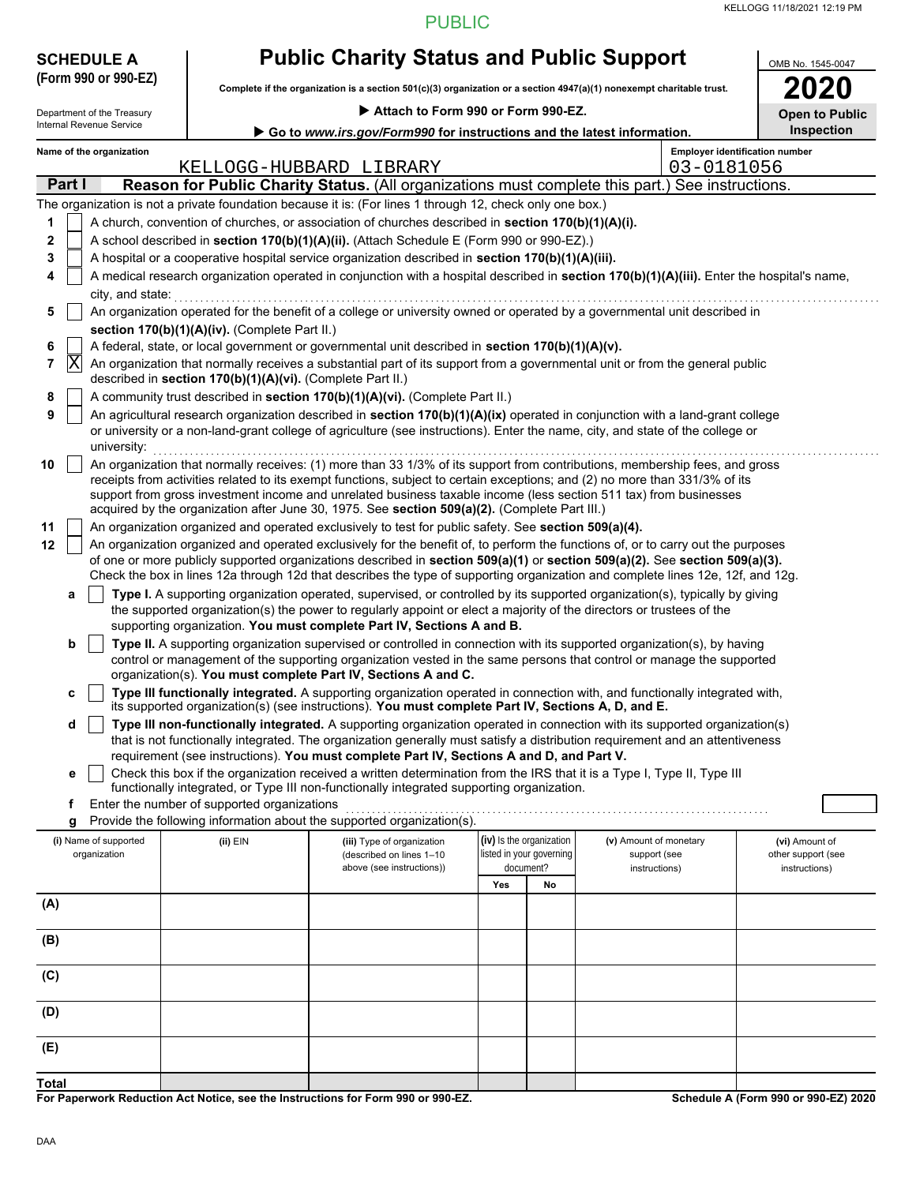PUBLIC

**SCHEDULE A**
**(Form 990 or 990-EZ)**

Department of the Treasury
Internal Revenue Service

# Public Charity Status and Public Support

**Complete if the organization is a section 501(c)(3) organization or a section 4947(a)(1) nonexempt charitable trust.**

▶ **Attach to Form 990 or Form 990-EZ.**

▶ **Go to *www.irs.gov/Form990* for instructions and the latest information.**

OMB No. 1545-0047

**2020**

**Open to Public Inspection**

**Name of the organization**
KELLOGG-HUBBARD LIBRARY

**Employer identification number**
03-0181056

## Part I Reason for Public Charity Status. (All organizations must complete this part.) See instructions.

The organization is not a private foundation because it is: (For lines 1 through 12, check only one box.)

1. [ ] A church, convention of churches, or association of churches described in **section 170(b)(1)(A)(i).**
2. [ ] A school described in **section 170(b)(1)(A)(ii).** (Attach Schedule E (Form 990 or 990-EZ).)
3. [ ] A hospital or a cooperative hospital service organization described in **section 170(b)(1)(A)(iii).**
4. [ ] A medical research organization operated in conjunction with a hospital described in **section 170(b)(1)(A)(iii).** Enter the hospital's name, city, and state:
5. [ ] An organization operated for the benefit of a college or university owned or operated by a governmental unit described in **section 170(b)(1)(A)(iv).** (Complete Part II.)
6. [ ] A federal, state, or local government or governmental unit described in **section 170(b)(1)(A)(v).**
7. [X] An organization that normally receives a substantial part of its support from a governmental unit or from the general public described in **section 170(b)(1)(A)(vi).** (Complete Part II.)
8. [ ] A community trust described in **section 170(b)(1)(A)(vi).** (Complete Part II.)
9. [ ] An agricultural research organization described in **section 170(b)(1)(A)(ix)** operated in conjunction with a land-grant college or university or a non-land-grant college of agriculture (see instructions). Enter the name, city, and state of the college or university:
10. [ ] An organization that normally receives: (1) more than 33 1/3% of its support from contributions, membership fees, and gross receipts from activities related to its exempt functions, subject to certain exceptions; and (2) no more than 331/3% of its support from gross investment income and unrelated business taxable income (less section 511 tax) from businesses acquired by the organization after June 30, 1975. See **section 509(a)(2).** (Complete Part III.)
11. [ ] An organization organized and operated exclusively to test for public safety. See **section 509(a)(4).**
12. [ ] An organization organized and operated exclusively for the benefit of, to perform the functions of, or to carry out the purposes of one or more publicly supported organizations described in **section 509(a)(1)** or **section 509(a)(2).** See **section 509(a)(3).** Check the box in lines 12a through 12d that describes the type of supporting organization and complete lines 12e, 12f, and 12g.
   - **a** [ ] **Type I.** A supporting organization operated, supervised, or controlled by its supported organization(s), typically by giving the supported organization(s) the power to regularly appoint or elect a majority of the directors or trustees of the supporting organization. **You must complete Part IV, Sections A and B.**
   - **b** [ ] **Type II.** A supporting organization supervised or controlled in connection with its supported organization(s), by having control or management of the supporting organization vested in the same persons that control or manage the supported organization(s). **You must complete Part IV, Sections A and C.**
   - **c** [ ] **Type III functionally integrated.** A supporting organization operated in connection with, and functionally integrated with, its supported organization(s) (see instructions). **You must complete Part IV, Sections A, D, and E.**
   - **d** [ ] **Type III non-functionally integrated.** A supporting organization operated in connection with its supported organization(s) that is not functionally integrated. The organization generally must satisfy a distribution requirement and an attentiveness requirement (see instructions). **You must complete Part IV, Sections A and D, and Part V.**
   - **e** [ ] Check this box if the organization received a written determination from the IRS that it is a Type I, Type II, Type III functionally integrated, or Type III non-functionally integrated supporting organization.
   - **f** Enter the number of supported organizations
   - **g** Provide the following information about the supported organization(s).

| (i) Name of supported organization | (ii) EIN | (iii) Type of organization (described on lines 1–10 above (see instructions)) | (iv) Is the organization listed in your governing document? Yes | No | (v) Amount of monetary support (see instructions) | (vi) Amount of other support (see instructions) |
|---|---|---|---|---|---|---|
| (A) | | | | | | |
| (B) | | | | | | |
| (C) | | | | | | |
| (D) | | | | | | |
| (E) | | | | | | |
| **Total** | | | | | | |

**For Paperwork Reduction Act Notice, see the Instructions for Form 990 or 990-EZ.**

**Schedule A (Form 990 or 990-EZ) 2020**

DAA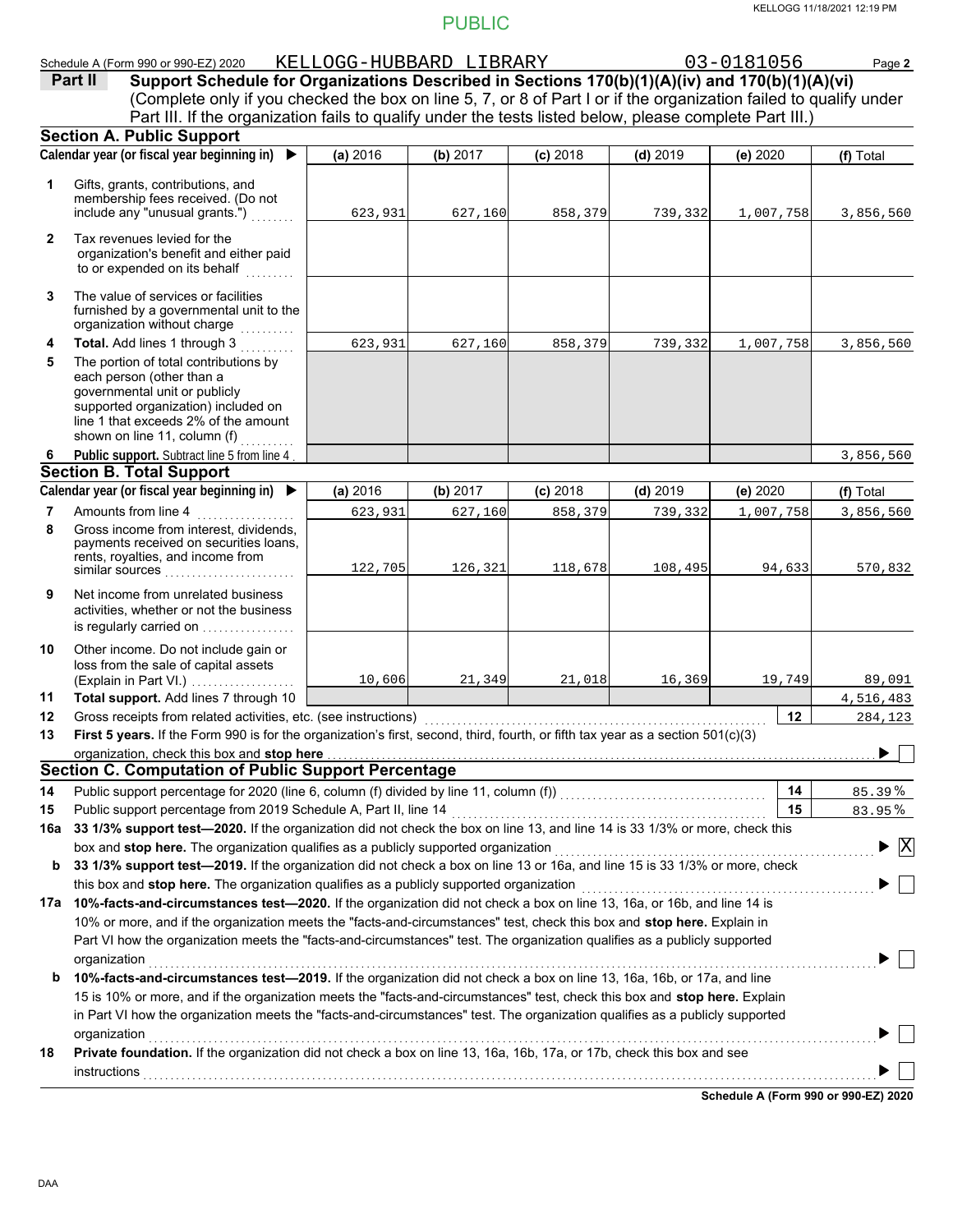Schedule A (Form 990 or 990-EZ) 2020 KELLOGG-HUBBARD LIBRARY 03-0181056

**Part II** **Support Schedule for Organizations Described in Sections 170(b)(1)(A)(iv) and 170(b)(1)(A)(vi)**
(Complete only if you checked the box on line 5, 7, or 8 of Part I or if the organization failed to qualify under Part III. If the organization fails to qualify under the tests listed below, please complete Part III.)

### Section A. Public Support

| Calendar year (or fiscal year beginning in) ▶ | (a) 2016 | (b) 2017 | (c) 2018 | (d) 2019 | (e) 2020 | (f) Total |
|---|---|---|---|---|---|---|
| **1** Gifts, grants, contributions, and membership fees received. (Do not include any "unusual grants.") | 623,931 | 627,160 | 858,379 | 739,332 | 1,007,758 | 3,856,560 |
| **2** Tax revenues levied for the organization's benefit and either paid to or expended on its behalf | | | | | | |
| **3** The value of services or facilities furnished by a governmental unit to the organization without charge | | | | | | |
| **4** **Total.** Add lines 1 through 3 | 623,931 | 627,160 | 858,379 | 739,332 | 1,007,758 | 3,856,560 |
| **5** The portion of total contributions by each person (other than a governmental unit or publicly supported organization) included on line 1 that exceeds 2% of the amount shown on line 11, column (f) | | | | | | |
| **6** **Public support.** Subtract line 5 from line 4 | | | | | | 3,856,560 |

### Section B. Total Support

| Calendar year (or fiscal year beginning in) ▶ | (a) 2016 | (b) 2017 | (c) 2018 | (d) 2019 | (e) 2020 | (f) Total |
|---|---|---|---|---|---|---|
| **7** Amounts from line 4 | 623,931 | 627,160 | 858,379 | 739,332 | 1,007,758 | 3,856,560 |
| **8** Gross income from interest, dividends, payments received on securities loans, rents, royalties, and income from similar sources | 122,705 | 126,321 | 118,678 | 108,495 | 94,633 | 570,832 |
| **9** Net income from unrelated business activities, whether or not the business is regularly carried on | | | | | | |
| **10** Other income. Do not include gain or loss from the sale of capital assets (Explain in Part VI.) | 10,606 | 21,349 | 21,018 | 16,369 | 19,749 | 89,091 |
| **11** **Total support.** Add lines 7 through 10 | | | | | | 4,516,483 |

**12** Gross receipts from related activities, etc. (see instructions) **12** 284,123

**13** **First 5 years.** If the Form 990 is for the organization's first, second, third, fourth, or fifth tax year as a section 501(c)(3) organization, check this box and **stop here** ▶ ☐

### Section C. Computation of Public Support Percentage

**14** Public support percentage for 2020 (line 6, column (f) divided by line 11, column (f)) **14** 85.39 %

**15** Public support percentage from 2019 Schedule A, Part II, line 14 **15** 83.95 %

**16a** **33 1/3% support test—2020.** If the organization did not check the box on line 13, and line 14 is 33 1/3% or more, check this box and **stop here.** The organization qualifies as a publicly supported organization ▶ ☒

**b** **33 1/3% support test—2019.** If the organization did not check a box on line 13 or 16a, and line 15 is 33 1/3% or more, check this box and **stop here.** The organization qualifies as a publicly supported organization ▶ ☐

**17a** **10%-facts-and-circumstances test—2020.** If the organization did not check a box on line 13, 16a, or 16b, and line 14 is 10% or more, and if the organization meets the "facts-and-circumstances" test, check this box and **stop here.** Explain in Part VI how the organization meets the "facts-and-circumstances" test. The organization qualifies as a publicly supported organization ▶ ☐

**b** **10%-facts-and-circumstances test—2019.** If the organization did not check a box on line 13, 16a, 16b, or 17a, and line 15 is 10% or more, and if the organization meets the "facts-and-circumstances" test, check this box and **stop here.** Explain in Part VI how the organization meets the "facts-and-circumstances" test. The organization qualifies as a publicly supported organization ▶ ☐

**18** **Private foundation.** If the organization did not check a box on line 13, 16a, 16b, 17a, or 17b, check this box and see instructions ▶ ☐

**Schedule A (Form 990 or 990-EZ) 2020**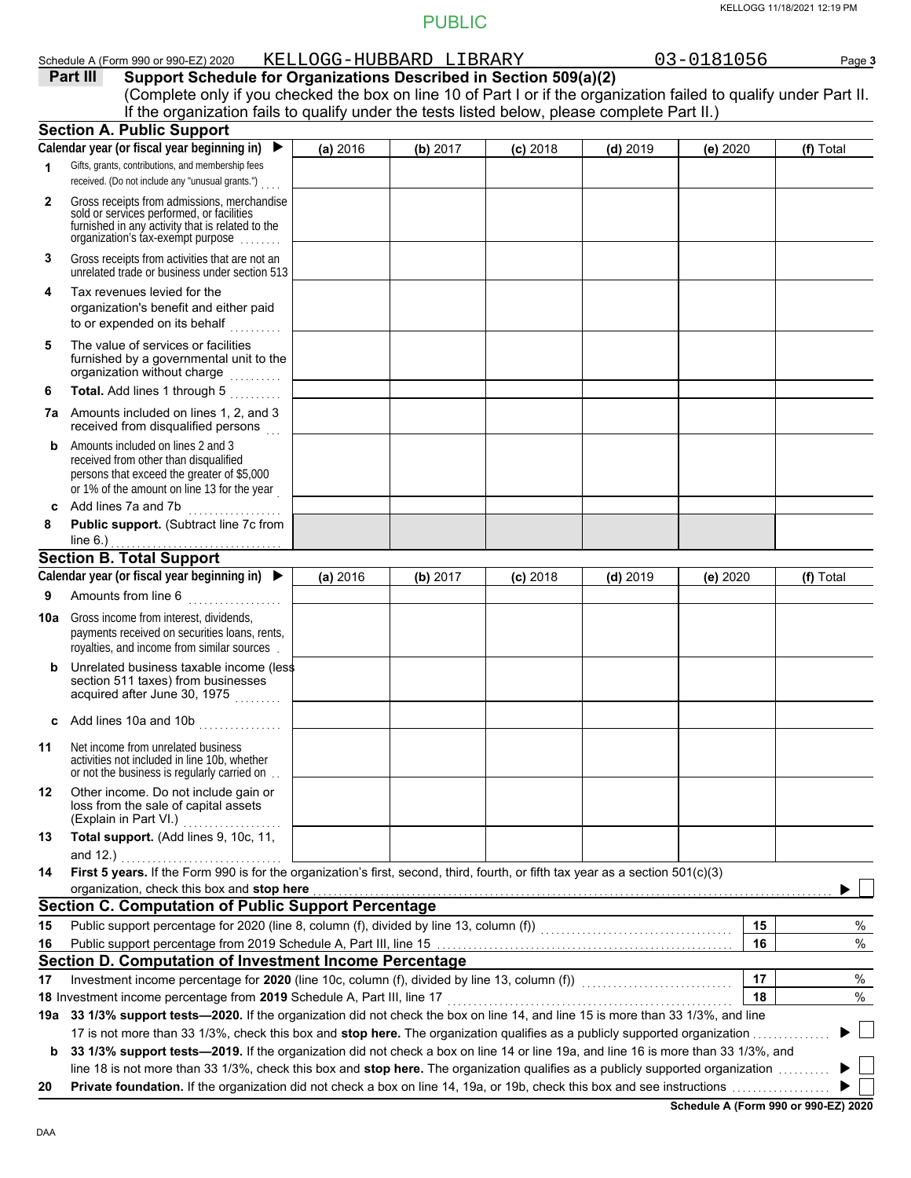PUBLIC

Schedule A (Form 990 or 990-EZ) 2020 KELLOGG-HUBBARD LIBRARY 03-0181056 Page **3**

## Part III Support Schedule for Organizations Described in Section 509(a)(2)

(Complete only if you checked the box on line 10 of Part I or if the organization failed to qualify under Part II. If the organization fails to qualify under the tests listed below, please complete Part II.)

### Section A. Public Support

| Calendar year (or fiscal year beginning in) ▶ | (a) 2016 | (b) 2017 | (c) 2018 | (d) 2019 | (e) 2020 | (f) Total |
|---|---|---|---|---|---|---|
| **1** Gifts, grants, contributions, and membership fees received. (Do not include any "unusual grants.") | | | | | | |
| **2** Gross receipts from admissions, merchandise sold or services performed, or facilities furnished in any activity that is related to the organization's tax-exempt purpose | | | | | | |
| **3** Gross receipts from activities that are not an unrelated trade or business under section 513 | | | | | | |
| **4** Tax revenues levied for the organization's benefit and either paid to or expended on its behalf | | | | | | |
| **5** The value of services or facilities furnished by a governmental unit to the organization without charge | | | | | | |
| **6** **Total.** Add lines 1 through 5 | | | | | | |
| **7a** Amounts included on lines 1, 2, and 3 received from disqualified persons | | | | | | |
| **b** Amounts included on lines 2 and 3 received from other than disqualified persons that exceed the greater of $5,000 or 1% of the amount on line 13 for the year | | | | | | |
| **c** Add lines 7a and 7b | | | | | | |
| **8** **Public support.** (Subtract line 7c from line 6.) | | | | | | |

### Section B. Total Support

| Calendar year (or fiscal year beginning in) ▶ | (a) 2016 | (b) 2017 | (c) 2018 | (d) 2019 | (e) 2020 | (f) Total |
|---|---|---|---|---|---|---|
| **9** Amounts from line 6 | | | | | | |
| **10a** Gross income from interest, dividends, payments received on securities loans, rents, royalties, and income from similar sources | | | | | | |
| **b** Unrelated business taxable income (less section 511 taxes) from businesses acquired after June 30, 1975 | | | | | | |
| **c** Add lines 10a and 10b | | | | | | |
| **11** Net income from unrelated business activities not included in line 10b, whether or not the business is regularly carried on | | | | | | |
| **12** Other income. Do not include gain or loss from the sale of capital assets (Explain in Part VI.) | | | | | | |
| **13** **Total support.** (Add lines 9, 10c, 11, and 12.) | | | | | | |

**14** **First 5 years.** If the Form 990 is for the organization's first, second, third, fourth, or fifth tax year as a section 501(c)(3) organization, check this box and **stop here** ▶ ☐

### Section C. Computation of Public Support Percentage

| | | | |
|---|---|---|---|
| **15** | Public support percentage for 2020 (line 8, column (f), divided by line 13, column (f)) | **15** | % |
| **16** | Public support percentage from 2019 Schedule A, Part III, line 15 | **16** | % |

### Section D. Computation of Investment Income Percentage

| | | | |
|---|---|---|---|
| **17** | Investment income percentage for **2020** (line 10c, column (f), divided by line 13, column (f)) | **17** | % |
| **18** | Investment income percentage from **2019** Schedule A, Part III, line 17 | **18** | % |

**19a** **33 1/3% support tests—2020.** If the organization did not check the box on line 14, and line 15 is more than 33 1/3%, and line 17 is not more than 33 1/3%, check this box and **stop here.** The organization qualifies as a publicly supported organization ▶ ☐

**b** **33 1/3% support tests—2019.** If the organization did not check a box on line 14 or line 19a, and line 16 is more than 33 1/3%, and line 18 is not more than 33 1/3%, check this box and **stop here.** The organization qualifies as a publicly supported organization ▶ ☐

**20** **Private foundation.** If the organization did not check a box on line 14, 19a, or 19b, check this box and see instructions ▶ ☐

**Schedule A (Form 990 or 990-EZ) 2020**

DAA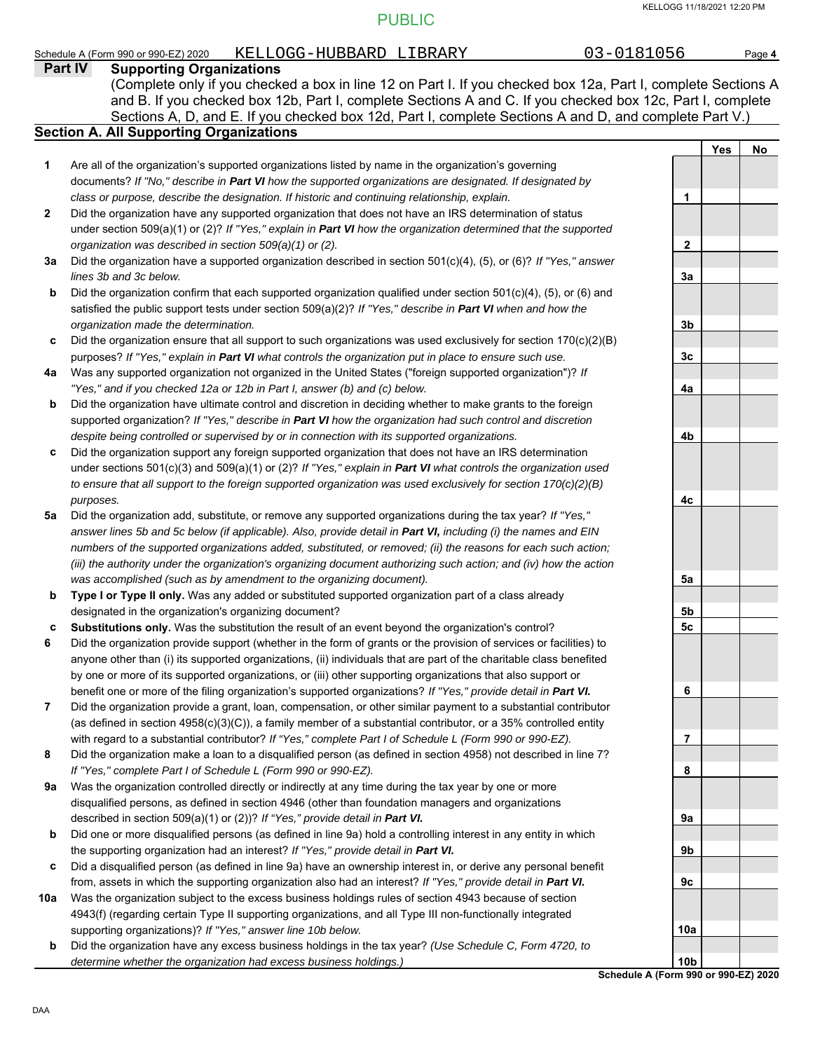PUBLIC

Schedule A (Form 990 or 990-EZ) 2020 KELLOGG-HUBBARD LIBRARY 03-0181056 Page **4**

## Part IV Supporting Organizations

(Complete only if you checked a box in line 12 on Part I. If you checked box 12a, Part I, complete Sections A and B. If you checked box 12b, Part I, complete Sections A and C. If you checked box 12c, Part I, complete Sections A, D, and E. If you checked box 12d, Part I, complete Sections A and D, and complete Part V.)

### Section A. All Supporting Organizations

| | | | Yes | No |
|---|---|---|---|---|
| **1** | Are all of the organization's supported organizations listed by name in the organization's governing documents? *If "No," describe in **Part VI** how the supported organizations are designated. If designated by class or purpose, describe the designation. If historic and continuing relationship, explain.* | **1** | | |
| **2** | Did the organization have any supported organization that does not have an IRS determination of status under section 509(a)(1) or (2)? *If "Yes," explain in **Part VI** how the organization determined that the supported organization was described in section 509(a)(1) or (2).* | **2** | | |
| **3a** | Did the organization have a supported organization described in section 501(c)(4), (5), or (6)? *If "Yes," answer lines 3b and 3c below.* | **3a** | | |
| **b** | Did the organization confirm that each supported organization qualified under section 501(c)(4), (5), or (6) and satisfied the public support tests under section 509(a)(2)? *If "Yes," describe in **Part VI** when and how the organization made the determination.* | **3b** | | |
| **c** | Did the organization ensure that all support to such organizations was used exclusively for section 170(c)(2)(B) purposes? *If "Yes," explain in **Part VI** what controls the organization put in place to ensure such use.* | **3c** | | |
| **4a** | Was any supported organization not organized in the United States ("foreign supported organization")? *If "Yes," and if you checked 12a or 12b in Part I, answer (b) and (c) below.* | **4a** | | |
| **b** | Did the organization have ultimate control and discretion in deciding whether to make grants to the foreign supported organization? *If "Yes," describe in **Part VI** how the organization had such control and discretion despite being controlled or supervised by or in connection with its supported organizations.* | **4b** | | |
| **c** | Did the organization support any foreign supported organization that does not have an IRS determination under sections 501(c)(3) and 509(a)(1) or (2)? *If "Yes," explain in **Part VI** what controls the organization used to ensure that all support to the foreign supported organization was used exclusively for section 170(c)(2)(B) purposes.* | **4c** | | |
| **5a** | Did the organization add, substitute, or remove any supported organizations during the tax year? *If "Yes," answer lines 5b and 5c below (if applicable). Also, provide detail in **Part VI,** including (i) the names and EIN numbers of the supported organizations added, substituted, or removed; (ii) the reasons for each such action; (iii) the authority under the organization's organizing document authorizing such action; and (iv) how the action was accomplished (such as by amendment to the organizing document).* | **5a** | | |
| **b** | **Type I or Type II only.** Was any added or substituted supported organization part of a class already designated in the organization's organizing document? | **5b** | | |
| **c** | **Substitutions only.** Was the substitution the result of an event beyond the organization's control? | **5c** | | |
| **6** | Did the organization provide support (whether in the form of grants or the provision of services or facilities) to anyone other than (i) its supported organizations, (ii) individuals that are part of the charitable class benefited by one or more of its supported organizations, or (iii) other supporting organizations that also support or benefit one or more of the filing organization's supported organizations? *If "Yes," provide detail in **Part VI.*** | **6** | | |
| **7** | Did the organization provide a grant, loan, compensation, or other similar payment to a substantial contributor (as defined in section 4958(c)(3)(C)), a family member of a substantial contributor, or a 35% controlled entity with regard to a substantial contributor? *If "Yes," complete Part I of Schedule L (Form 990 or 990-EZ).* | **7** | | |
| **8** | Did the organization make a loan to a disqualified person (as defined in section 4958) not described in line 7? *If "Yes," complete Part I of Schedule L (Form 990 or 990-EZ).* | **8** | | |
| **9a** | Was the organization controlled directly or indirectly at any time during the tax year by one or more disqualified persons, as defined in section 4946 (other than foundation managers and organizations described in section 509(a)(1) or (2))? *If "Yes," provide detail in **Part VI.*** | **9a** | | |
| **b** | Did one or more disqualified persons (as defined in line 9a) hold a controlling interest in any entity in which the supporting organization had an interest? *If "Yes," provide detail in **Part VI.*** | **9b** | | |
| **c** | Did a disqualified person (as defined in line 9a) have an ownership interest in, or derive any personal benefit from, assets in which the supporting organization also had an interest? *If "Yes," provide detail in **Part VI.*** | **9c** | | |
| **10a** | Was the organization subject to the excess business holdings rules of section 4943 because of section 4943(f) (regarding certain Type II supporting organizations, and all Type III non-functionally integrated supporting organizations)? *If "Yes," answer line 10b below.* | **10a** | | |
| **b** | Did the organization have any excess business holdings in the tax year? *(Use Schedule C, Form 4720, to determine whether the organization had excess business holdings.)* | **10b** | | |

**Schedule A (Form 990 or 990-EZ) 2020**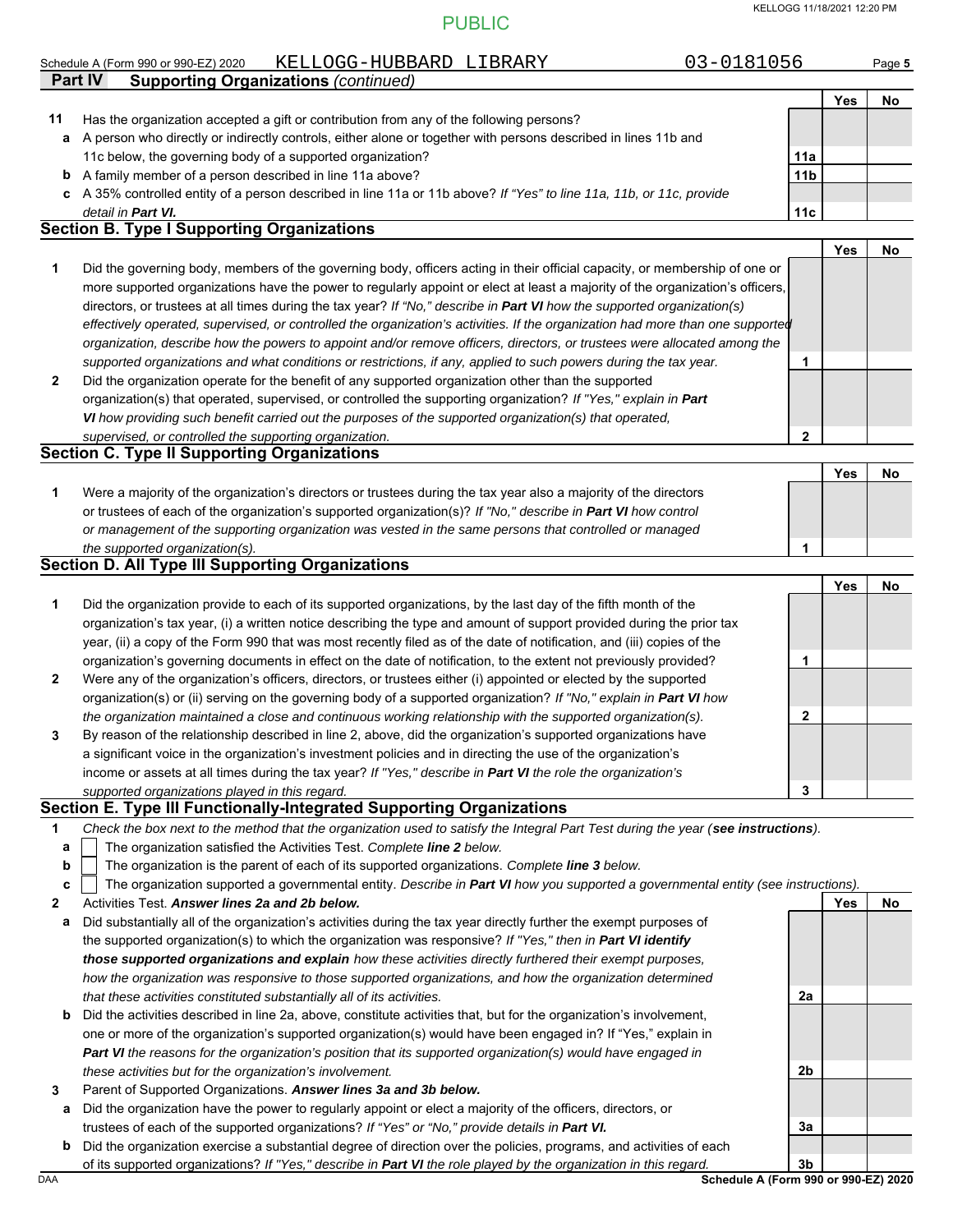Schedule A (Form 990 or 990-EZ) 2020 KELLOGG-HUBBARD LIBRARY 03-0181056

**Part IV Supporting Organizations** *(continued)*

| | | | Yes | No |
|---|---|---|---|---|
| **11** | Has the organization accepted a gift or contribution from any of the following persons? | | | |
| **a** | A person who directly or indirectly controls, either alone or together with persons described in lines 11b and 11c below, the governing body of a supported organization? | **11a** | | |
| **b** | A family member of a person described in line 11a above? | **11b** | | |
| **c** | A 35% controlled entity of a person described in line 11a or 11b above? *If "Yes" to line 11a, 11b, or 11c, provide detail in* ***Part VI.*** | **11c** | | |

## Section B. Type I Supporting Organizations

| | | | Yes | No |
|---|---|---|---|---|
| **1** | Did the governing body, members of the governing body, officers acting in their official capacity, or membership of one or more supported organizations have the power to regularly appoint or elect at least a majority of the organization's officers, directors, or trustees at all times during the tax year? *If "No," describe in* ***Part VI*** *how the supported organization(s) effectively operated, supervised, or controlled the organization's activities. If the organization had more than one supported organization, describe how the powers to appoint and/or remove officers, directors, or trustees were allocated among the supported organizations and what conditions or restrictions, if any, applied to such powers during the tax year.* | **1** | | |
| **2** | Did the organization operate for the benefit of any supported organization other than the supported organization(s) that operated, supervised, or controlled the supporting organization? *If "Yes," explain in* ***Part VI*** *how providing such benefit carried out the purposes of the supported organization(s) that operated, supervised, or controlled the supporting organization.* | **2** | | |

## Section C. Type II Supporting Organizations

| | | | Yes | No |
|---|---|---|---|---|
| **1** | Were a majority of the organization's directors or trustees during the tax year also a majority of the directors or trustees of each of the organization's supported organization(s)? *If "No," describe in* ***Part VI*** *how control or management of the supporting organization was vested in the same persons that controlled or managed the supported organization(s).* | **1** | | |

## Section D. All Type III Supporting Organizations

| | | | Yes | No |
|---|---|---|---|---|
| **1** | Did the organization provide to each of its supported organizations, by the last day of the fifth month of the organization's tax year, (i) a written notice describing the type and amount of support provided during the prior tax year, (ii) a copy of the Form 990 that was most recently filed as of the date of notification, and (iii) copies of the organization's governing documents in effect on the date of notification, to the extent not previously provided? | **1** | | |
| **2** | Were any of the organization's officers, directors, or trustees either (i) appointed or elected by the supported organization(s) or (ii) serving on the governing body of a supported organization? *If "No," explain in* ***Part VI*** *how the organization maintained a close and continuous working relationship with the supported organization(s).* | **2** | | |
| **3** | By reason of the relationship described in line 2, above, did the organization's supported organizations have a significant voice in the organization's investment policies and in directing the use of the organization's income or assets at all times during the tax year? *If "Yes," describe in* ***Part VI*** *the role the organization's supported organizations played in this regard.* | **3** | | |

## Section E. Type III Functionally-Integrated Supporting Organizations

**1** *Check the box next to the method that the organization used to satisfy the Integral Part Test during the year (**see instructions**).*

- **a** ☐ The organization satisfied the Activities Test. *Complete **line 2** below.*
- **b** ☐ The organization is the parent of each of its supported organizations. *Complete **line 3** below.*
- **c** ☐ The organization supported a governmental entity. *Describe in **Part VI** how you supported a governmental entity (see instructions).*

| | | | Yes | No |
|---|---|---|---|---|
| **2** | Activities Test. ***Answer lines 2a and 2b below.*** | | | |
| **a** | Did substantially all of the organization's activities during the tax year directly further the exempt purposes of the supported organization(s) to which the organization was responsive? *If "Yes," then in* ***Part VI identify those supported organizations and explain*** *how these activities directly furthered their exempt purposes, how the organization was responsive to those supported organizations, and how the organization determined that these activities constituted substantially all of its activities.* | **2a** | | |
| **b** | Did the activities described in line 2a, above, constitute activities that, but for the organization's involvement, one or more of the organization's supported organization(s) would have been engaged in? If "Yes," explain in ***Part VI*** *the reasons for the organization's position that its supported organization(s) would have engaged in these activities but for the organization's involvement.* | **2b** | | |
| **3** | Parent of Supported Organizations. ***Answer lines 3a and 3b below.*** | | | |
| **a** | Did the organization have the power to regularly appoint or elect a majority of the officers, directors, or trustees of each of the supported organizations? *If "Yes" or "No," provide details in* ***Part VI.*** | **3a** | | |
| **b** | Did the organization exercise a substantial degree of direction over the policies, programs, and activities of each of its supported organizations? *If "Yes," describe in* ***Part VI*** *the role played by the organization in this regard.* | **3b** | | |

**Schedule A (Form 990 or 990-EZ) 2020**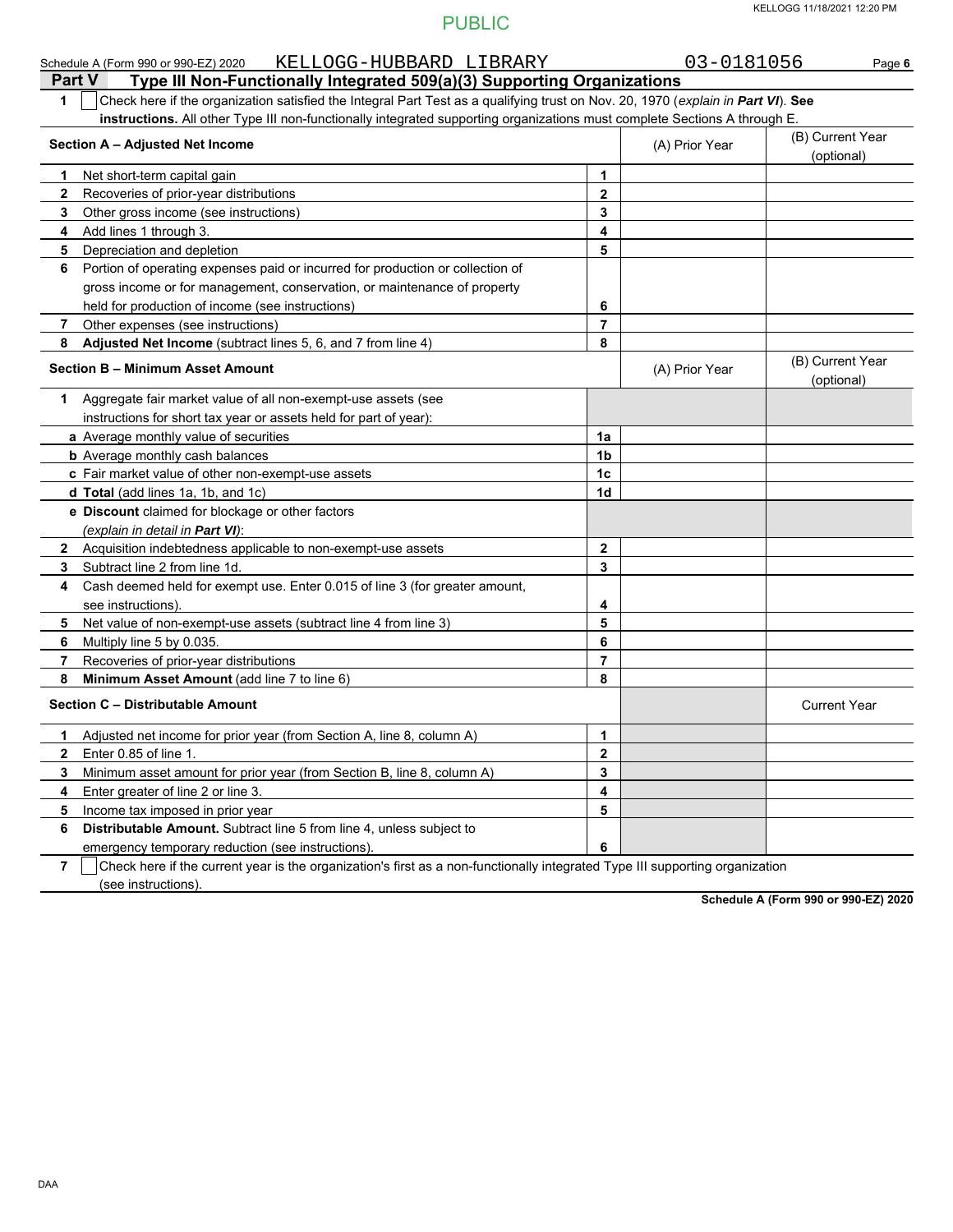PUBLIC

Schedule A (Form 990 or 990-EZ) 2020 KELLOGG-HUBBARD LIBRARY 03-0181056 Page 6

## Part V Type III Non-Functionally Integrated 509(a)(3) Supporting Organizations

**1** ☐ Check here if the organization satisfied the Integral Part Test as a qualifying trust on Nov. 20, 1970 (*explain in **Part VI***). **See instructions.** All other Type III non-functionally integrated supporting organizations must complete Sections A through E.

| Section A – Adjusted Net Income | | (A) Prior Year | (B) Current Year (optional) |
|---|---|---|---|
| **1** Net short-term capital gain | **1** | | |
| **2** Recoveries of prior-year distributions | **2** | | |
| **3** Other gross income (see instructions) | **3** | | |
| **4** Add lines 1 through 3. | **4** | | |
| **5** Depreciation and depletion | **5** | | |
| **6** Portion of operating expenses paid or incurred for production or collection of gross income or for management, conservation, or maintenance of property held for production of income (see instructions) | **6** | | |
| **7** Other expenses (see instructions) | **7** | | |
| **8** **Adjusted Net Income** (subtract lines 5, 6, and 7 from line 4) | **8** | | |

| Section B – Minimum Asset Amount | | (A) Prior Year | (B) Current Year (optional) |
|---|---|---|---|
| **1** Aggregate fair market value of all non-exempt-use assets (see instructions for short tax year or assets held for part of year): | | | |
| **a** Average monthly value of securities | **1a** | | |
| **b** Average monthly cash balances | **1b** | | |
| **c** Fair market value of other non-exempt-use assets | **1c** | | |
| **d** **Total** (add lines 1a, 1b, and 1c) | **1d** | | |
| **e** **Discount** claimed for blockage or other factors (*explain in detail in **Part VI***): | | | |
| **2** Acquisition indebtedness applicable to non-exempt-use assets | **2** | | |
| **3** Subtract line 2 from line 1d. | **3** | | |
| **4** Cash deemed held for exempt use. Enter 0.015 of line 3 (for greater amount, see instructions). | **4** | | |
| **5** Net value of non-exempt-use assets (subtract line 4 from line 3) | **5** | | |
| **6** Multiply line 5 by 0.035. | **6** | | |
| **7** Recoveries of prior-year distributions | **7** | | |
| **8** **Minimum Asset Amount** (add line 7 to line 6) | **8** | | |

| Section C – Distributable Amount | | | Current Year |
|---|---|---|---|
| **1** Adjusted net income for prior year (from Section A, line 8, column A) | **1** | | |
| **2** Enter 0.85 of line 1. | **2** | | |
| **3** Minimum asset amount for prior year (from Section B, line 8, column A) | **3** | | |
| **4** Enter greater of line 2 or line 3. | **4** | | |
| **5** Income tax imposed in prior year | **5** | | |
| **6** **Distributable Amount.** Subtract line 5 from line 4, unless subject to emergency temporary reduction (see instructions). | **6** | | |

**7** ☐ Check here if the current year is the organization's first as a non-functionally integrated Type III supporting organization (see instructions).

**Schedule A (Form 990 or 990-EZ) 2020**

DAA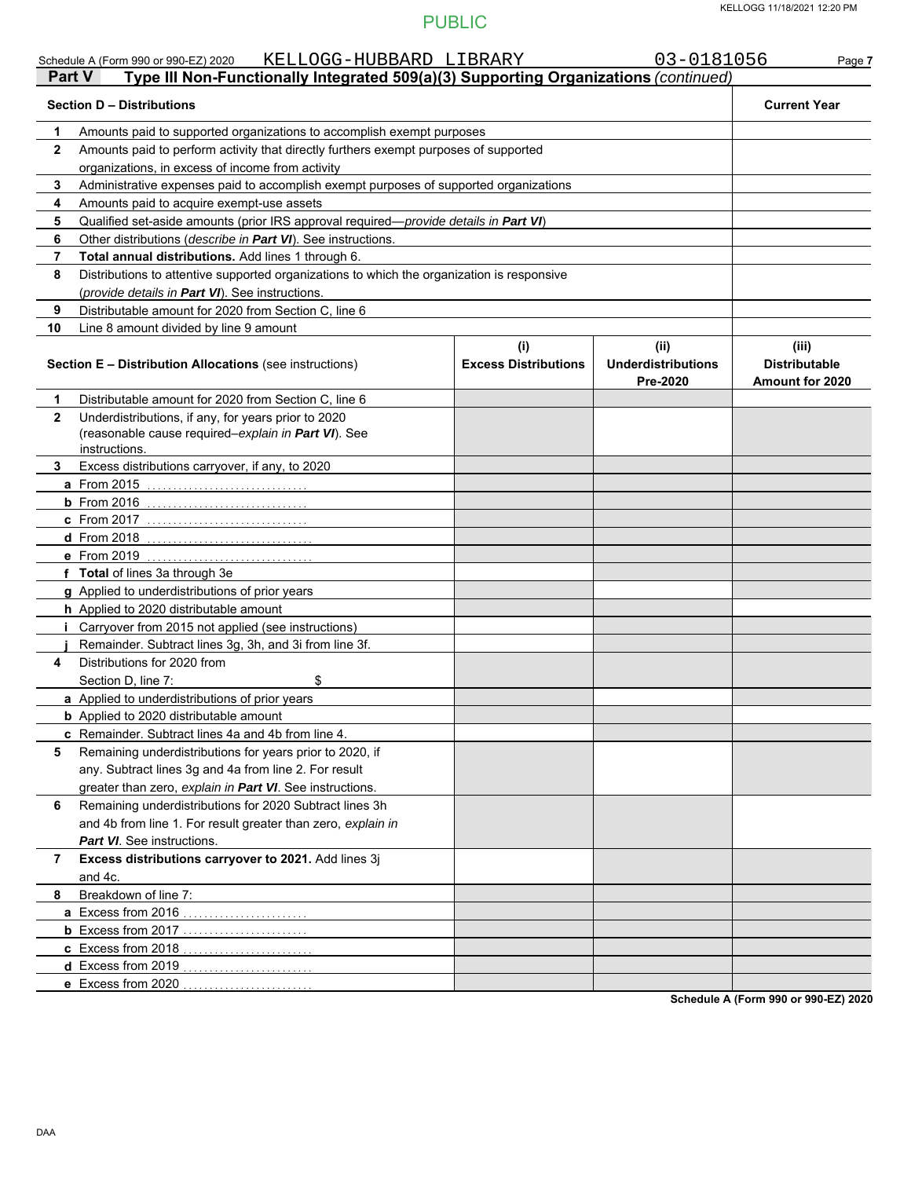PUBLIC

Schedule A (Form 990 or 990-EZ) 2020 KELLOGG-HUBBARD LIBRARY 03-0181056 Page 7

## Part V Type III Non-Functionally Integrated 509(a)(3) Supporting Organizations *(continued)*

| Section D – Distributions | | Current Year |
|---|---|---|
| 1 | Amounts paid to supported organizations to accomplish exempt purposes | |
| 2 | Amounts paid to perform activity that directly furthers exempt purposes of supported organizations, in excess of income from activity | |
| 3 | Administrative expenses paid to accomplish exempt purposes of supported organizations | |
| 4 | Amounts paid to acquire exempt-use assets | |
| 5 | Qualified set-aside amounts (prior IRS approval required—*provide details in **Part VI***) | |
| 6 | Other distributions (*describe in **Part VI***). See instructions. | |
| 7 | **Total annual distributions.** Add lines 1 through 6. | |
| 8 | Distributions to attentive supported organizations to which the organization is responsive (*provide details in **Part VI***). See instructions. | |
| 9 | Distributable amount for 2020 from Section C, line 6 | |
| 10 | Line 8 amount divided by line 9 amount | |

| Section E – Distribution Allocations (see instructions) | | (i) Excess Distributions | (ii) Underdistributions Pre-2020 | (iii) Distributable Amount for 2020 |
|---|---|---|---|---|
| 1 | Distributable amount for 2020 from Section C, line 6 | | | |
| 2 | Underdistributions, if any, for years prior to 2020 (reasonable cause required–*explain in **Part VI***). See instructions. | | | |
| 3 | Excess distributions carryover, if any, to 2020 | | | |
| a | From 2015 | | | |
| b | From 2016 | | | |
| c | From 2017 | | | |
| d | From 2018 | | | |
| e | From 2019 | | | |
| f | **Total** of lines 3a through 3e | | | |
| g | Applied to underdistributions of prior years | | | |
| h | Applied to 2020 distributable amount | | | |
| i | Carryover from 2015 not applied (see instructions) | | | |
| j | Remainder. Subtract lines 3g, 3h, and 3i from line 3f. | | | |
| 4 | Distributions for 2020 from Section D, line 7: $ | | | |
| a | Applied to underdistributions of prior years | | | |
| b | Applied to 2020 distributable amount | | | |
| c | Remainder. Subtract lines 4a and 4b from line 4. | | | |
| 5 | Remaining underdistributions for years prior to 2020, if any. Subtract lines 3g and 4a from line 2. For result greater than zero, *explain in **Part VI***. See instructions. | | | |
| 6 | Remaining underdistributions for 2020 Subtract lines 3h and 4b from line 1. For result greater than zero, *explain in **Part VI***. See instructions. | | | |
| 7 | **Excess distributions carryover to 2021.** Add lines 3j and 4c. | | | |
| 8 | Breakdown of line 7: | | | |
| a | Excess from 2016 | | | |
| b | Excess from 2017 | | | |
| c | Excess from 2018 | | | |
| d | Excess from 2019 | | | |
| e | Excess from 2020 | | | |

**Schedule A (Form 990 or 990-EZ) 2020**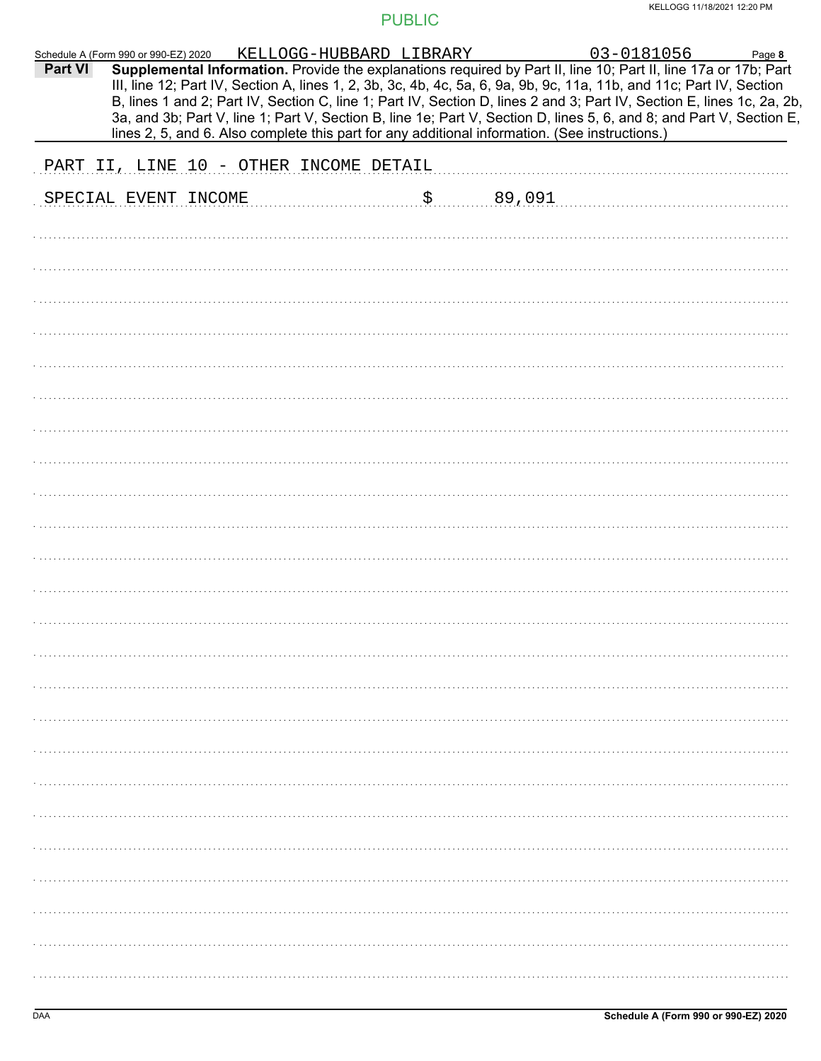PUBLIC

Schedule A (Form 990 or 990-EZ) 2020 KELLOGG-HUBBARD LIBRARY 03-0181056 Page **8**

**Part VI** **Supplemental Information.** Provide the explanations required by Part II, line 10; Part II, line 17a or 17b; Part III, line 12; Part IV, Section A, lines 1, 2, 3b, 3c, 4b, 4c, 5a, 6, 9a, 9b, 9c, 11a, 11b, and 11c; Part IV, Section B, lines 1 and 2; Part IV, Section C, line 1; Part IV, Section D, lines 2 and 3; Part IV, Section E, lines 1c, 2a, 2b, 3a, and 3b; Part V, line 1; Part V, Section B, line 1e; Part V, Section D, lines 5, 6, and 8; and Part V, Section E, lines 2, 5, and 6. Also complete this part for any additional information. (See instructions.)

PART II, LINE 10 - OTHER INCOME DETAIL

SPECIAL EVENT INCOME $ 89,091

**Schedule A (Form 990 or 990-EZ) 2020**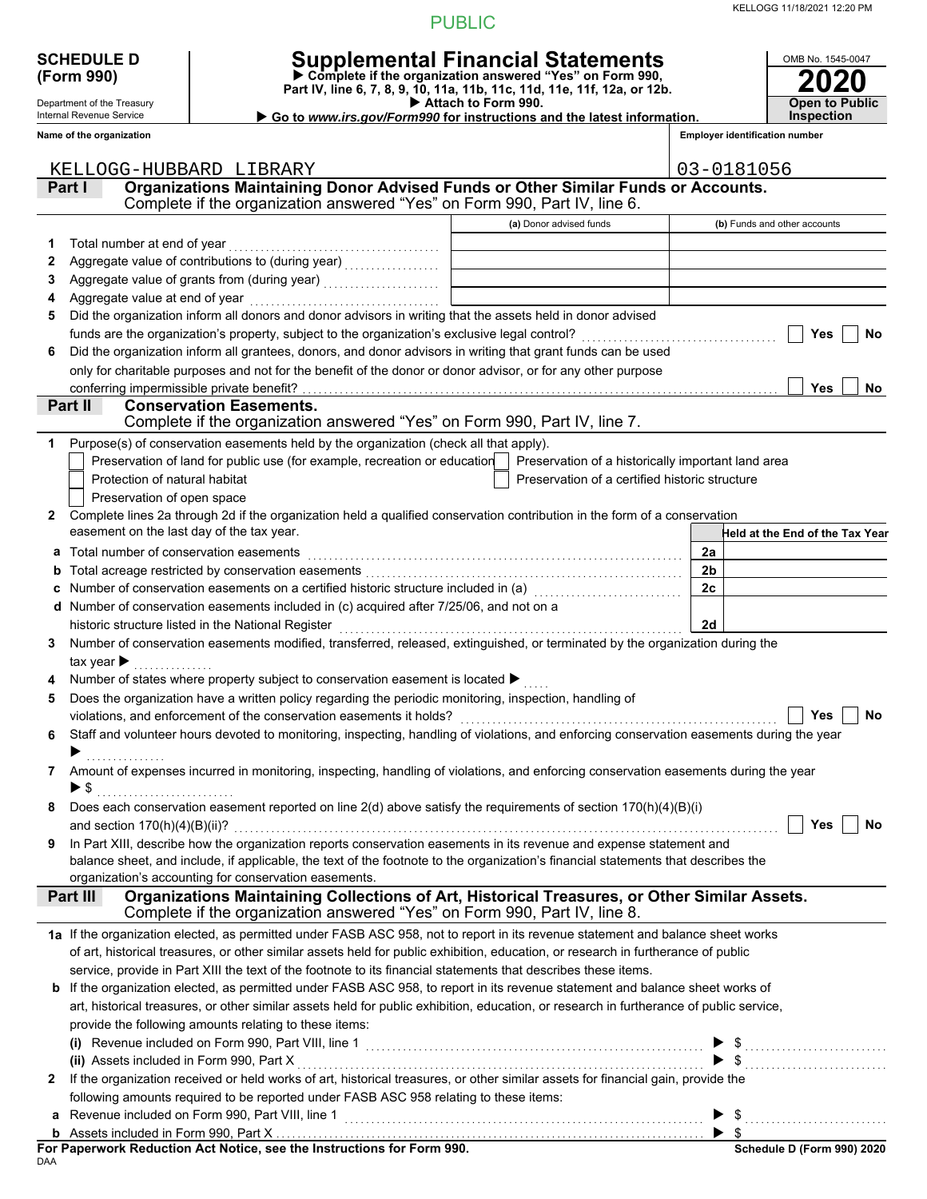PUBLIC

**SCHEDULE D (Form 990)**

Department of the Treasury
Internal Revenue Service

# Supplemental Financial Statements

▶ **Complete if the organization answered "Yes" on Form 990, Part IV, line 6, 7, 8, 9, 10, 11a, 11b, 11c, 11d, 11e, 11f, 12a, or 12b.**
▶ **Attach to Form 990.**
▶ **Go to *www.irs.gov/Form990* for instructions and the latest information.**

OMB No. 1545-0047
**2020**
**Open to Public Inspection**

**Name of the organization:** KELLOGG-HUBBARD LIBRARY
**Employer identification number:** 03-0181056

## Part I Organizations Maintaining Donor Advised Funds or Other Similar Funds or Accounts.
Complete if the organization answered "Yes" on Form 990, Part IV, line 6.

| | | (a) Donor advised funds | (b) Funds and other accounts |
|---|---|---|---|
| 1 | Total number at end of year | | |
| 2 | Aggregate value of contributions to (during year) | | |
| 3 | Aggregate value of grants from (during year) | | |
| 4 | Aggregate value at end of year | | |

5 Did the organization inform all donors and donor advisors in writing that the assets held in donor advised funds are the organization's property, subject to the organization's exclusive legal control? ☐ Yes ☐ No

6 Did the organization inform all grantees, donors, and donor advisors in writing that grant funds can be used only for charitable purposes and not for the benefit of the donor or donor advisor, or for any other purpose conferring impermissible private benefit? ☐ Yes ☐ No

## Part II Conservation Easements.
Complete if the organization answered "Yes" on Form 990, Part IV, line 7.

1 Purpose(s) of conservation easements held by the organization (check all that apply).

- ☐ Preservation of land for public use (for example, recreation or education)
- ☐ Preservation of a historically important land area
- ☐ Protection of natural habitat
- ☐ Preservation of a certified historic structure
- ☐ Preservation of open space

2 Complete lines 2a through 2d if the organization held a qualified conservation contribution in the form of a conservation easement on the last day of the tax year.

| | | | Held at the End of the Tax Year |
|---|---|---|---|
| a | Total number of conservation easements | 2a | |
| b | Total acreage restricted by conservation easements | 2b | |
| c | Number of conservation easements on a certified historic structure included in (a) | 2c | |
| d | Number of conservation easements included in (c) acquired after 7/25/06, and not on a historic structure listed in the National Register | 2d | |

3 Number of conservation easements modified, transferred, released, extinguished, or terminated by the organization during the tax year ▶

4 Number of states where property subject to conservation easement is located ▶

5 Does the organization have a written policy regarding the periodic monitoring, inspection, handling of violations, and enforcement of the conservation easements it holds? ☐ Yes ☐ No

6 Staff and volunteer hours devoted to monitoring, inspecting, handling of violations, and enforcing conservation easements during the year ▶

7 Amount of expenses incurred in monitoring, inspecting, handling of violations, and enforcing conservation easements during the year ▶ $

8 Does each conservation easement reported on line 2(d) above satisfy the requirements of section 170(h)(4)(B)(i) and section 170(h)(4)(B)(ii)? ☐ Yes ☐ No

9 In Part XIII, describe how the organization reports conservation easements in its revenue and expense statement and balance sheet, and include, if applicable, the text of the footnote to the organization's financial statements that describes the organization's accounting for conservation easements.

## Part III Organizations Maintaining Collections of Art, Historical Treasures, or Other Similar Assets.
Complete if the organization answered "Yes" on Form 990, Part IV, line 8.

1a If the organization elected, as permitted under FASB ASC 958, not to report in its revenue statement and balance sheet works of art, historical treasures, or other similar assets held for public exhibition, education, or research in furtherance of public service, provide in Part XIII the text of the footnote to its financial statements that describes these items.

b If the organization elected, as permitted under FASB ASC 958, to report in its revenue statement and balance sheet works of art, historical treasures, or other similar assets held for public exhibition, education, or research in furtherance of public service, provide the following amounts relating to these items:

(i) Revenue included on Form 990, Part VIII, line 1 ▶ $

(ii) Assets included in Form 990, Part X ▶ $

2 If the organization received or held works of art, historical treasures, or other similar assets for financial gain, provide the following amounts required to be reported under FASB ASC 958 relating to these items:

a Revenue included on Form 990, Part VIII, line 1 ▶ $

b Assets included in Form 990, Part X ▶ $

**For Paperwork Reduction Act Notice, see the Instructions for Form 990.**
DAA
**Schedule D (Form 990) 2020**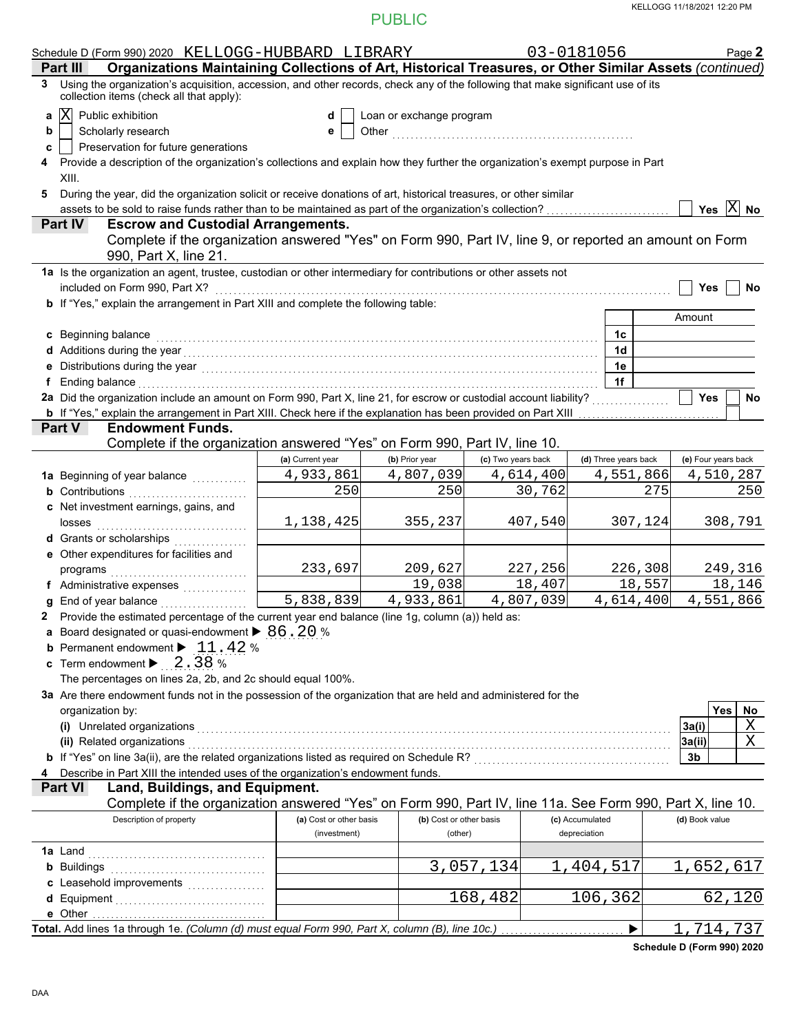PUBLIC

Schedule D (Form 990) 2020 KELLOGG-HUBBARD LIBRARY 03-0181056 Page **2**

**Part III — Organizations Maintaining Collections of Art, Historical Treasures, or Other Similar Assets** *(continued)*

**3** Using the organization's acquisition, accession, and other records, check any of the following that make significant use of its collection items (check all that apply):

- **a** [X] Public exhibition
- **b** [ ] Scholarly research
- **c** [ ] Preservation for future generations
- **d** [ ] Loan or exchange program
- **e** [ ] Other

**4** Provide a description of the organization's collections and explain how they further the organization's exempt purpose in Part XIII.

**5** During the year, did the organization solicit or receive donations of art, historical treasures, or other similar assets to be sold to raise funds rather than to be maintained as part of the organization's collection? [ ] Yes [X] No

**Part IV — Escrow and Custodial Arrangements.**

Complete if the organization answered "Yes" on Form 990, Part IV, line 9, or reported an amount on Form 990, Part X, line 21.

**1a** Is the organization an agent, trustee, custodian or other intermediary for contributions or other assets not included on Form 990, Part X? [ ] Yes [ ] No

**b** If "Yes," explain the arrangement in Part XIII and complete the following table:

| | | Amount |
|---|---|---|
| **c** Beginning balance | 1c | |
| **d** Additions during the year | 1d | |
| **e** Distributions during the year | 1e | |
| **f** Ending balance | 1f | |

**2a** Did the organization include an amount on Form 990, Part X, line 21, for escrow or custodial account liability? [ ] Yes [ ] No

**b** If "Yes," explain the arrangement in Part XIII. Check here if the explanation has been provided on Part XIII [ ]

**Part V — Endowment Funds.**

Complete if the organization answered "Yes" on Form 990, Part IV, line 10.

| | (a) Current year | (b) Prior year | (c) Two years back | (d) Three years back | (e) Four years back |
|---|---|---|---|---|---|
| **1a** Beginning of year balance | 4,933,861 | 4,807,039 | 4,614,400 | 4,551,866 | 4,510,287 |
| **b** Contributions | 250 | 250 | 30,762 | 275 | 250 |
| **c** Net investment earnings, gains, and losses | 1,138,425 | 355,237 | 407,540 | 307,124 | 308,791 |
| **d** Grants or scholarships | | | | | |
| **e** Other expenditures for facilities and programs | 233,697 | 209,627 | 227,256 | 226,308 | 249,316 |
| **f** Administrative expenses | | 19,038 | 18,407 | 18,557 | 18,146 |
| **g** End of year balance | 5,838,839 | 4,933,861 | 4,807,039 | 4,614,400 | 4,551,866 |

**2** Provide the estimated percentage of the current year end balance (line 1g, column (a)) held as:

- **a** Board designated or quasi-endowment ▶ 86.20 %
- **b** Permanent endowment ▶ 11.42 %
- **c** Term endowment ▶ 2.38 %

The percentages on lines 2a, 2b, and 2c should equal 100%.

**3a** Are there endowment funds not in the possession of the organization that are held and administered for the organization by:

| | | Yes | No |
|---|---|---|---|
| **(i)** Unrelated organizations | 3a(i) | | X |
| **(ii)** Related organizations | 3a(ii) | | X |
| **b** If "Yes" on line 3a(ii), are the related organizations listed as required on Schedule R? | 3b | | |

**4** Describe in Part XIII the intended uses of the organization's endowment funds.

**Part VI — Land, Buildings, and Equipment.**

Complete if the organization answered "Yes" on Form 990, Part IV, line 11a. See Form 990, Part X, line 10.

| Description of property | (a) Cost or other basis (investment) | (b) Cost or other basis (other) | (c) Accumulated depreciation | (d) Book value |
|---|---|---|---|---|
| **1a** Land | | | | |
| **b** Buildings | | 3,057,134 | 1,404,517 | 1,652,617 |
| **c** Leasehold improvements | | | | |
| **d** Equipment | | 168,482 | 106,362 | 62,120 |
| **e** Other | | | | |
| **Total.** Add lines 1a through 1e. *(Column (d) must equal Form 990, Part X, column (B), line 10c.)* ▶ | | | | 1,714,737 |

**Schedule D (Form 990) 2020**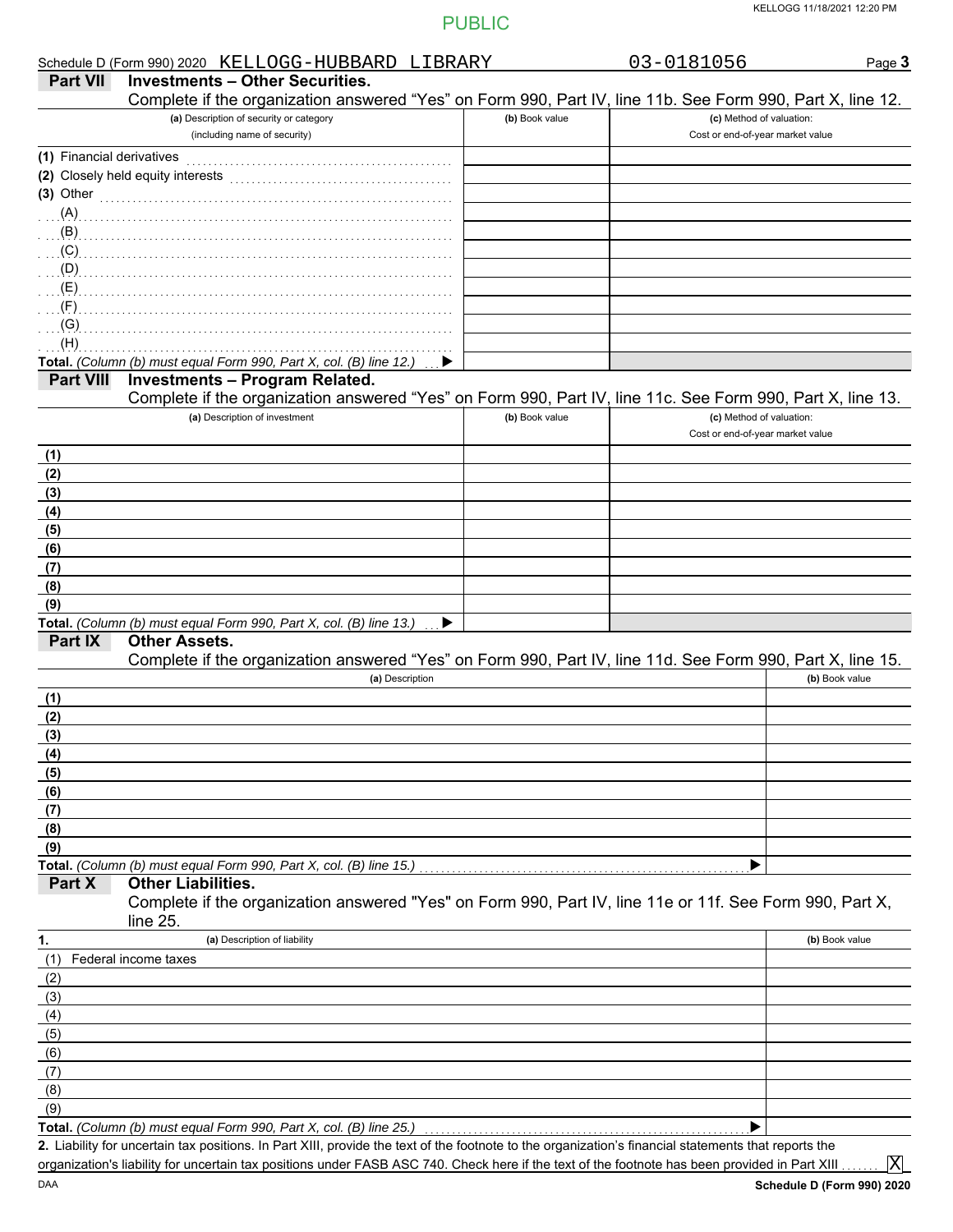PUBLIC

Schedule D (Form 990) 2020 KELLOGG-HUBBARD LIBRARY 03-0181056 Page **3**

**Part VII Investments – Other Securities.**

Complete if the organization answered "Yes" on Form 990, Part IV, line 11b. See Form 990, Part X, line 12.

| (a) Description of security or category (including name of security) | (b) Book value | (c) Method of valuation: Cost or end-of-year market value |
|---|---|---|
| (1) Financial derivatives | | |
| (2) Closely held equity interests | | |
| (3) Other | | |
| (A) | | |
| (B) | | |
| (C) | | |
| (D) | | |
| (E) | | |
| (F) | | |
| (G) | | |
| (H) | | |
| **Total.** *(Column (b) must equal Form 990, Part X, col. (B) line 12.)* ▶ | | |

**Part VIII Investments – Program Related.**

Complete if the organization answered "Yes" on Form 990, Part IV, line 11c. See Form 990, Part X, line 13.

| (a) Description of investment | (b) Book value | (c) Method of valuation: Cost or end-of-year market value |
|---|---|---|
| (1) | | |
| (2) | | |
| (3) | | |
| (4) | | |
| (5) | | |
| (6) | | |
| (7) | | |
| (8) | | |
| (9) | | |
| **Total.** *(Column (b) must equal Form 990, Part X, col. (B) line 13.)* ▶ | | |

**Part IX Other Assets.**

Complete if the organization answered "Yes" on Form 990, Part IV, line 11d. See Form 990, Part X, line 15.

| (a) Description | (b) Book value |
|---|---|
| (1) | |
| (2) | |
| (3) | |
| (4) | |
| (5) | |
| (6) | |
| (7) | |
| (8) | |
| (9) | |
| **Total.** *(Column (b) must equal Form 990, Part X, col. (B) line 15.)* ▶ | |

**Part X Other Liabilities.**

Complete if the organization answered "Yes" on Form 990, Part IV, line 11e or 11f. See Form 990, Part X, line 25.

| 1. (a) Description of liability | (b) Book value |
|---|---|
| (1) Federal income taxes | |
| (2) | |
| (3) | |
| (4) | |
| (5) | |
| (6) | |
| (7) | |
| (8) | |
| (9) | |
| **Total.** *(Column (b) must equal Form 990, Part X, col. (B) line 25.)* ▶ | |

**2.** Liability for uncertain tax positions. In Part XIII, provide the text of the footnote to the organization's financial statements that reports the organization's liability for uncertain tax positions under FASB ASC 740. Check here if the text of the footnote has been provided in Part XIII ....... [X]

DAA **Schedule D (Form 990) 2020**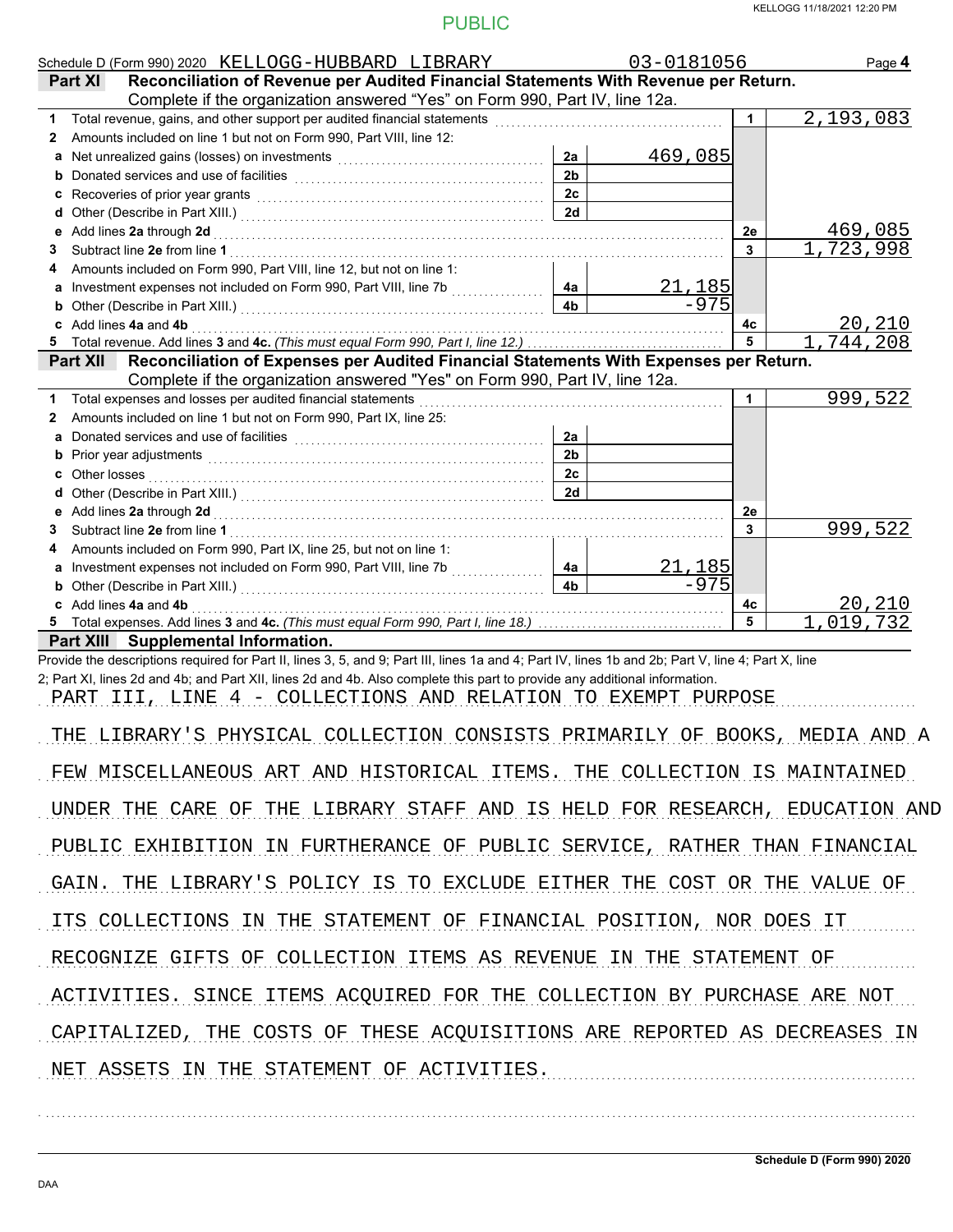PUBLIC

Schedule D (Form 990) 2020 KELLOGG-HUBBARD LIBRARY 03-0181056 Page **4**

**Part XI Reconciliation of Revenue per Audited Financial Statements With Revenue per Return.** Complete if the organization answered "Yes" on Form 990, Part IV, line 12a.

| | | | | | |
|---|---|---|---|---|---|
| **1** | Total revenue, gains, and other support per audited financial statements | | | 1 | 2,193,083 |
| **2** | Amounts included on line 1 but not on Form 990, Part VIII, line 12: | | | | |
| **a** | Net unrealized gains (losses) on investments | 2a | 469,085 | | |
| **b** | Donated services and use of facilities | 2b | | | |
| **c** | Recoveries of prior year grants | 2c | | | |
| **d** | Other (Describe in Part XIII.) | 2d | | | |
| **e** | Add lines **2a** through **2d** | | | 2e | 469,085 |
| **3** | Subtract line **2e** from line **1** | | | 3 | 1,723,998 |
| **4** | Amounts included on Form 990, Part VIII, line 12, but not on line 1: | | | | |
| **a** | Investment expenses not included on Form 990, Part VIII, line 7b | 4a | 21,185 | | |
| **b** | Other (Describe in Part XIII.) | 4b | -975 | | |
| **c** | Add lines **4a** and **4b** | | | 4c | 20,210 |
| **5** | Total revenue. Add lines **3** and **4c.** *(This must equal Form 990, Part I, line 12.)* | | | 5 | 1,744,208 |

**Part XII Reconciliation of Expenses per Audited Financial Statements With Expenses per Return.** Complete if the organization answered "Yes" on Form 990, Part IV, line 12a.

| | | | | | |
|---|---|---|---|---|---|
| **1** | Total expenses and losses per audited financial statements | | | 1 | 999,522 |
| **2** | Amounts included on line 1 but not on Form 990, Part IX, line 25: | | | | |
| **a** | Donated services and use of facilities | 2a | | | |
| **b** | Prior year adjustments | 2b | | | |
| **c** | Other losses | 2c | | | |
| **d** | Other (Describe in Part XIII.) | 2d | | | |
| **e** | Add lines **2a** through **2d** | | | 2e | |
| **3** | Subtract line **2e** from line **1** | | | 3 | 999,522 |
| **4** | Amounts included on Form 990, Part IX, line 25, but not on line 1: | | | | |
| **a** | Investment expenses not included on Form 990, Part VIII, line 7b | 4a | 21,185 | | |
| **b** | Other (Describe in Part XIII.) | 4b | -975 | | |
| **c** | Add lines **4a** and **4b** | | | 4c | 20,210 |
| **5** | Total expenses. Add lines **3** and **4c.** *(This must equal Form 990, Part I, line 18.)* | | | 5 | 1,019,732 |

**Part XIII Supplemental Information.**

Provide the descriptions required for Part II, lines 3, 5, and 9; Part III, lines 1a and 4; Part IV, lines 1b and 2b; Part V, line 4; Part X, line 2; Part XI, lines 2d and 4b; and Part XII, lines 2d and 4b. Also complete this part to provide any additional information.

PART III, LINE 4 - COLLECTIONS AND RELATION TO EXEMPT PURPOSE

THE LIBRARY'S PHYSICAL COLLECTION CONSISTS PRIMARILY OF BOOKS, MEDIA AND A FEW MISCELLANEOUS ART AND HISTORICAL ITEMS. THE COLLECTION IS MAINTAINED UNDER THE CARE OF THE LIBRARY STAFF AND IS HELD FOR RESEARCH, EDUCATION AND PUBLIC EXHIBITION IN FURTHERANCE OF PUBLIC SERVICE, RATHER THAN FINANCIAL GAIN. THE LIBRARY'S POLICY IS TO EXCLUDE EITHER THE COST OR THE VALUE OF ITS COLLECTIONS IN THE STATEMENT OF FINANCIAL POSITION, NOR DOES IT RECOGNIZE GIFTS OF COLLECTION ITEMS AS REVENUE IN THE STATEMENT OF ACTIVITIES. SINCE ITEMS ACQUIRED FOR THE COLLECTION BY PURCHASE ARE NOT CAPITALIZED, THE COSTS OF THESE ACQUISITIONS ARE REPORTED AS DECREASES IN NET ASSETS IN THE STATEMENT OF ACTIVITIES.

Schedule D (Form 990) 2020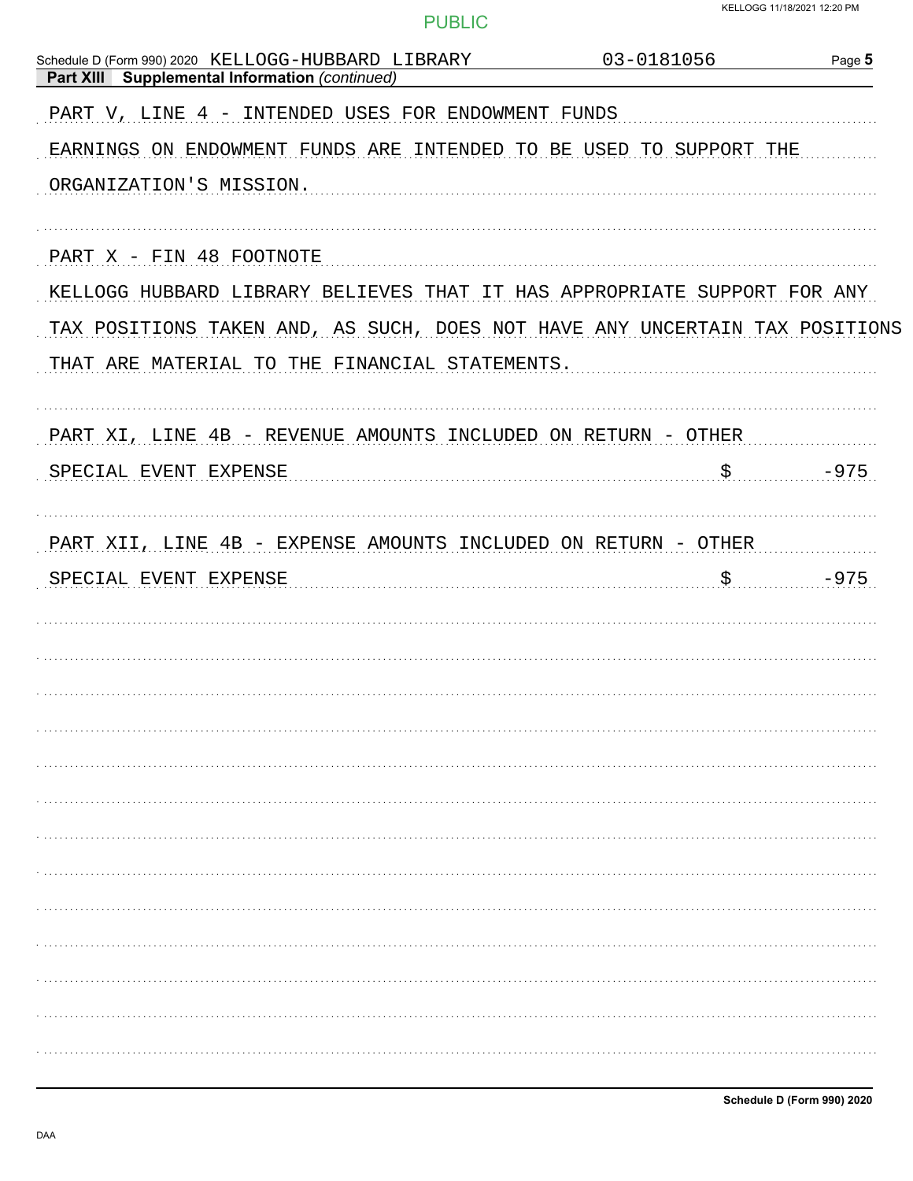Schedule D (Form 990) 2020 KELLOGG-HUBBARD LIBRARY 03-0181056

**Part XIII Supplemental Information** *(continued)*

PART V, LINE 4 - INTENDED USES FOR ENDOWMENT FUNDS

EARNINGS ON ENDOWMENT FUNDS ARE INTENDED TO BE USED TO SUPPORT THE ORGANIZATION'S MISSION.

PART X - FIN 48 FOOTNOTE

KELLOGG HUBBARD LIBRARY BELIEVES THAT IT HAS APPROPRIATE SUPPORT FOR ANY TAX POSITIONS TAKEN AND, AS SUCH, DOES NOT HAVE ANY UNCERTAIN TAX POSITIONS THAT ARE MATERIAL TO THE FINANCIAL STATEMENTS.

PART XI, LINE 4B - REVENUE AMOUNTS INCLUDED ON RETURN - OTHER

| SPECIAL EVENT EXPENSE | $ | -975 |
|---|---|---|

PART XII, LINE 4B - EXPENSE AMOUNTS INCLUDED ON RETURN - OTHER

| SPECIAL EVENT EXPENSE | $ | -975 |
|---|---|---|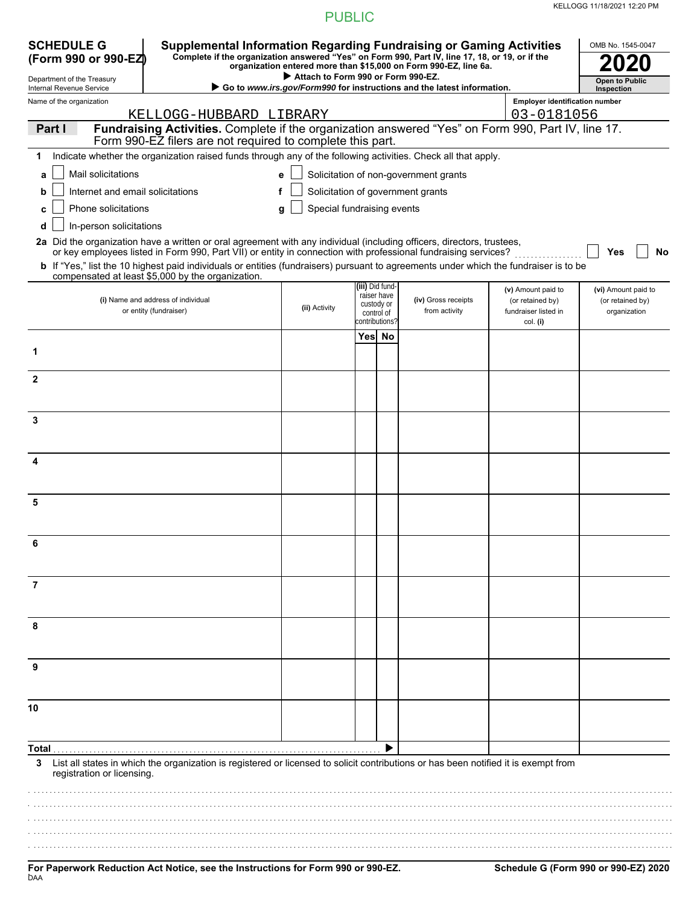PUBLIC

**SCHEDULE G (Form 990 or 990-EZ)**

Department of the Treasury
Internal Revenue Service

# Supplemental Information Regarding Fundraising or Gaming Activities

**Complete if the organization answered "Yes" on Form 990, Part IV, line 17, 18, or 19, or if the organization entered more than $15,000 on Form 990-EZ, line 6a.**

▶ **Attach to Form 990 or Form 990-EZ.**

▶ **Go to *www.irs.gov/Form990* for instructions and the latest information.**

OMB No. 1545-0047

**2020**

**Open to Public Inspection**

Name of the organization: KELLOGG-HUBBARD LIBRARY

Employer identification number: 03-0181056

**Part I** **Fundraising Activities.** Complete if the organization answered "Yes" on Form 990, Part IV, line 17. Form 990-EZ filers are not required to complete this part.

**1** Indicate whether the organization raised funds through any of the following activities. Check all that apply.

- **a** ☐ Mail solicitations
- **b** ☐ Internet and email solicitations
- **c** ☐ Phone solicitations
- **d** ☐ In-person solicitations
- **e** ☐ Solicitation of non-government grants
- **f** ☐ Solicitation of government grants
- **g** ☐ Special fundraising events

**2a** Did the organization have a written or oral agreement with any individual (including officers, directors, trustees, or key employees listed in Form 990, Part VII) or entity in connection with professional fundraising services? ☐ **Yes** ☐ **No**

**b** If "Yes," list the 10 highest paid individuals or entities (fundraisers) pursuant to agreements under which the fundraiser is to be compensated at least $5,000 by the organization.

| | (i) Name and address of individual or entity (fundraiser) | (ii) Activity | (iii) Did fundraiser have custody or control of contributions? Yes | No | (iv) Gross receipts from activity | (v) Amount paid to (or retained by) fundraiser listed in col. (i) | (vi) Amount paid to (or retained by) organization |
|---|---|---|---|---|---|---|---|
| 1 | | | | | | | |
| 2 | | | | | | | |
| 3 | | | | | | | |
| 4 | | | | | | | |
| 5 | | | | | | | |
| 6 | | | | | | | |
| 7 | | | | | | | |
| 8 | | | | | | | |
| 9 | | | | | | | |
| 10 | | | | | | | |
| **Total** | | | | ▶ | | | |

**3** List all states in which the organization is registered or licensed to solicit contributions or has been notified it is exempt from registration or licensing.

**For Paperwork Reduction Act Notice, see the Instructions for Form 990 or 990-EZ.**

DAA

**Schedule G (Form 990 or 990-EZ) 2020**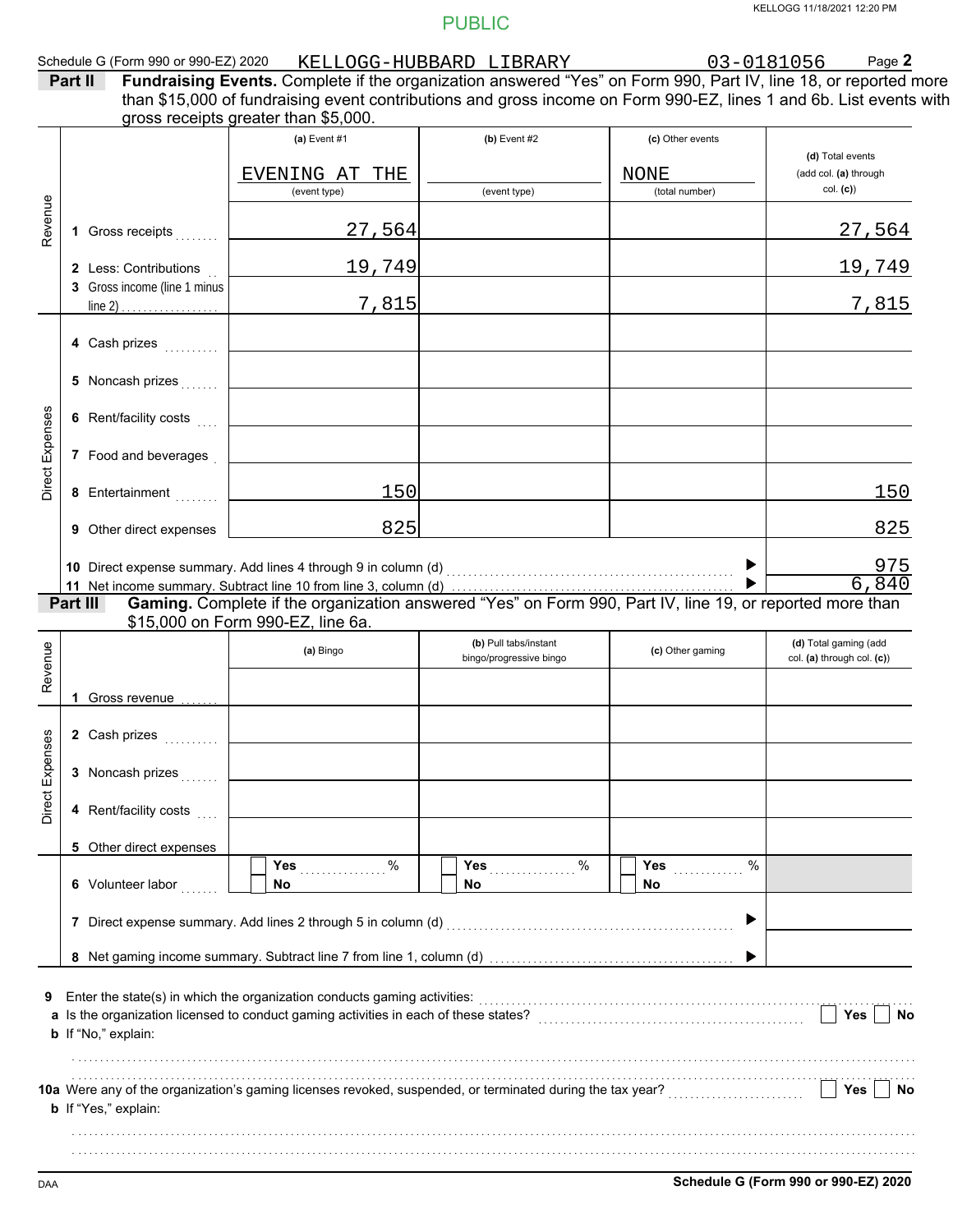PUBLIC

Schedule G (Form 990 or 990-EZ) 2020 KELLOGG-HUBBARD LIBRARY 03-0181056

**Part II** **Fundraising Events.** Complete if the organization answered "Yes" on Form 990, Part IV, line 18, or reported more than $15,000 of fundraising event contributions and gross income on Form 990-EZ, lines 1 and 6b. List events with gross receipts greater than $5,000.

| | | (a) Event #1 | (b) Event #2 | (c) Other events | (d) Total events (add col. (a) through col. (c)) |
|---|---|---|---|---|---|
| | | EVENING AT THE (event type) | (event type) | NONE (total number) | |
| Revenue | 1 Gross receipts | 27,564 | | | 27,564 |
| | 2 Less: Contributions | 19,749 | | | 19,749 |
| | 3 Gross income (line 1 minus line 2) | 7,815 | | | 7,815 |
| Direct Expenses | 4 Cash prizes | | | | |
| | 5 Noncash prizes | | | | |
| | 6 Rent/facility costs | | | | |
| | 7 Food and beverages | | | | |
| | 8 Entertainment | 150 | | | 150 |
| | 9 Other direct expenses | 825 | | | 825 |
| | 10 Direct expense summary. Add lines 4 through 9 in column (d) | | | | 975 |
| | 11 Net income summary. Subtract line 10 from line 3, column (d) | | | | 6,840 |

**Part III** **Gaming.** Complete if the organization answered "Yes" on Form 990, Part IV, line 19, or reported more than $15,000 on Form 990-EZ, line 6a.

| | | (a) Bingo | (b) Pull tabs/instant bingo/progressive bingo | (c) Other gaming | (d) Total gaming (add col. (a) through col. (c)) |
|---|---|---|---|---|---|
| Revenue | 1 Gross revenue | | | | |
| Direct Expenses | 2 Cash prizes | | | | |
| | 3 Noncash prizes | | | | |
| | 4 Rent/facility costs | | | | |
| | 5 Other direct expenses | | | | |
| | 6 Volunteer labor | Yes ____ % / No | Yes ____ % / No | Yes ____ % / No | |
| | 7 Direct expense summary. Add lines 2 through 5 in column (d) | | | | |
| | 8 Net gaming income summary. Subtract line 7 from line 1, column (d) | | | | |

9 Enter the state(s) in which the organization conducts gaming activities:

a Is the organization licensed to conduct gaming activities in each of these states? Yes No

b If "No," explain:

10a Were any of the organization's gaming licenses revoked, suspended, or terminated during the tax year? Yes No

b If "Yes," explain:

DAA Schedule G (Form 990 or 990-EZ) 2020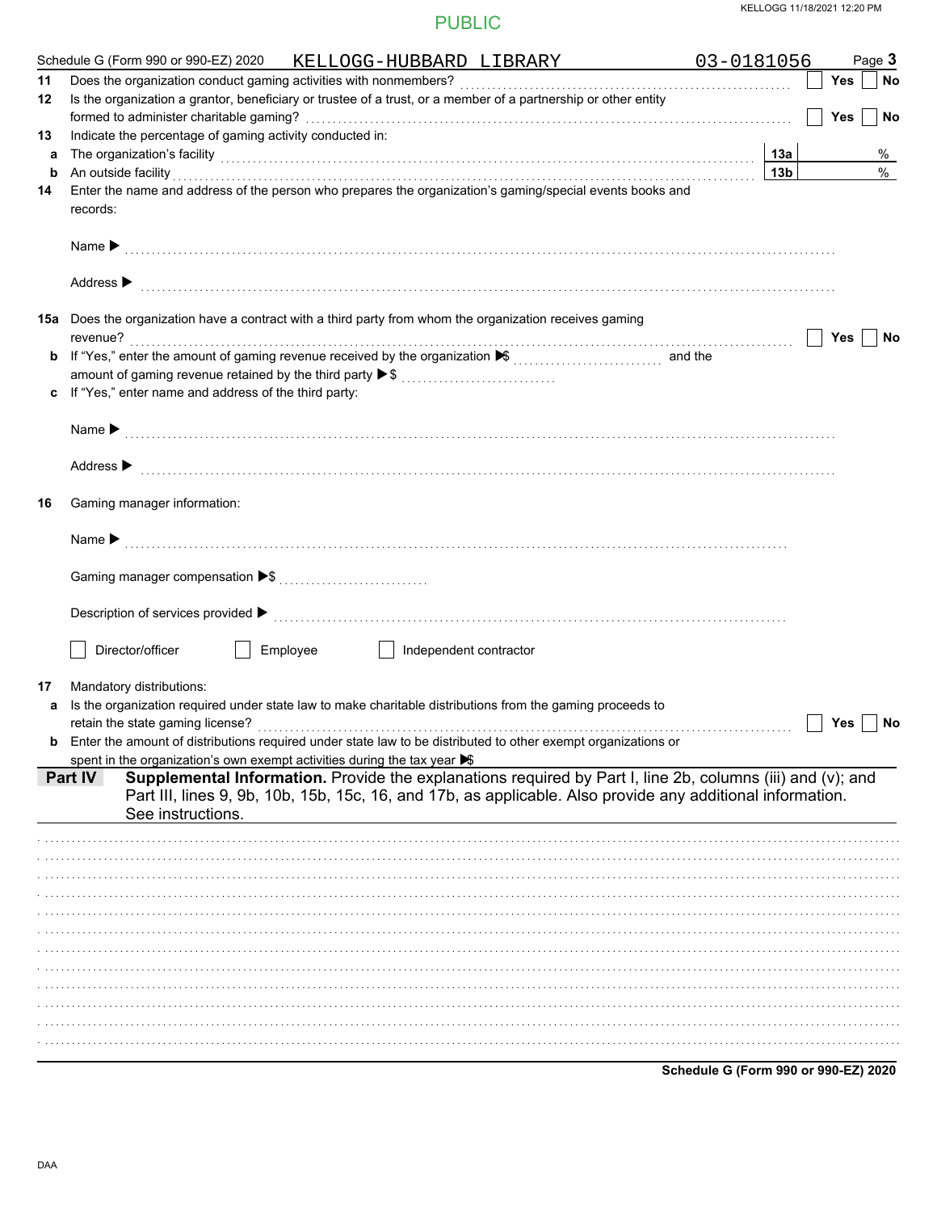PUBLIC

Schedule G (Form 990 or 990-EZ) 2020 KELLOGG-HUBBARD LIBRARY 03-0181056 Page **3**

**11** Does the organization conduct gaming activities with nonmembers? ☐ Yes ☐ No

**12** Is the organization a grantor, beneficiary or trustee of a trust, or a member of a partnership or other entity formed to administer charitable gaming? ☐ Yes ☐ No

**13** Indicate the percentage of gaming activity conducted in:

**a** The organization's facility **13a** %

**b** An outside facility **13b** %

**14** Enter the name and address of the person who prepares the organization's gaming/special events books and records:

Name ▶

Address ▶

**15a** Does the organization have a contract with a third party from whom the organization receives gaming revenue? ☐ Yes ☐ No

**b** If "Yes," enter the amount of gaming revenue received by the organization ▶$ and the amount of gaming revenue retained by the third party ▶$

**c** If "Yes," enter name and address of the third party:

Name ▶

Address ▶

**16** Gaming manager information:

Name ▶

Gaming manager compensation ▶$

Description of services provided ▶

☐ Director/officer ☐ Employee ☐ Independent contractor

**17** Mandatory distributions:

**a** Is the organization required under state law to make charitable distributions from the gaming proceeds to retain the state gaming license? ☐ Yes ☐ No

**b** Enter the amount of distributions required under state law to be distributed to other exempt organizations or spent in the organization's own exempt activities during the tax year ▶$

**Part IV** **Supplemental Information.** Provide the explanations required by Part I, line 2b, columns (iii) and (v); and Part III, lines 9, 9b, 10b, 15b, 15c, 16, and 17b, as applicable. Also provide any additional information. See instructions.

**Schedule G (Form 990 or 990-EZ) 2020**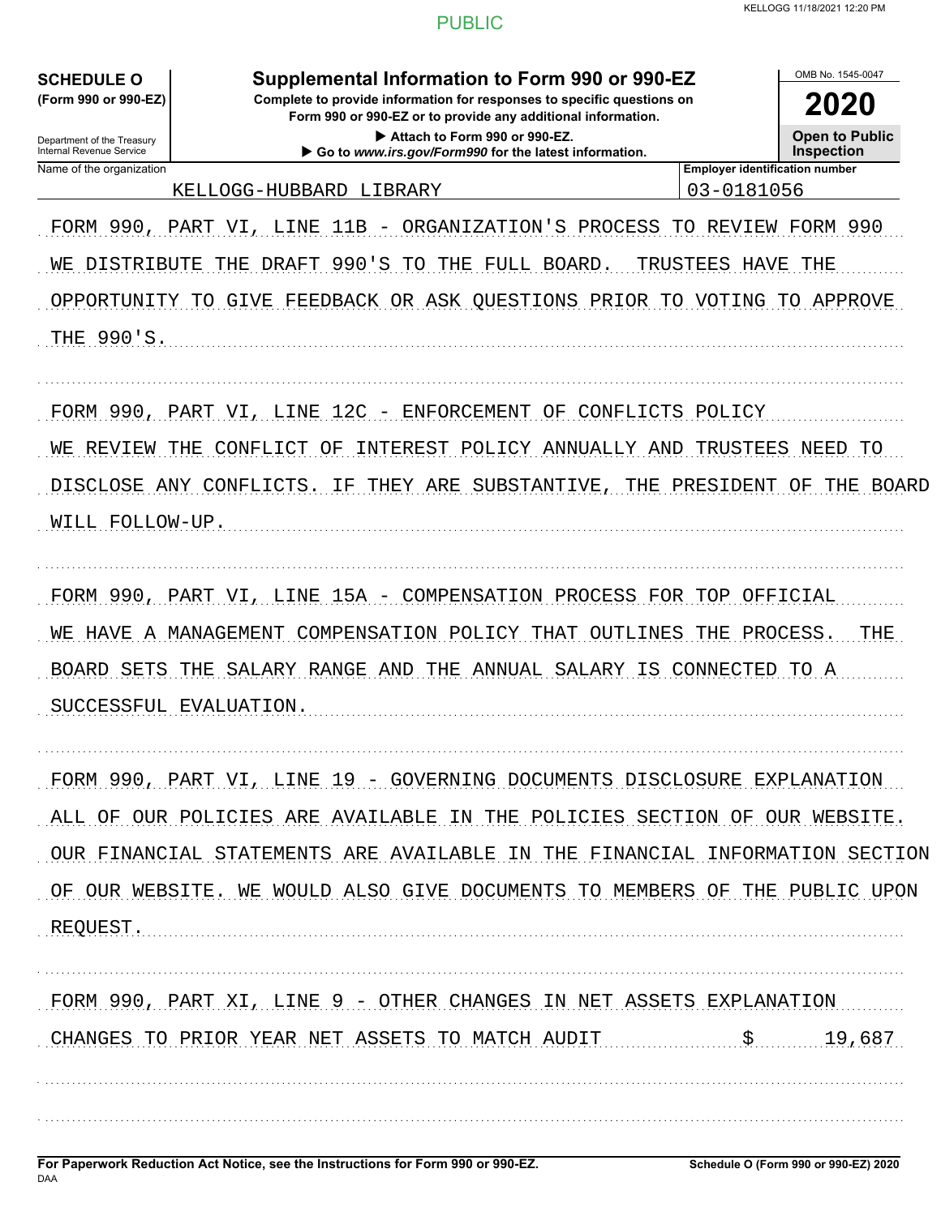PUBLIC

**SCHEDULE O**
**(Form 990 or 990-EZ)**

Department of the Treasury
Internal Revenue Service

# Supplemental Information to Form 990 or 990-EZ

**Complete to provide information for responses to specific questions on Form 990 or 990-EZ or to provide any additional information.**

▶ Attach to Form 990 or 990-EZ.
▶ Go to *www.irs.gov/Form990* for the latest information.

OMB No. 1545-0047

**2020**

**Open to Public Inspection**

| Name of the organization | Employer identification number |
| --- | --- |
| KELLOGG-HUBBARD LIBRARY | 03-0181056 |

FORM 990, PART VI, LINE 11B - ORGANIZATION'S PROCESS TO REVIEW FORM 990

WE DISTRIBUTE THE DRAFT 990'S TO THE FULL BOARD. TRUSTEES HAVE THE OPPORTUNITY TO GIVE FEEDBACK OR ASK QUESTIONS PRIOR TO VOTING TO APPROVE THE 990'S.

FORM 990, PART VI, LINE 12C - ENFORCEMENT OF CONFLICTS POLICY

WE REVIEW THE CONFLICT OF INTEREST POLICY ANNUALLY AND TRUSTEES NEED TO DISCLOSE ANY CONFLICTS. IF THEY ARE SUBSTANTIVE, THE PRESIDENT OF THE BOARD WILL FOLLOW-UP.

FORM 990, PART VI, LINE 15A - COMPENSATION PROCESS FOR TOP OFFICIAL

WE HAVE A MANAGEMENT COMPENSATION POLICY THAT OUTLINES THE PROCESS. THE BOARD SETS THE SALARY RANGE AND THE ANNUAL SALARY IS CONNECTED TO A SUCCESSFUL EVALUATION.

FORM 990, PART VI, LINE 19 - GOVERNING DOCUMENTS DISCLOSURE EXPLANATION

ALL OF OUR POLICIES ARE AVAILABLE IN THE POLICIES SECTION OF OUR WEBSITE. OUR FINANCIAL STATEMENTS ARE AVAILABLE IN THE FINANCIAL INFORMATION SECTION OF OUR WEBSITE. WE WOULD ALSO GIVE DOCUMENTS TO MEMBERS OF THE PUBLIC UPON REQUEST.

FORM 990, PART XI, LINE 9 - OTHER CHANGES IN NET ASSETS EXPLANATION

CHANGES TO PRIOR YEAR NET ASSETS TO MATCH AUDIT $ 19,687

**For Paperwork Reduction Act Notice, see the Instructions for Form 990 or 990-EZ.**
DAA
**Schedule O (Form 990 or 990-EZ) 2020**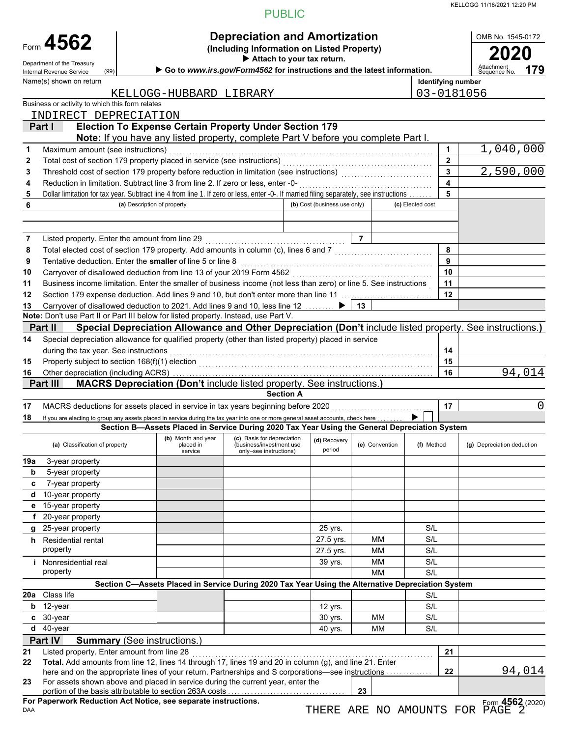KELLOGG 11/18/2021 12:20 PM

PUBLIC

# Form 4562 — Depreciation and Amortization

**(Including Information on Listed Property)**

▶ Attach to your tax return.

▶ Go to *www.irs.gov/Form4562* for instructions and the latest information.

Department of the Treasury, Internal Revenue Service (99)

OMB No. 1545-0172 — **2020** — Attachment Sequence No. **179**

Name(s) shown on return: KELLOGG-HUBBARD LIBRARY

Identifying number: 03-0181056

Business or activity to which this form relates: INDIRECT DEPRECIATION

## Part I — Election To Expense Certain Property Under Section 179

**Note:** If you have any listed property, complete Part V before you complete Part I.

| | | Line | Amount |
|---|---|---|---|
| 1 | Maximum amount (see instructions) | 1 | 1,040,000 |
| 2 | Total cost of section 179 property placed in service (see instructions) | 2 | |
| 3 | Threshold cost of section 179 property before reduction in limitation (see instructions) | 3 | 2,590,000 |
| 4 | Reduction in limitation. Subtract line 3 from line 2. If zero or less, enter -0- | 4 | |
| 5 | Dollar limitation for tax year. Subtract line 4 from line 1. If zero or less, enter -0-. If married filing separately, see instructions | 5 | |

| 6 | (a) Description of property | (b) Cost (business use only) | (c) Elected cost |
|---|---|---|---|
| | | | |
| | | | |

| | | Line | Amount |
|---|---|---|---|
| 7 | Listed property. Enter the amount from line 29 | 7 | |
| 8 | Total elected cost of section 179 property. Add amounts in column (c), lines 6 and 7 | 8 | |
| 9 | Tentative deduction. Enter the **smaller** of line 5 or line 8 | 9 | |
| 10 | Carryover of disallowed deduction from line 13 of your 2019 Form 4562 | 10 | |
| 11 | Business income limitation. Enter the smaller of business income (not less than zero) or line 5. See instructions | 11 | |
| 12 | Section 179 expense deduction. Add lines 9 and 10, but don't enter more than line 11 | 12 | |
| 13 | Carryover of disallowed deduction to 2021. Add lines 9 and 10, less line 12 ▶ | 13 | |

**Note:** Don't use Part II or Part III below for listed property. Instead, use Part V.

## Part II — Special Depreciation Allowance and Other Depreciation (Don't include listed property. See instructions.)

| | | Line | Amount |
|---|---|---|---|
| 14 | Special depreciation allowance for qualified property (other than listed property) placed in service during the tax year. See instructions | 14 | |
| 15 | Property subject to section 168(f)(1) election | 15 | |
| 16 | Other depreciation (including ACRS) | 16 | 94,014 |

## Part III — MACRS Depreciation (Don't include listed property. See instructions.)

### Section A

| | | Line | Amount |
|---|---|---|---|
| 17 | MACRS deductions for assets placed in service in tax years beginning before 2020 | 17 | 0 |
| 18 | If you are electing to group any assets placed in service during the tax year into one or more general asset accounts, check here ▶ ☐ | | |

### Section B—Assets Placed in Service During 2020 Tax Year Using the General Depreciation System

| (a) Classification of property | (b) Month and year placed in service | (c) Basis for depreciation (business/investment use only–see instructions) | (d) Recovery period | (e) Convention | (f) Method | (g) Depreciation deduction |
|---|---|---|---|---|---|---|
| 19a 3-year property | | | | | | |
| b 5-year property | | | | | | |
| c 7-year property | | | | | | |
| d 10-year property | | | | | | |
| e 15-year property | | | | | | |
| f 20-year property | | | | | | |
| g 25-year property | | | 25 yrs. | | S/L | |
| h Residential rental property | | | 27.5 yrs. | MM | S/L | |
| | | | 27.5 yrs. | MM | S/L | |
| i Nonresidential real property | | | 39 yrs. | MM | S/L | |
| | | | | MM | S/L | |

### Section C—Assets Placed in Service During 2020 Tax Year Using the Alternative Depreciation System

| (a) Classification of property | (b) Month and year placed in service | (c) Basis for depreciation | (d) Recovery period | (e) Convention | (f) Method | (g) Depreciation deduction |
|---|---|---|---|---|---|---|
| 20a Class life | | | | | S/L | |
| b 12-year | | | 12 yrs. | | S/L | |
| c 30-year | | | 30 yrs. | MM | S/L | |
| d 40-year | | | 40 yrs. | MM | S/L | |

## Part IV — Summary (See instructions.)

| | | Line | Amount |
|---|---|---|---|
| 21 | Listed property. Enter amount from line 28 | 21 | |
| 22 | **Total.** Add amounts from line 12, lines 14 through 17, lines 19 and 20 in column (g), and line 21. Enter here and on the appropriate lines of your return. Partnerships and S corporations—see instructions | 22 | 94,014 |
| 23 | For assets shown above and placed in service during the current year, enter the portion of the basis attributable to section 263A costs | 23 | |

**For Paperwork Reduction Act Notice, see separate instructions.**

DAA

Form **4562** (2020)

THERE ARE NO AMOUNTS FOR PAGE 2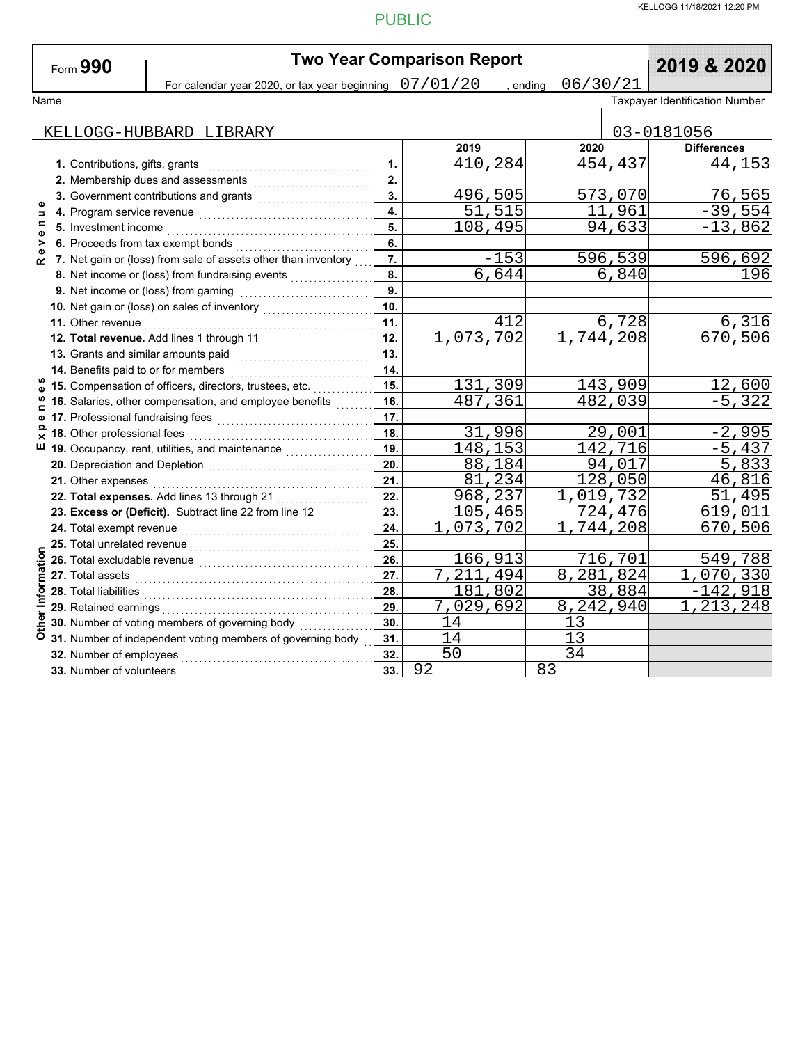PUBLIC

Form **990**

# Two Year Comparison Report

**2019 & 2020**

For calendar year 2020, or tax year beginning 07/01/20 , ending 06/30/21

| Name | Taxpayer Identification Number |
|---|---|
| KELLOGG-HUBBARD LIBRARY | 03-0181056 |

| Section | Item | Line | 2019 | 2020 | Differences |
|---|---|---|---|---|---|
| Revenue | 1. Contributions, gifts, grants | 1. | 410,284 | 454,437 | 44,153 |
| | 2. Membership dues and assessments | 2. | | | |
| | 3. Government contributions and grants | 3. | 496,505 | 573,070 | 76,565 |
| | 4. Program service revenue | 4. | 51,515 | 11,961 | -39,554 |
| | 5. Investment income | 5. | 108,495 | 94,633 | -13,862 |
| | 6. Proceeds from tax exempt bonds | 6. | | | |
| | 7. Net gain or (loss) from sale of assets other than inventory | 7. | -153 | 596,539 | 596,692 |
| | 8. Net income or (loss) from fundraising events | 8. | 6,644 | 6,840 | 196 |
| | 9. Net income or (loss) from gaming | 9. | | | |
| | 10. Net gain or (loss) on sales of inventory | 10. | | | |
| | 11. Other revenue | 11. | 412 | 6,728 | 6,316 |
| | **12. Total revenue.** Add lines 1 through 11 | 12. | 1,073,702 | 1,744,208 | 670,506 |
| Expenses | 13. Grants and similar amounts paid | 13. | | | |
| | 14. Benefits paid to or for members | 14. | | | |
| | 15. Compensation of officers, directors, trustees, etc. | 15. | 131,309 | 143,909 | 12,600 |
| | 16. Salaries, other compensation, and employee benefits | 16. | 487,361 | 482,039 | -5,322 |
| | 17. Professional fundraising fees | 17. | | | |
| | 18. Other professional fees | 18. | 31,996 | 29,001 | -2,995 |
| | 19. Occupancy, rent, utilities, and maintenance | 19. | 148,153 | 142,716 | -5,437 |
| | 20. Depreciation and Depletion | 20. | 88,184 | 94,017 | 5,833 |
| | 21. Other expenses | 21. | 81,234 | 128,050 | 46,816 |
| | **22. Total expenses.** Add lines 13 through 21 | 22. | 968,237 | 1,019,732 | 51,495 |
| | **23. Excess or (Deficit).** Subtract line 22 from line 12 | 23. | 105,465 | 724,476 | 619,011 |
| Other Information | 24. Total exempt revenue | 24. | 1,073,702 | 1,744,208 | 670,506 |
| | 25. Total unrelated revenue | 25. | | | |
| | 26. Total excludable revenue | 26. | 166,913 | 716,701 | 549,788 |
| | 27. Total assets | 27. | 7,211,494 | 8,281,824 | 1,070,330 |
| | 28. Total liabilities | 28. | 181,802 | 38,884 | -142,918 |
| | 29. Retained earnings | 29. | 7,029,692 | 8,242,940 | 1,213,248 |
| | 30. Number of voting members of governing body | 30. | 14 | 13 | |
| | 31. Number of independent voting members of governing body | 31. | 14 | 13 | |
| | 32. Number of employees | 32. | 50 | 34 | |
| | 33. Number of volunteers | 33. | 92 | 83 | |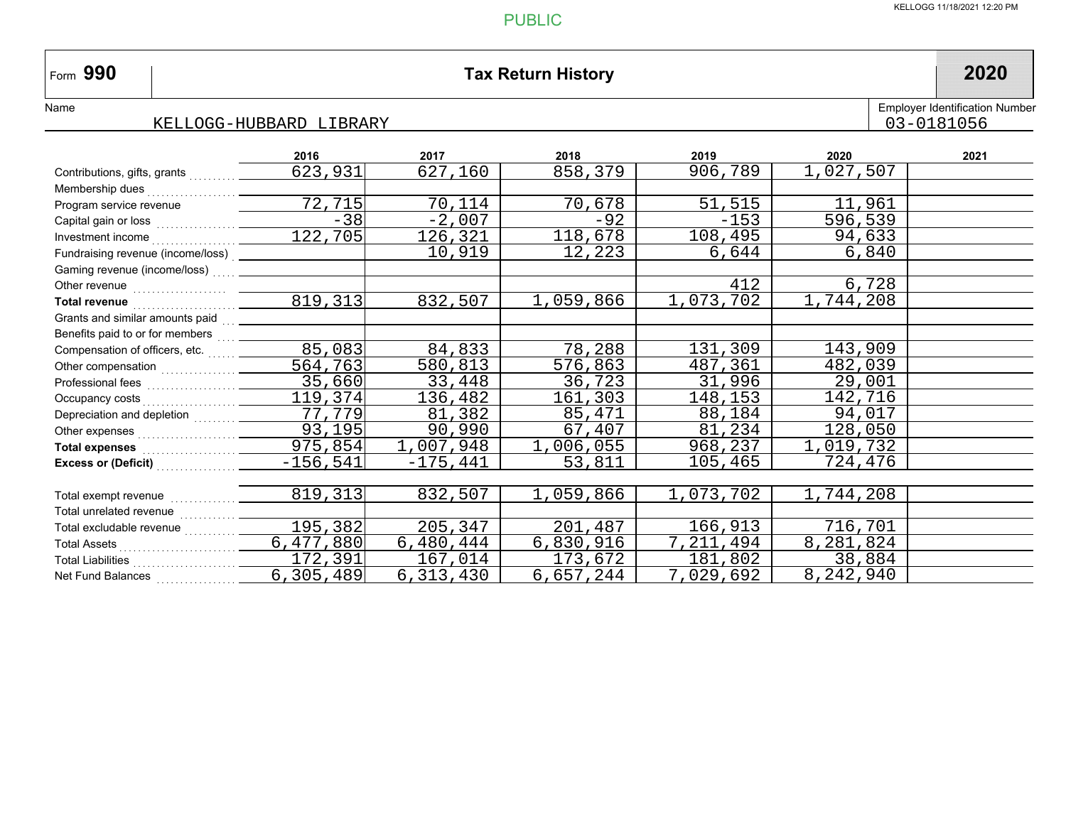PUBLIC

# Form 990 — Tax Return History — 2020

Name: KELLOGG-HUBBARD LIBRARY

Employer Identification Number: 03-0181056

| | 2016 | 2017 | 2018 | 2019 | 2020 | 2021 |
|---|---|---|---|---|---|---|
| Contributions, gifts, grants | 623,931 | 627,160 | 858,379 | 906,789 | 1,027,507 | |
| Membership dues | | | | | | |
| Program service revenue | 72,715 | 70,114 | 70,678 | 51,515 | 11,961 | |
| Capital gain or loss | -38 | -2,007 | -92 | -153 | 596,539 | |
| Investment income | 122,705 | 126,321 | 118,678 | 108,495 | 94,633 | |
| Fundraising revenue (income/loss) | | 10,919 | 12,223 | 6,644 | 6,840 | |
| Gaming revenue (income/loss) | | | | | | |
| Other revenue | | | | 412 | 6,728 | |
| **Total revenue** | 819,313 | 832,507 | 1,059,866 | 1,073,702 | 1,744,208 | |
| Grants and similar amounts paid | | | | | | |
| Benefits paid to or for members | | | | | | |
| Compensation of officers, etc. | 85,083 | 84,833 | 78,288 | 131,309 | 143,909 | |
| Other compensation | 564,763 | 580,813 | 576,863 | 487,361 | 482,039 | |
| Professional fees | 35,660 | 33,448 | 36,723 | 31,996 | 29,001 | |
| Occupancy costs | 119,374 | 136,482 | 161,303 | 148,153 | 142,716 | |
| Depreciation and depletion | 77,779 | 81,382 | 85,471 | 88,184 | 94,017 | |
| Other expenses | 93,195 | 90,990 | 67,407 | 81,234 | 128,050 | |
| **Total expenses** | 975,854 | 1,007,948 | 1,006,055 | 968,237 | 1,019,732 | |
| **Excess or (Deficit)** | -156,541 | -175,441 | 53,811 | 105,465 | 724,476 | |
| | | | | | | |
| Total exempt revenue | 819,313 | 832,507 | 1,059,866 | 1,073,702 | 1,744,208 | |
| Total unrelated revenue | | | | | | |
| Total excludable revenue | 195,382 | 205,347 | 201,487 | 166,913 | 716,701 | |
| Total Assets | 6,477,880 | 6,480,444 | 6,830,916 | 7,211,494 | 8,281,824 | |
| Total Liabilities | 172,391 | 167,014 | 173,672 | 181,802 | 38,884 | |
| Net Fund Balances | 6,305,489 | 6,313,430 | 6,657,244 | 7,029,692 | 8,242,940 | |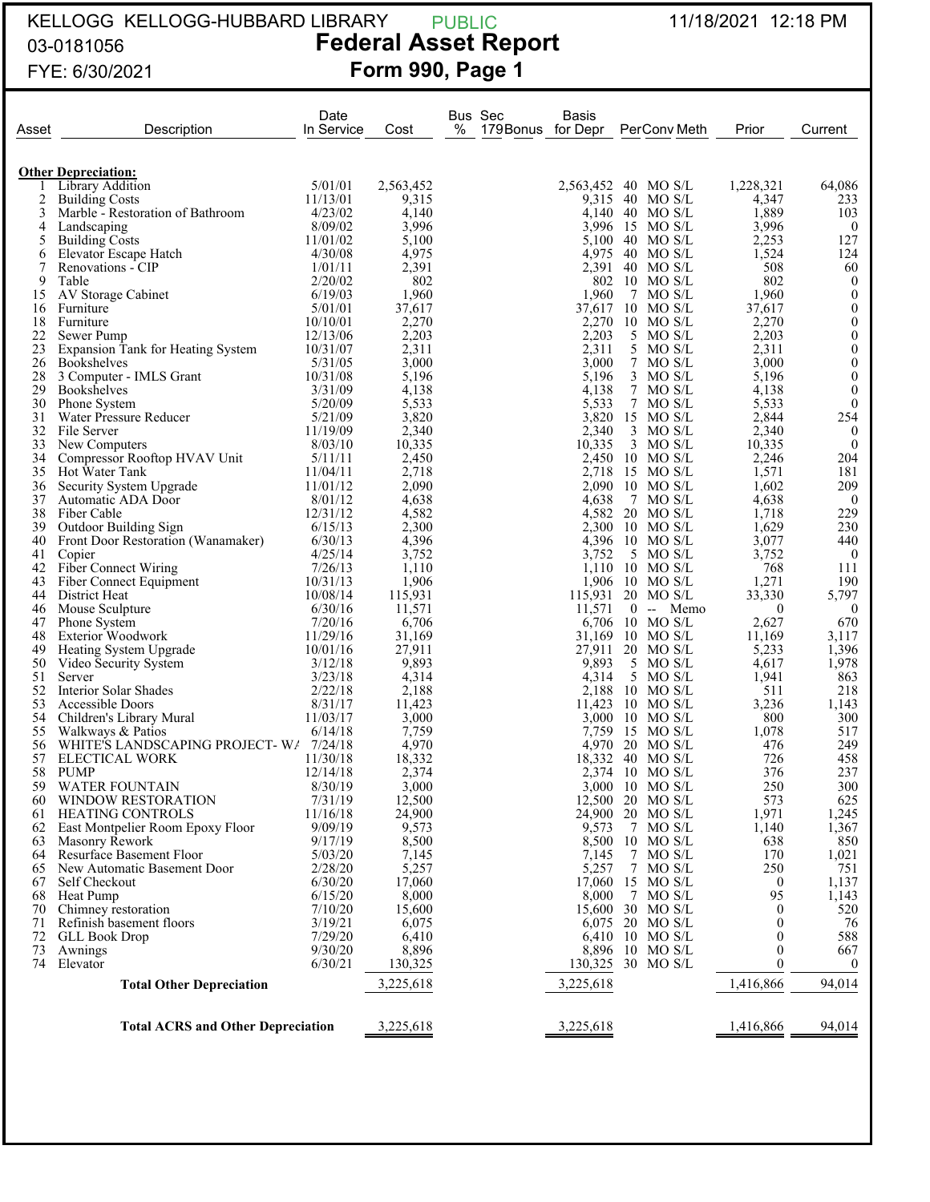KELLOGG KELLOGG-HUBBARD LIBRARY
03-0181056
FYE: 6/30/2021

PUBLIC

# Federal Asset Report
## Form 990, Page 1

11/18/2021 12:18 PM

| Asset | Description | Date In Service | Cost | Bus % | Sec 179Bonus | Basis for Depr | Per | Conv | Meth | Prior | Current |
|---|---|---|---|---|---|---|---|---|---|---|---|
| **Other Depreciation:** | | | | | | | | | | | |
| 1 | Library Addition | 5/01/01 | 2,563,452 | | | 2,563,452 | 40 | MO | S/L | 1,228,321 | 64,086 |
| 2 | Building Costs | 11/13/01 | 9,315 | | | 9,315 | 40 | MO | S/L | 4,347 | 233 |
| 3 | Marble - Restoration of Bathroom | 4/23/02 | 4,140 | | | 4,140 | 40 | MO | S/L | 1,889 | 103 |
| 4 | Landscaping | 8/09/02 | 3,996 | | | 3,996 | 15 | MO | S/L | 3,996 | 0 |
| 5 | Building Costs | 11/01/02 | 5,100 | | | 5,100 | 40 | MO | S/L | 2,253 | 127 |
| 6 | Elevator Escape Hatch | 4/30/08 | 4,975 | | | 4,975 | 40 | MO | S/L | 1,524 | 124 |
| 7 | Renovations - CIP | 1/01/11 | 2,391 | | | 2,391 | 40 | MO | S/L | 508 | 60 |
| 9 | Table | 2/20/02 | 802 | | | 802 | 10 | MO | S/L | 802 | 0 |
| 15 | AV Storage Cabinet | 6/19/03 | 1,960 | | | 1,960 | 7 | MO | S/L | 1,960 | 0 |
| 16 | Furniture | 5/01/01 | 37,617 | | | 37,617 | 10 | MO | S/L | 37,617 | 0 |
| 18 | Furniture | 10/10/01 | 2,270 | | | 2,270 | 10 | MO | S/L | 2,270 | 0 |
| 22 | Sewer Pump | 12/13/06 | 2,203 | | | 2,203 | 5 | MO | S/L | 2,203 | 0 |
| 23 | Expansion Tank for Heating System | 10/31/07 | 2,311 | | | 2,311 | 5 | MO | S/L | 2,311 | 0 |
| 26 | Bookshelves | 5/31/05 | 3,000 | | | 3,000 | 7 | MO | S/L | 3,000 | 0 |
| 28 | 3 Computer - IMLS Grant | 10/31/08 | 5,196 | | | 5,196 | 3 | MO | S/L | 5,196 | 0 |
| 29 | Bookshelves | 3/31/09 | 4,138 | | | 4,138 | 7 | MO | S/L | 4,138 | 0 |
| 30 | Phone System | 5/20/09 | 5,533 | | | 5,533 | 7 | MO | S/L | 5,533 | 0 |
| 31 | Water Pressure Reducer | 5/21/09 | 3,820 | | | 3,820 | 15 | MO | S/L | 2,844 | 254 |
| 32 | File Server | 11/19/09 | 2,340 | | | 2,340 | 3 | MO | S/L | 2,340 | 0 |
| 33 | New Computers | 8/03/10 | 10,335 | | | 10,335 | 3 | MO | S/L | 10,335 | 0 |
| 34 | Compressor Rooftop HVAV Unit | 5/11/11 | 2,450 | | | 2,450 | 10 | MO | S/L | 2,246 | 204 |
| 35 | Hot Water Tank | 11/04/11 | 2,718 | | | 2,718 | 15 | MO | S/L | 1,571 | 181 |
| 36 | Security System Upgrade | 11/01/12 | 2,090 | | | 2,090 | 10 | MO | S/L | 1,602 | 209 |
| 37 | Automatic ADA Door | 8/01/12 | 4,638 | | | 4,638 | 7 | MO | S/L | 4,638 | 0 |
| 38 | Fiber Cable | 12/31/12 | 4,582 | | | 4,582 | 20 | MO | S/L | 1,718 | 229 |
| 39 | Outdoor Building Sign | 6/15/13 | 2,300 | | | 2,300 | 10 | MO | S/L | 1,629 | 230 |
| 40 | Front Door Restoration (Wanamaker) | 6/30/13 | 4,396 | | | 4,396 | 10 | MO | S/L | 3,077 | 440 |
| 41 | Copier | 4/25/14 | 3,752 | | | 3,752 | 5 | MO | S/L | 3,752 | 0 |
| 42 | Fiber Connect Wiring | 7/26/13 | 1,110 | | | 1,110 | 10 | MO | S/L | 768 | 111 |
| 43 | Fiber Connect Equipment | 10/31/13 | 1,906 | | | 1,906 | 10 | MO | S/L | 1,271 | 190 |
| 44 | District Heat | 10/08/14 | 115,931 | | | 115,931 | 20 | MO | S/L | 33,330 | 5,797 |
| 46 | Mouse Sculpture | 6/30/16 | 11,571 | | | 11,571 | 0 | -- | Memo | 0 | 0 |
| 47 | Phone System | 7/20/16 | 6,706 | | | 6,706 | 10 | MO | S/L | 2,627 | 670 |
| 48 | Exterior Woodwork | 11/29/16 | 31,169 | | | 31,169 | 10 | MO | S/L | 11,169 | 3,117 |
| 49 | Heating System Upgrade | 10/01/16 | 27,911 | | | 27,911 | 20 | MO | S/L | 5,233 | 1,396 |
| 50 | Video Security System | 3/12/18 | 9,893 | | | 9,893 | 5 | MO | S/L | 4,617 | 1,978 |
| 51 | Server | 3/23/18 | 4,314 | | | 4,314 | 5 | MO | S/L | 1,941 | 863 |
| 52 | Interior Solar Shades | 2/22/18 | 2,188 | | | 2,188 | 10 | MO | S/L | 511 | 218 |
| 53 | Accessible Doors | 8/31/17 | 11,423 | | | 11,423 | 10 | MO | S/L | 3,236 | 1,143 |
| 54 | Children's Library Mural | 11/03/17 | 3,000 | | | 3,000 | 10 | MO | S/L | 800 | 300 |
| 55 | Walkways & Patios | 6/14/18 | 7,759 | | | 7,759 | 15 | MO | S/L | 1,078 | 517 |
| 56 | WHITE'S LANDSCAPING PROJECT- W/ | 7/24/18 | 4,970 | | | 4,970 | 20 | MO | S/L | 476 | 249 |
| 57 | ELECTICAL WORK | 11/30/18 | 18,332 | | | 18,332 | 40 | MO | S/L | 726 | 458 |
| 58 | PUMP | 12/14/18 | 2,374 | | | 2,374 | 10 | MO | S/L | 376 | 237 |
| 59 | WATER FOUNTAIN | 8/30/19 | 3,000 | | | 3,000 | 10 | MO | S/L | 250 | 300 |
| 60 | WINDOW RESTORATION | 7/31/19 | 12,500 | | | 12,500 | 20 | MO | S/L | 573 | 625 |
| 61 | HEATING CONTROLS | 11/16/18 | 24,900 | | | 24,900 | 20 | MO | S/L | 1,971 | 1,245 |
| 62 | East Montpelier Room Epoxy Floor | 9/09/19 | 9,573 | | | 9,573 | 7 | MO | S/L | 1,140 | 1,367 |
| 63 | Masonry Rework | 9/17/19 | 8,500 | | | 8,500 | 10 | MO | S/L | 638 | 850 |
| 64 | Resurface Basement Floor | 5/03/20 | 7,145 | | | 7,145 | 7 | MO | S/L | 170 | 1,021 |
| 65 | New Automatic Basement Door | 2/28/20 | 5,257 | | | 5,257 | 7 | MO | S/L | 250 | 751 |
| 67 | Self Checkout | 6/30/20 | 17,060 | | | 17,060 | 15 | MO | S/L | 0 | 1,137 |
| 68 | Heat Pump | 6/15/20 | 8,000 | | | 8,000 | 7 | MO | S/L | 95 | 1,143 |
| 70 | Chimney restoration | 7/10/20 | 15,600 | | | 15,600 | 30 | MO | S/L | 0 | 520 |
| 71 | Refinish basement floors | 3/19/21 | 6,075 | | | 6,075 | 20 | MO | S/L | 0 | 76 |
| 72 | GLL Book Drop | 7/29/20 | 6,410 | | | 6,410 | 10 | MO | S/L | 0 | 588 |
| 73 | Awnings | 9/30/20 | 8,896 | | | 8,896 | 10 | MO | S/L | 0 | 667 |
| 74 | Elevator | 6/30/21 | 130,325 | | | 130,325 | 30 | MO | S/L | 0 | 0 |
| | **Total Other Depreciation** | | 3,225,618 | | | 3,225,618 | | | | 1,416,866 | 94,014 |
| | **Total ACRS and Other Depreciation** | | 3,225,618 | | | 3,225,618 | | | | 1,416,866 | 94,014 |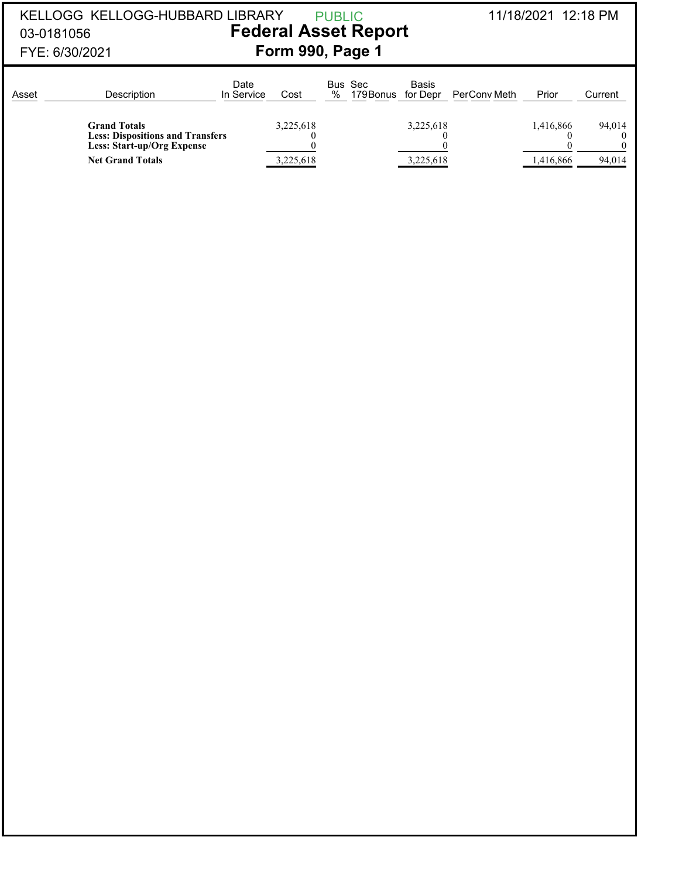KELLOGG KELLOGG-HUBBARD LIBRARY

03-0181056

FYE: 6/30/2021

PUBLIC

# Federal Asset Report

## Form 990, Page 1

11/18/2021 12:18 PM

| Asset | Description | Date In Service | Cost | Bus % | Sec 179 | Bonus | Basis for Depr | Per | Conv | Meth | Prior | Current |
|---|---|---|---|---|---|---|---|---|---|---|---|---|
| | **Grand Totals** | | 3,225,618 | | | | 3,225,618 | | | | 1,416,866 | 94,014 |
| | **Less: Dispositions and Transfers** | | 0 | | | | 0 | | | | 0 | 0 |
| | **Less: Start-up/Org Expense** | | 0 | | | | 0 | | | | 0 | 0 |
| | **Net Grand Totals** | | 3,225,618 | | | | 3,225,618 | | | | 1,416,866 | 94,014 |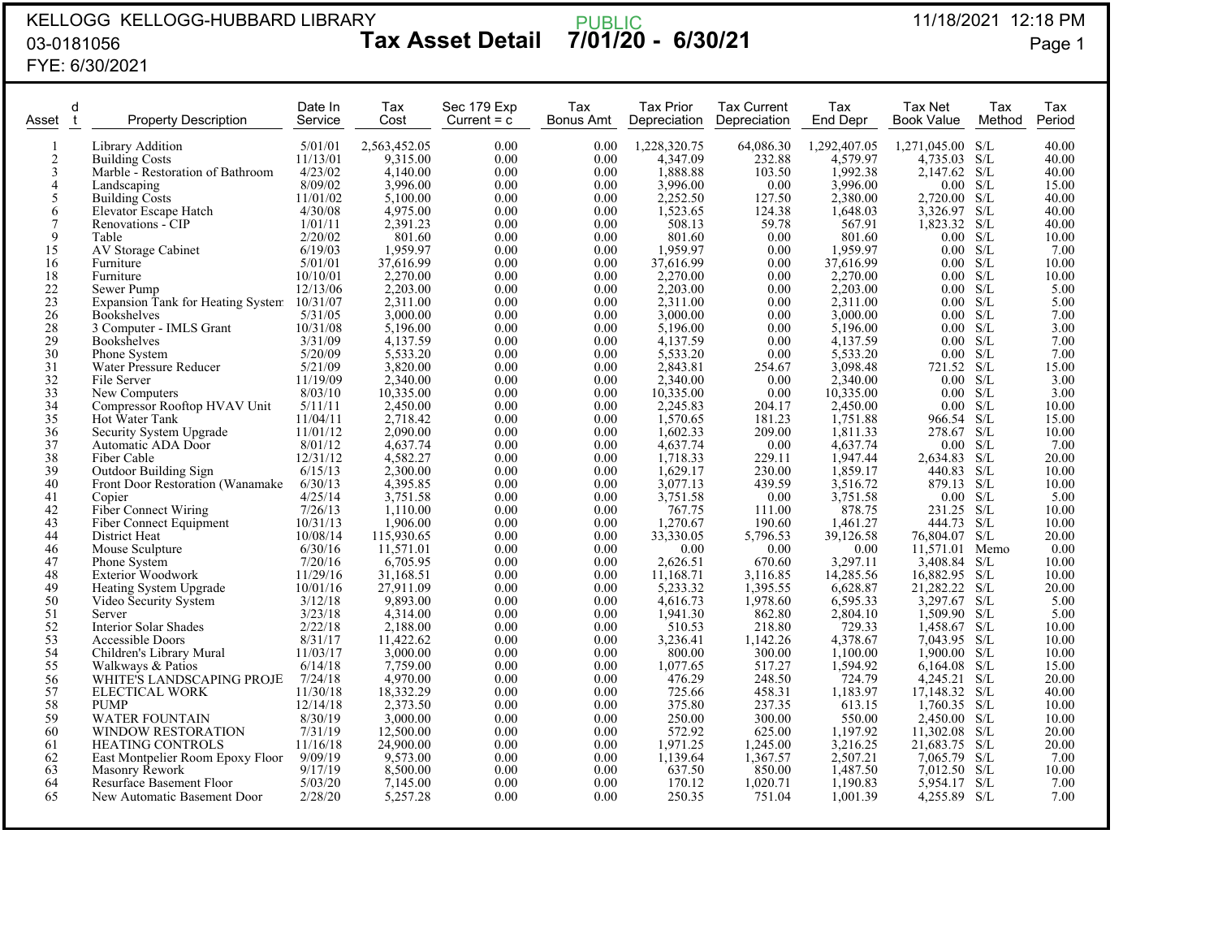KELLOGG KELLOGG-HUBBARD LIBRARY
03-0181056
FYE: 6/30/2021

PUBLIC

# Tax Asset Detail 7/01/20 - 6/30/21

11/18/2021 12:18 PM

| Asset | dt | Property Description | Date In Service | Tax Cost | Sec 179 Exp Current = c | Tax Bonus Amt | Tax Prior Depreciation | Tax Current Depreciation | Tax End Depr | Tax Net Book Value | Tax Method | Tax Period |
|---|---|---|---|---|---|---|---|---|---|---|---|---|
| 1 | | Library Addition | 5/01/01 | 2,563,452.05 | 0.00 | 0.00 | 1,228,320.75 | 64,086.30 | 1,292,407.05 | 1,271,045.00 | S/L | 40.00 |
| 2 | | Building Costs | 11/13/01 | 9,315.00 | 0.00 | 0.00 | 4,347.09 | 232.88 | 4,579.97 | 4,735.03 | S/L | 40.00 |
| 3 | | Marble - Restoration of Bathroom | 4/23/02 | 4,140.00 | 0.00 | 0.00 | 1,888.88 | 103.50 | 1,992.38 | 2,147.62 | S/L | 40.00 |
| 4 | | Landscaping | 8/09/02 | 3,996.00 | 0.00 | 0.00 | 3,996.00 | 0.00 | 3,996.00 | 0.00 | S/L | 15.00 |
| 5 | | Building Costs | 11/01/02 | 5,100.00 | 0.00 | 0.00 | 2,252.50 | 127.50 | 2,380.00 | 2,720.00 | S/L | 40.00 |
| 6 | | Elevator Escape Hatch | 4/30/08 | 4,975.00 | 0.00 | 0.00 | 1,523.65 | 124.38 | 1,648.03 | 3,326.97 | S/L | 40.00 |
| 7 | | Renovations - CIP | 1/01/11 | 2,391.23 | 0.00 | 0.00 | 508.13 | 59.78 | 567.91 | 1,823.32 | S/L | 40.00 |
| 9 | | Table | 2/20/02 | 801.60 | 0.00 | 0.00 | 801.60 | 0.00 | 801.60 | 0.00 | S/L | 10.00 |
| 15 | | AV Storage Cabinet | 6/19/03 | 1,959.97 | 0.00 | 0.00 | 1,959.97 | 0.00 | 1,959.97 | 0.00 | S/L | 7.00 |
| 16 | | Furniture | 5/01/01 | 37,616.99 | 0.00 | 0.00 | 37,616.99 | 0.00 | 37,616.99 | 0.00 | S/L | 10.00 |
| 18 | | Furniture | 10/10/01 | 2,270.00 | 0.00 | 0.00 | 2,270.00 | 0.00 | 2,270.00 | 0.00 | S/L | 10.00 |
| 22 | | Sewer Pump | 12/13/06 | 2,203.00 | 0.00 | 0.00 | 2,203.00 | 0.00 | 2,203.00 | 0.00 | S/L | 5.00 |
| 23 | | Expansion Tank for Heating System | 10/31/07 | 2,311.00 | 0.00 | 0.00 | 2,311.00 | 0.00 | 2,311.00 | 0.00 | S/L | 5.00 |
| 26 | | Bookshelves | 5/31/05 | 3,000.00 | 0.00 | 0.00 | 3,000.00 | 0.00 | 3,000.00 | 0.00 | S/L | 7.00 |
| 28 | | 3 Computer - IMLS Grant | 10/31/08 | 5,196.00 | 0.00 | 0.00 | 5,196.00 | 0.00 | 5,196.00 | 0.00 | S/L | 3.00 |
| 29 | | Bookshelves | 3/31/09 | 4,137.59 | 0.00 | 0.00 | 4,137.59 | 0.00 | 4,137.59 | 0.00 | S/L | 7.00 |
| 30 | | Phone System | 5/20/09 | 5,533.20 | 0.00 | 0.00 | 5,533.20 | 0.00 | 5,533.20 | 0.00 | S/L | 7.00 |
| 31 | | Water Pressure Reducer | 5/21/09 | 3,820.00 | 0.00 | 0.00 | 2,843.81 | 254.67 | 3,098.48 | 721.52 | S/L | 15.00 |
| 32 | | File Server | 11/19/09 | 2,340.00 | 0.00 | 0.00 | 2,340.00 | 0.00 | 2,340.00 | 0.00 | S/L | 3.00 |
| 33 | | New Computers | 8/03/10 | 10,335.00 | 0.00 | 0.00 | 10,335.00 | 0.00 | 10,335.00 | 0.00 | S/L | 3.00 |
| 34 | | Compressor Rooftop HVAV Unit | 5/11/11 | 2,450.00 | 0.00 | 0.00 | 2,245.83 | 204.17 | 2,450.00 | 0.00 | S/L | 10.00 |
| 35 | | Hot Water Tank | 11/04/11 | 2,718.42 | 0.00 | 0.00 | 1,570.65 | 181.23 | 1,751.88 | 966.54 | S/L | 15.00 |
| 36 | | Security System Upgrade | 11/01/12 | 2,090.00 | 0.00 | 0.00 | 1,602.33 | 209.00 | 1,811.33 | 278.67 | S/L | 10.00 |
| 37 | | Automatic ADA Door | 8/01/12 | 4,637.74 | 0.00 | 0.00 | 4,637.74 | 0.00 | 4,637.74 | 0.00 | S/L | 7.00 |
| 38 | | Fiber Cable | 12/31/12 | 4,582.27 | 0.00 | 0.00 | 1,718.33 | 229.11 | 1,947.44 | 2,634.83 | S/L | 20.00 |
| 39 | | Outdoor Building Sign | 6/15/13 | 2,300.00 | 0.00 | 0.00 | 1,629.17 | 230.00 | 1,859.17 | 440.83 | S/L | 10.00 |
| 40 | | Front Door Restoration (Wanamake | 6/30/13 | 4,395.85 | 0.00 | 0.00 | 3,077.13 | 439.59 | 3,516.72 | 879.13 | S/L | 10.00 |
| 41 | | Copier | 4/25/14 | 3,751.58 | 0.00 | 0.00 | 3,751.58 | 0.00 | 3,751.58 | 0.00 | S/L | 5.00 |
| 42 | | Fiber Connect Wiring | 7/26/13 | 1,110.00 | 0.00 | 0.00 | 767.75 | 111.00 | 878.75 | 231.25 | S/L | 10.00 |
| 43 | | Fiber Connect Equipment | 10/31/13 | 1,906.00 | 0.00 | 0.00 | 1,270.67 | 190.60 | 1,461.27 | 444.73 | S/L | 10.00 |
| 44 | | District Heat | 10/08/14 | 115,930.65 | 0.00 | 0.00 | 33,330.05 | 5,796.53 | 39,126.58 | 76,804.07 | S/L | 20.00 |
| 46 | | Mouse Sculpture | 6/30/16 | 11,571.01 | 0.00 | 0.00 | 0.00 | 0.00 | 0.00 | 11,571.01 | Memo | 0.00 |
| 47 | | Phone System | 7/20/16 | 6,705.95 | 0.00 | 0.00 | 2,626.51 | 670.60 | 3,297.11 | 3,408.84 | S/L | 10.00 |
| 48 | | Exterior Woodwork | 11/29/16 | 31,168.51 | 0.00 | 0.00 | 11,168.71 | 3,116.85 | 14,285.56 | 16,882.95 | S/L | 10.00 |
| 49 | | Heating System Upgrade | 10/01/16 | 27,911.09 | 0.00 | 0.00 | 5,233.32 | 1,395.55 | 6,628.87 | 21,282.22 | S/L | 20.00 |
| 50 | | Video Security System | 3/12/18 | 9,893.00 | 0.00 | 0.00 | 4,616.73 | 1,978.60 | 6,595.33 | 3,297.67 | S/L | 5.00 |
| 51 | | Server | 3/23/18 | 4,314.00 | 0.00 | 0.00 | 1,941.30 | 862.80 | 2,804.10 | 1,509.90 | S/L | 5.00 |
| 52 | | Interior Solar Shades | 2/22/18 | 2,188.00 | 0.00 | 0.00 | 510.53 | 218.80 | 729.33 | 1,458.67 | S/L | 10.00 |
| 53 | | Accessible Doors | 8/31/17 | 11,422.62 | 0.00 | 0.00 | 3,236.41 | 1,142.26 | 4,378.67 | 7,043.95 | S/L | 10.00 |
| 54 | | Children's Library Mural | 11/03/17 | 3,000.00 | 0.00 | 0.00 | 800.00 | 300.00 | 1,100.00 | 1,900.00 | S/L | 10.00 |
| 55 | | Walkways & Patios | 6/14/18 | 7,759.00 | 0.00 | 0.00 | 1,077.65 | 517.27 | 1,594.92 | 6,164.08 | S/L | 15.00 |
| 56 | | WHITE'S LANDSCAPING PROJE | 7/24/18 | 4,970.00 | 0.00 | 0.00 | 476.29 | 248.50 | 724.79 | 4,245.21 | S/L | 20.00 |
| 57 | | ELECTICAL WORK | 11/30/18 | 18,332.29 | 0.00 | 0.00 | 725.66 | 458.31 | 1,183.97 | 17,148.32 | S/L | 40.00 |
| 58 | | PUMP | 12/14/18 | 2,373.50 | 0.00 | 0.00 | 375.80 | 237.35 | 613.15 | 1,760.35 | S/L | 10.00 |
| 59 | | WATER FOUNTAIN | 8/30/19 | 3,000.00 | 0.00 | 0.00 | 250.00 | 300.00 | 550.00 | 2,450.00 | S/L | 10.00 |
| 60 | | WINDOW RESTORATION | 7/31/19 | 12,500.00 | 0.00 | 0.00 | 572.92 | 625.00 | 1,197.92 | 11,302.08 | S/L | 20.00 |
| 61 | | HEATING CONTROLS | 11/16/18 | 24,900.00 | 0.00 | 0.00 | 1,971.25 | 1,245.00 | 3,216.25 | 21,683.75 | S/L | 20.00 |
| 62 | | East Montpelier Room Epoxy Floor | 9/09/19 | 9,573.00 | 0.00 | 0.00 | 1,139.64 | 1,367.57 | 2,507.21 | 7,065.79 | S/L | 7.00 |
| 63 | | Masonry Rework | 9/17/19 | 8,500.00 | 0.00 | 0.00 | 637.50 | 850.00 | 1,487.50 | 7,012.50 | S/L | 10.00 |
| 64 | | Resurface Basement Floor | 5/03/20 | 7,145.00 | 0.00 | 0.00 | 170.12 | 1,020.71 | 1,190.83 | 5,954.17 | S/L | 7.00 |
| 65 | | New Automatic Basement Door | 2/28/20 | 5,257.28 | 0.00 | 0.00 | 250.35 | 751.04 | 1,001.39 | 4,255.89 | S/L | 7.00 |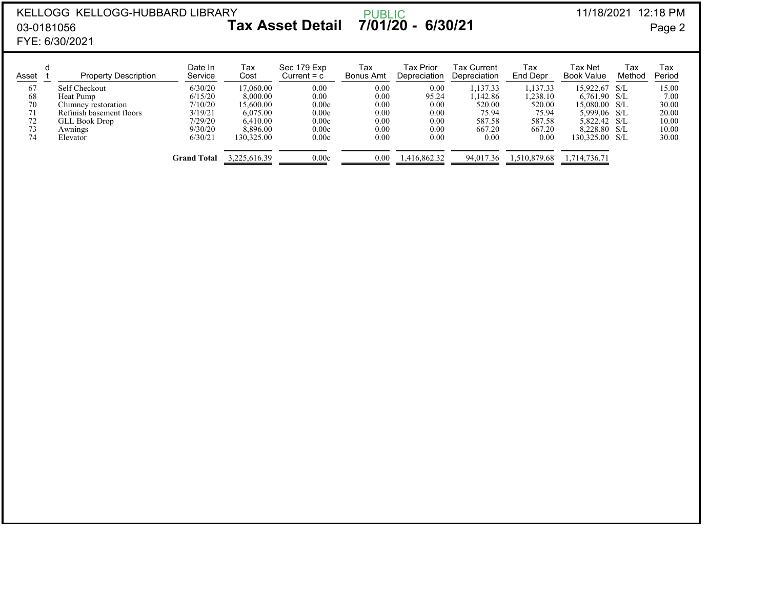KELLOGG KELLOGG-HUBBARD LIBRARY
03-0181056
FYE: 6/30/2021

PUBLIC

# Tax Asset Detail 7/01/20 - 6/30/21

11/18/2021 12:18 PM

| Asset | dt | Property Description | Date In Service | Tax Cost | Sec 179 Exp Current = c | Tax Bonus Amt | Tax Prior Depreciation | Tax Current Depreciation | Tax End Depr | Tax Net Book Value | Tax Method | Tax Period |
|---|---|---|---|---|---|---|---|---|---|---|---|---|
| 67 | | Self Checkout | 6/30/20 | 17,060.00 | 0.00 | 0.00 | 0.00 | 1,137.33 | 1,137.33 | 15,922.67 | S/L | 15.00 |
| 68 | | Heat Pump | 6/15/20 | 8,000.00 | 0.00 | 0.00 | 95.24 | 1,142.86 | 1,238.10 | 6,761.90 | S/L | 7.00 |
| 70 | | Chimney restoration | 7/10/20 | 15,600.00 | 0.00c | 0.00 | 0.00 | 520.00 | 520.00 | 15,080.00 | S/L | 30.00 |
| 71 | | Refinish basement floors | 3/19/21 | 6,075.00 | 0.00c | 0.00 | 0.00 | 75.94 | 75.94 | 5,999.06 | S/L | 20.00 |
| 72 | | GLL Book Drop | 7/29/20 | 6,410.00 | 0.00c | 0.00 | 0.00 | 587.58 | 587.58 | 5,822.42 | S/L | 10.00 |
| 73 | | Awnings | 9/30/20 | 8,896.00 | 0.00c | 0.00 | 0.00 | 667.20 | 667.20 | 8,228.80 | S/L | 10.00 |
| 74 | | Elevator | 6/30/21 | 130,325.00 | 0.00c | 0.00 | 0.00 | 0.00 | 0.00 | 130,325.00 | S/L | 30.00 |
| | | | **Grand Total** | 3,225,616.39 | 0.00c | 0.00 | 1,416,862.32 | 94,017.36 | 1,510,879.68 | 1,714,736.71 | | |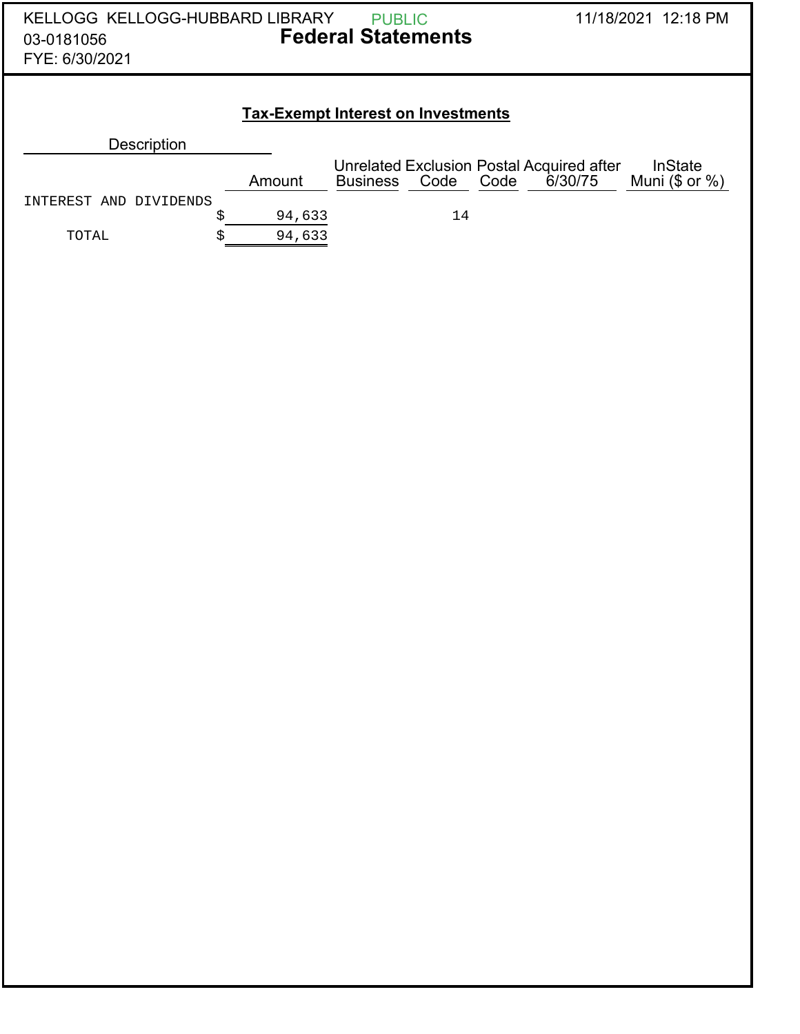KELLOGG KELLOGG-HUBBARD LIBRARY
03-0181056
FYE: 6/30/2021

PUBLIC

# Federal Statements

11/18/2021 12:18 PM

## Tax-Exempt Interest on Investments

| Description | Amount | Unrelated Business | Exclusion Code | Postal Code | Acquired after 6/30/75 | InState Muni ($ or %) |
|---|---|---|---|---|---|---|
| INTEREST AND DIVIDENDS | $ 94,633 | | 14 | | | |
| TOTAL | $ 94,633 | | | | | |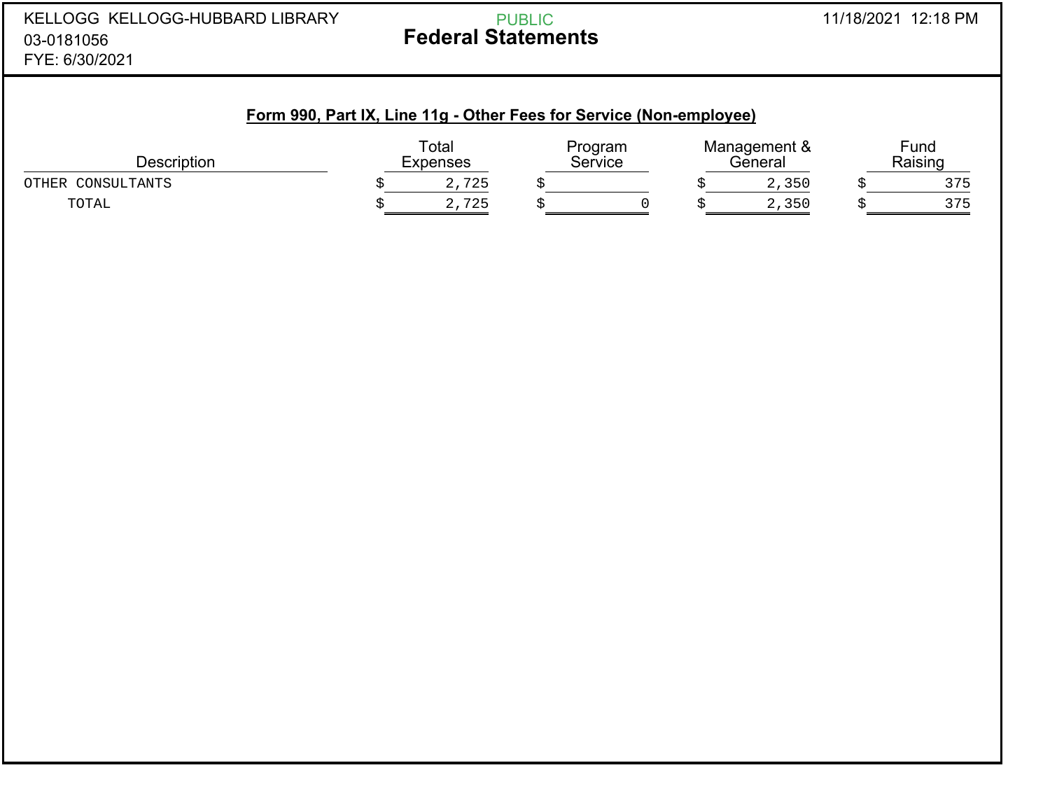KELLOGG KELLOGG-HUBBARD LIBRARY
03-0181056
FYE: 6/30/2021

PUBLIC

# Federal Statements

11/18/2021 12:18 PM

## Form 990, Part IX, Line 11g - Other Fees for Service (Non-employee)

| Description | Total Expenses | Program Service | Management & General | Fund Raising |
|---|---|---|---|---|
| OTHER CONSULTANTS | $ 2,725 | $ | $ 2,350 | $ 375 |
| TOTAL | $ 2,725 | $ 0 | $ 2,350 | $ 375 |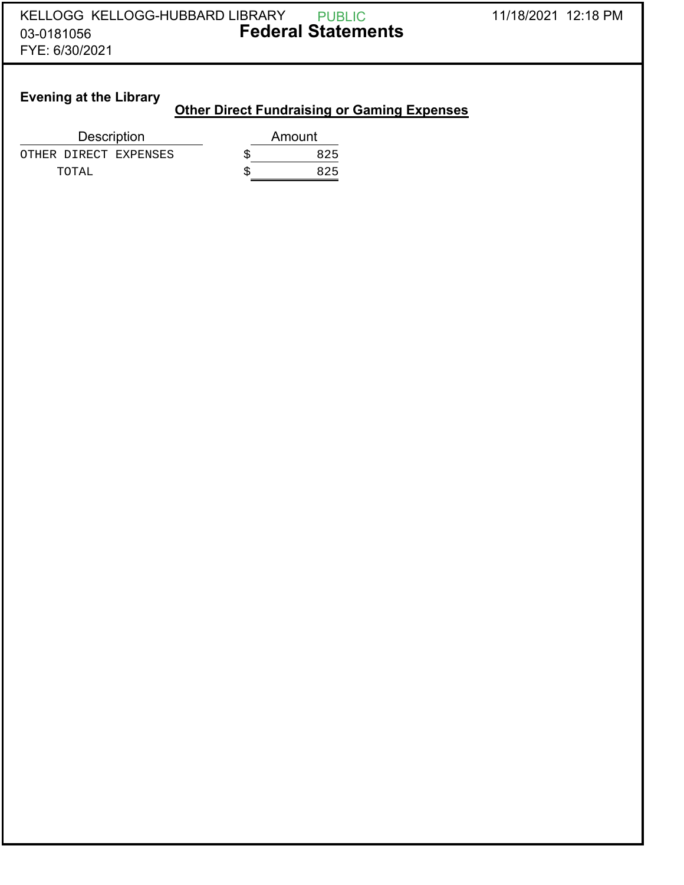## Evening at the Library

### Other Direct Fundraising or Gaming Expenses

| Description | Amount |
|---|---|
| OTHER DIRECT EXPENSES | $ 825 |
| TOTAL | $ 825 |